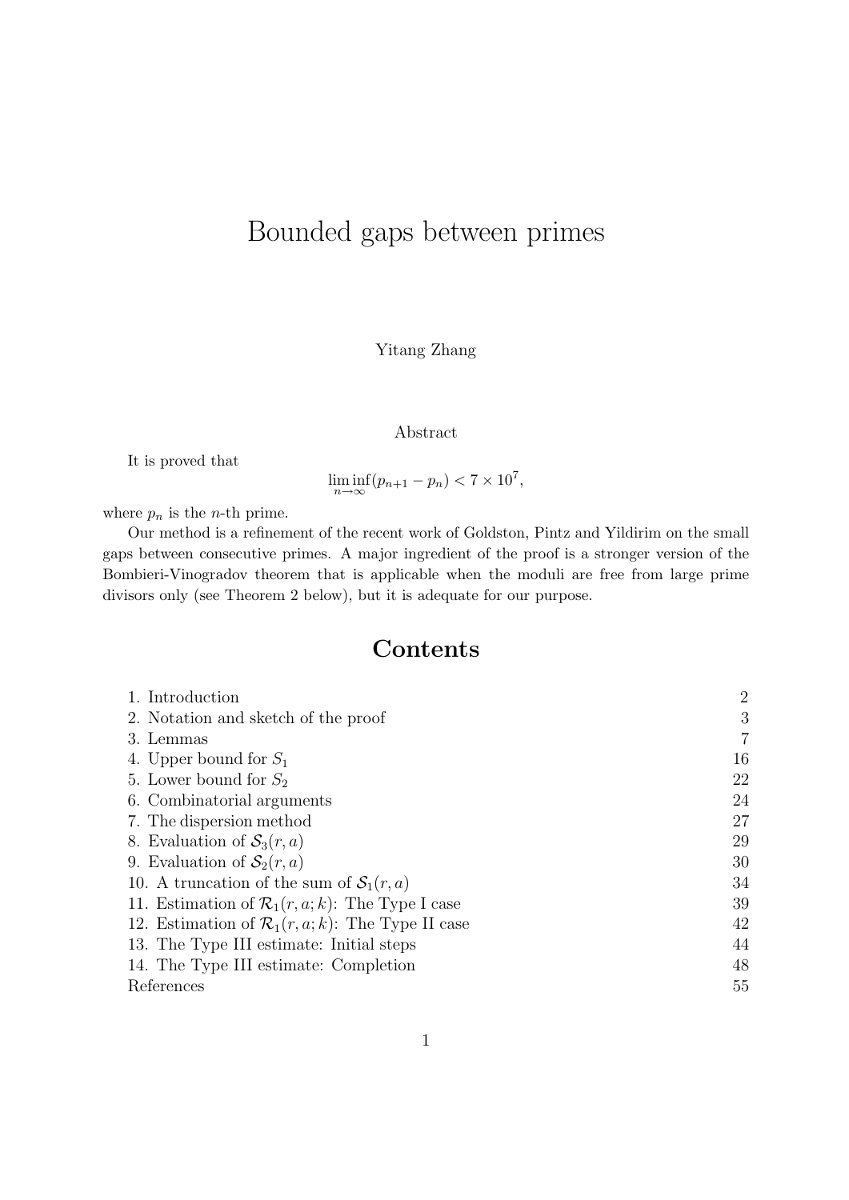# Bounded gaps between primes

Yitang Zhang

## Abstract

It is proved that

$$\liminf_{n\to\infty}(p_{n+1} - p_n) < 7 \times 10^7,$$

where $p_n$ is the $n$-th prime.

Our method is a refinement of the recent work of Goldston, Pintz and Yildirim on the small gaps between consecutive primes. A major ingredient of the proof is a stronger version of the Bombieri-Vinogradov theorem that is applicable when the moduli are free from large prime divisors only (see Theorem 2 below), but it is adequate for our purpose.

## Contents

| | |
|---|---|
| 1. Introduction | 2 |
| 2. Notation and sketch of the proof | 3 |
| 3. Lemmas | 7 |
| 4. Upper bound for $S_1$ | 16 |
| 5. Lower bound for $S_2$ | 22 |
| 6. Combinatorial arguments | 24 |
| 7. The dispersion method | 27 |
| 8. Evaluation of $\mathcal{S}_3(r, a)$ | 29 |
| 9. Evaluation of $\mathcal{S}_2(r, a)$ | 30 |
| 10. A truncation of the sum of $\mathcal{S}_1(r, a)$ | 34 |
| 11. Estimation of $\mathcal{R}_1(r, a; k)$: The Type I case | 39 |
| 12. Estimation of $\mathcal{R}_1(r, a; k)$: The Type II case | 42 |
| 13. The Type III estimate: Initial steps | 44 |
| 14. The Type III estimate: Completion | 48 |
| References | 55 |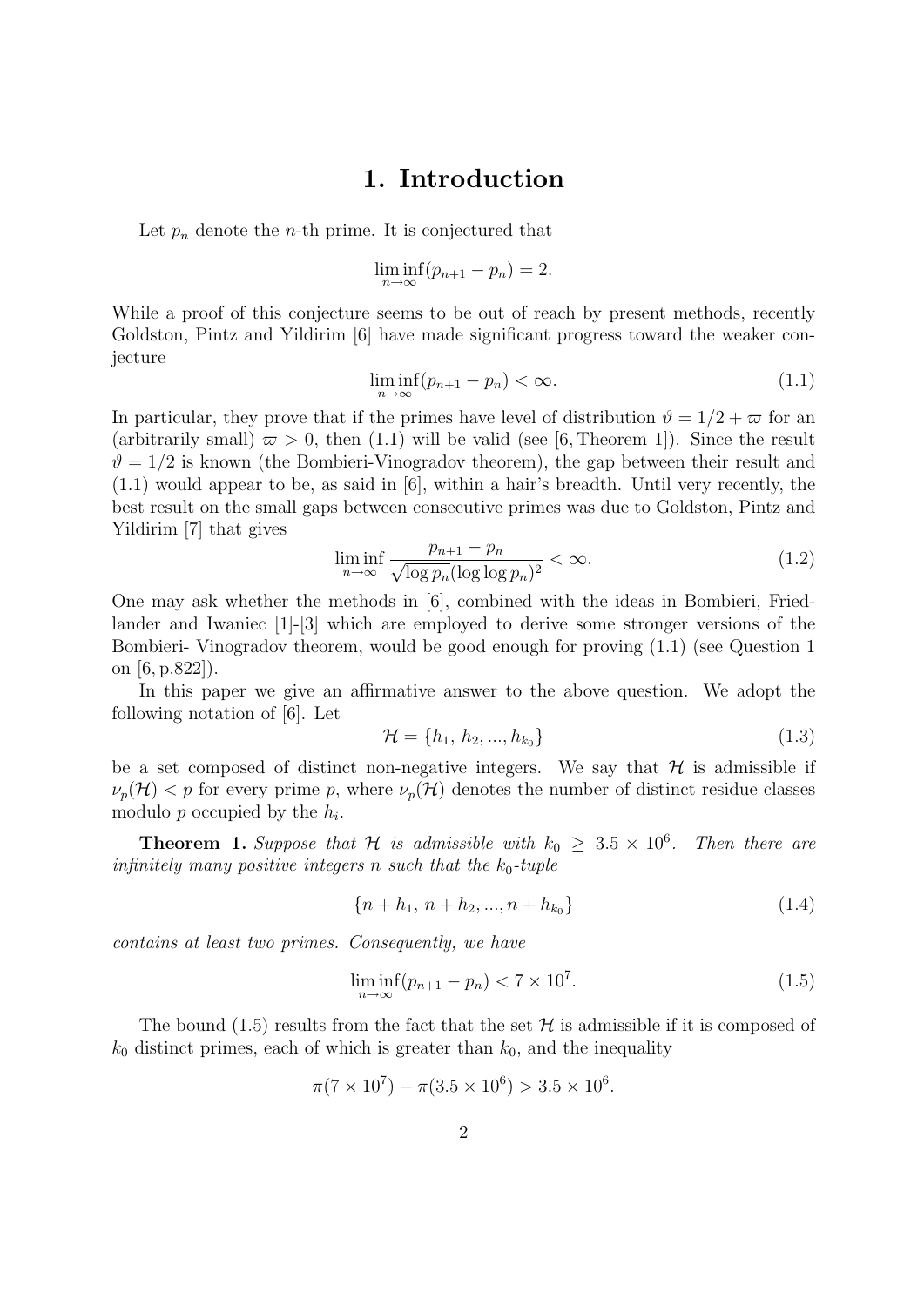# 1. Introduction

Let $p_n$ denote the $n$-th prime. It is conjectured that

$$\liminf_{n\to\infty}(p_{n+1}-p_n) = 2.$$

While a proof of this conjecture seems to be out of reach by present methods, recently Goldston, Pintz and Yildirim [6] have made significant progress toward the weaker conjecture

$$\liminf_{n\to\infty}(p_{n+1}-p_n) < \infty. \tag{1.1}$$

In particular, they prove that if the primes have level of distribution $\vartheta = 1/2 + \varpi$ for an (arbitrarily small) $\varpi > 0$, then (1.1) will be valid (see [6, Theorem 1]). Since the result $\vartheta = 1/2$ is known (the Bombieri-Vinogradov theorem), the gap between their result and (1.1) would appear to be, as said in [6], within a hair's breadth. Until very recently, the best result on the small gaps between consecutive primes was due to Goldston, Pintz and Yildirim [7] that gives

$$\liminf_{n\to\infty} \frac{p_{n+1}-p_n}{\sqrt{\log p_n}(\log\log p_n)^2} < \infty. \tag{1.2}$$

One may ask whether the methods in [6], combined with the ideas in Bombieri, Friedlander and Iwaniec [1]-[3] which are employed to derive some stronger versions of the Bombieri- Vinogradov theorem, would be good enough for proving (1.1) (see Question 1 on [6, p.822]).

In this paper we give an affirmative answer to the above question. We adopt the following notation of [6]. Let

$$\mathcal{H} = \{h_1,\, h_2, ..., h_{k_0}\} \tag{1.3}$$

be a set composed of distinct non-negative integers. We say that $\mathcal{H}$ is admissible if $\nu_p(\mathcal{H}) < p$ for every prime $p$, where $\nu_p(\mathcal{H})$ denotes the number of distinct residue classes modulo $p$ occupied by the $h_i$.

**Theorem 1.** *Suppose that $\mathcal{H}$ is admissible with $k_0 \geq 3.5 \times 10^6$. Then there are infinitely many positive integers $n$ such that the $k_0$-tuple*

$$\{n + h_1,\, n + h_2, ..., n + h_{k_0}\} \tag{1.4}$$

*contains at least two primes. Consequently, we have*

$$\liminf_{n\to\infty}(p_{n+1}-p_n) < 7 \times 10^7. \tag{1.5}$$

The bound (1.5) results from the fact that the set $\mathcal{H}$ is admissible if it is composed of $k_0$ distinct primes, each of which is greater than $k_0$, and the inequality

$$\pi(7 \times 10^7) - \pi(3.5 \times 10^6) > 3.5 \times 10^6.$$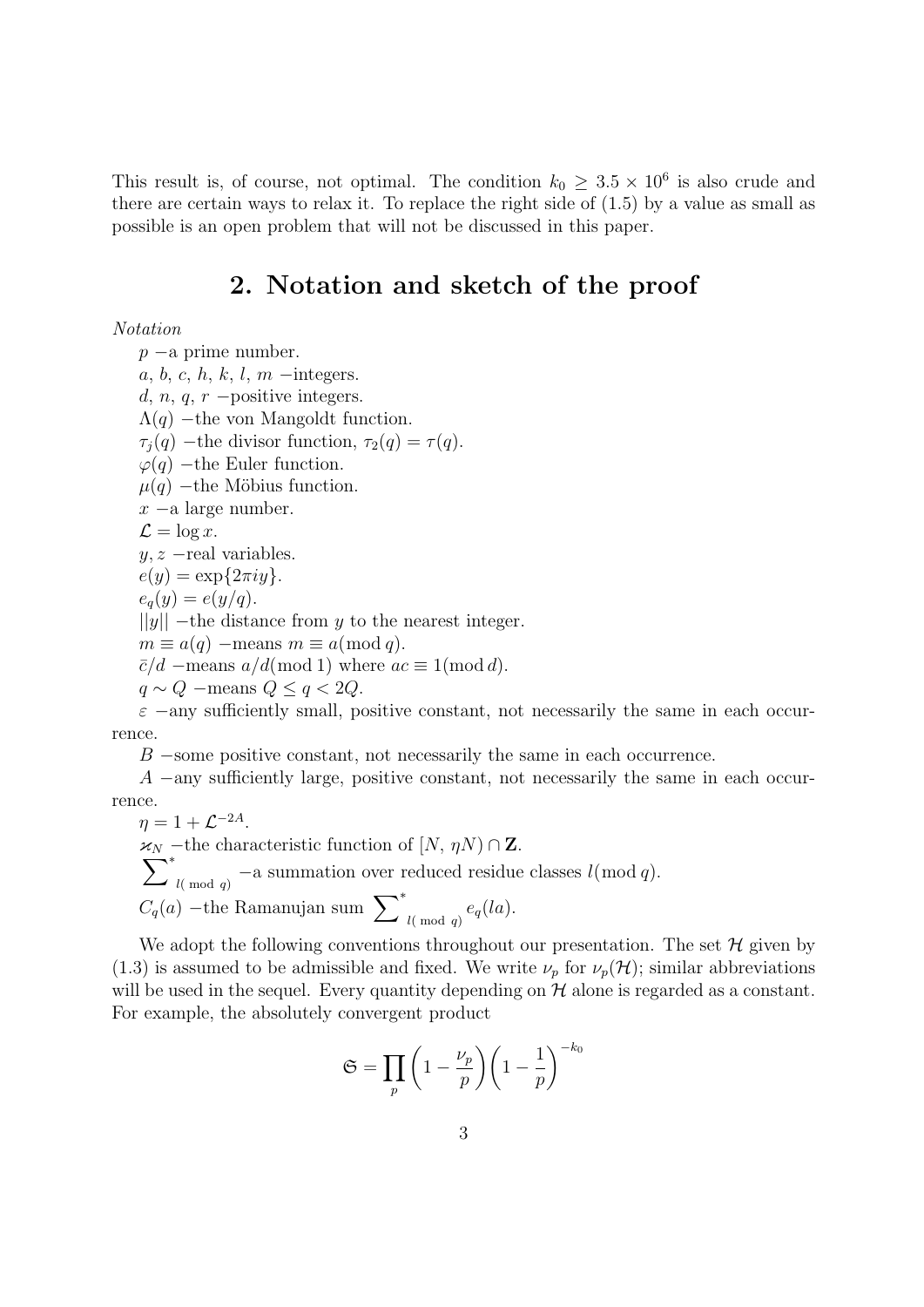This result is, of course, not optimal. The condition $k_0 \geq 3.5 \times 10^6$ is also crude and there are certain ways to relax it. To replace the right side of (1.5) by a value as small as possible is an open problem that will not be discussed in this paper.

## 2. Notation and sketch of the proof

*Notation*

$p$ −a prime number.

$a, b, c, h, k, l, m$ −integers.

$d, n, q, r$ −positive integers.

$\Lambda(q)$ −the von Mangoldt function.

$\tau_j(q)$ −the divisor function, $\tau_2(q) = \tau(q)$.

$\varphi(q)$ −the Euler function.

$\mu(q)$ −the Möbius function.

$x$ −a large number.

$\mathcal{L} = \log x$.

$y, z$ −real variables.

$e(y) = \exp\{2\pi i y\}$.

$e_q(y) = e(y/q)$.

$||y||$ −the distance from $y$ to the nearest integer.

$m \equiv a(q)$ −means $m \equiv a(\mathrm{mod}\, q)$.

$\bar{c}/d$ −means $a/d(\mathrm{mod}\, 1)$ where $ac \equiv 1(\mathrm{mod}\, d)$.

$q \sim Q$ −means $Q \leq q < 2Q$.

$\varepsilon$ −any sufficiently small, positive constant, not necessarily the same in each occurrence.

$B$ −some positive constant, not necessarily the same in each occurrence.

$A$ −any sufficiently large, positive constant, not necessarily the same in each occurrence.

$\eta = 1 + \mathcal{L}^{-2A}$.

$\varkappa_N$ −the characteristic function of $[N, \eta N) \cap \mathbf{Z}$.

$\sum^*_{l(\bmod q)}$ −a summation over reduced residue classes $l(\mathrm{mod}\, q)$.

$C_q(a)$ −the Ramanujan sum $\sum^*_{l(\bmod q)} e_q(la)$.

We adopt the following conventions throughout our presentation. The set $\mathcal{H}$ given by (1.3) is assumed to be admissible and fixed. We write $\nu_p$ for $\nu_p(\mathcal{H})$; similar abbreviations will be used in the sequel. Every quantity depending on $\mathcal{H}$ alone is regarded as a constant. For example, the absolutely convergent product

$$\mathfrak{S} = \prod_p \left(1 - \frac{\nu_p}{p}\right)\left(1 - \frac{1}{p}\right)^{-k_0}$$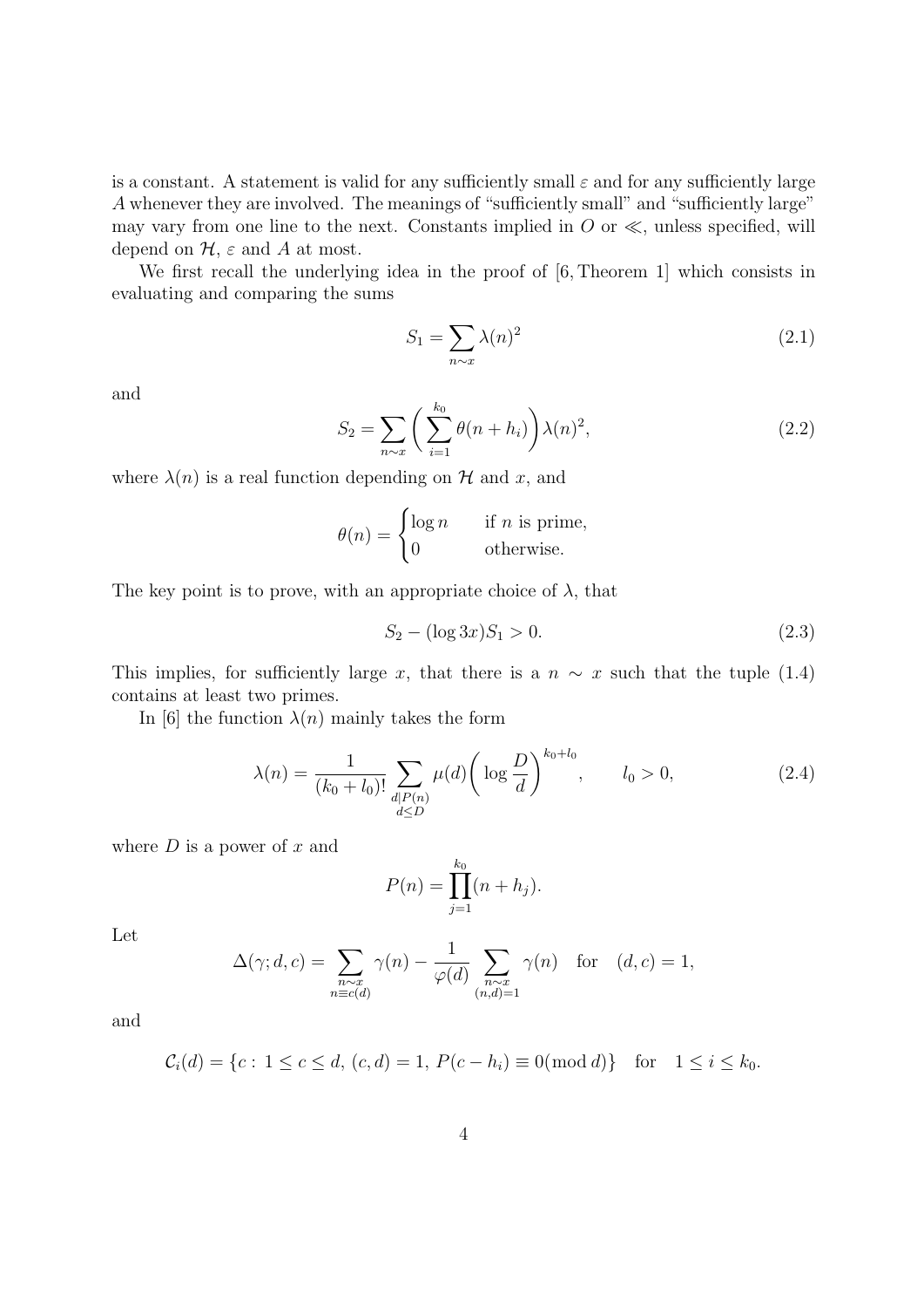is a constant. A statement is valid for any sufficiently small $\varepsilon$ and for any sufficiently large $A$ whenever they are involved. The meanings of "sufficiently small" and "sufficiently large" may vary from one line to the next. Constants implied in $O$ or $\ll$, unless specified, will depend on $\mathcal{H}$, $\varepsilon$ and $A$ at most.

We first recall the underlying idea in the proof of [6, Theorem 1] which consists in evaluating and comparing the sums

$$S_1 = \sum_{n \sim x} \lambda(n)^2 \tag{2.1}$$

and

$$S_2 = \sum_{n \sim x} \bigg( \sum_{i=1}^{k_0} \theta(n + h_i) \bigg) \lambda(n)^2, \tag{2.2}$$

where $\lambda(n)$ is a real function depending on $\mathcal{H}$ and $x$, and

$$\theta(n) = \begin{cases} \log n & \text{if } n \text{ is prime,} \\ 0 & \text{otherwise.} \end{cases}$$

The key point is to prove, with an appropriate choice of $\lambda$, that

$$S_2 - (\log 3x) S_1 > 0. \tag{2.3}$$

This implies, for sufficiently large $x$, that there is a $n \sim x$ such that the tuple (1.4) contains at least two primes.

In [6] the function $\lambda(n)$ mainly takes the form

$$\lambda(n) = \frac{1}{(k_0 + l_0)!} \sum_{\substack{d \mid P(n) \\ d \le D}} \mu(d) \bigg( \log \frac{D}{d} \bigg)^{k_0 + l_0}, \qquad l_0 > 0, \tag{2.4}$$

where $D$ is a power of $x$ and

$$P(n) = \prod_{j=1}^{k_0} (n + h_j).$$

Let

$$\Delta(\gamma; d, c) = \sum_{\substack{n \sim x \\ n \equiv c (d)}} \gamma(n) - \frac{1}{\varphi(d)} \sum_{\substack{n \sim x \\ (n,d)=1}} \gamma(n) \quad \text{for} \quad (d, c) = 1,$$

and

$$\mathcal{C}_i(d) = \{c : \, 1 \le c \le d, \, (c, d) = 1, \, P(c - h_i) \equiv 0 (\operatorname{mod} d)\} \quad \text{for} \quad 1 \le i \le k_0.$$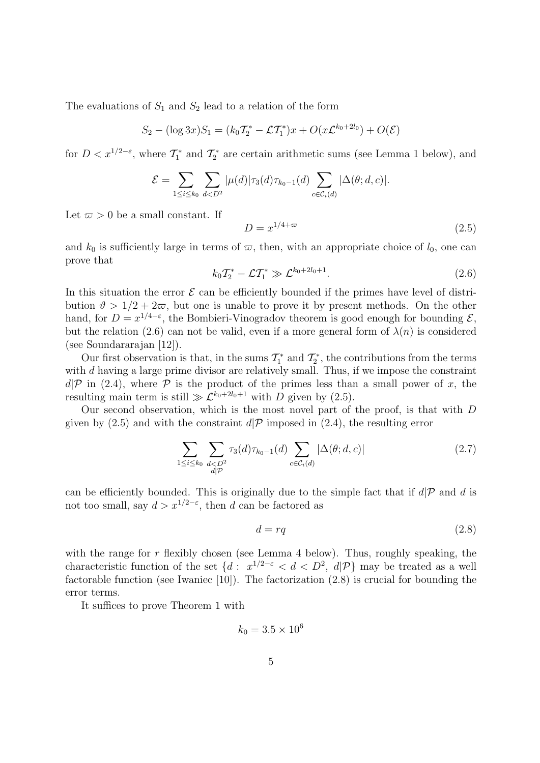The evaluations of $S_1$ and $S_2$ lead to a relation of the form

$$S_2 - (\log 3x)S_1 = (k_0\mathcal{T}_2^* - \mathcal{L}\mathcal{T}_1^*)x + O(x\mathcal{L}^{k_0+2l_0}) + O(\mathcal{E})$$

for $D < x^{1/2-\varepsilon}$, where $\mathcal{T}_1^*$ and $\mathcal{T}_2^*$ are certain arithmetic sums (see Lemma 1 below), and

$$\mathcal{E} = \sum_{1\le i\le k_0} \sum_{d<D^2} |\mu(d)|\tau_3(d)\tau_{k_0-1}(d) \sum_{c\in\mathcal{C}_i(d)} |\Delta(\theta; d, c)|.$$

Let $\varpi > 0$ be a small constant. If

$$D = x^{1/4+\varpi} \tag{2.5}$$

and $k_0$ is sufficiently large in terms of $\varpi$, then, with an appropriate choice of $l_0$, one can prove that

$$k_0\mathcal{T}_2^* - \mathcal{L}\mathcal{T}_1^* \gg \mathcal{L}^{k_0+2l_0+1}. \tag{2.6}$$

In this situation the error $\mathcal{E}$ can be efficiently bounded if the primes have level of distribution $\vartheta > 1/2 + 2\varpi$, but one is unable to prove it by present methods. On the other hand, for $D = x^{1/4-\varepsilon}$, the Bombieri-Vinogradov theorem is good enough for bounding $\mathcal{E}$, but the relation (2.6) can not be valid, even if a more general form of $\lambda(n)$ is considered (see Soundararajan [12]).

Our first observation is that, in the sums $\mathcal{T}_1^*$ and $\mathcal{T}_2^*$, the contributions from the terms with $d$ having a large prime divisor are relatively small. Thus, if we impose the constraint $d|\mathcal{P}$ in (2.4), where $\mathcal{P}$ is the product of the primes less than a small power of $x$, the resulting main term is still $\gg \mathcal{L}^{k_0+2l_0+1}$ with $D$ given by (2.5).

Our second observation, which is the most novel part of the proof, is that with $D$ given by (2.5) and with the constraint $d|\mathcal{P}$ imposed in (2.4), the resulting error

$$\sum_{1\le i\le k_0} \sum_{\substack{d<D^2\\ d|\mathcal{P}}} \tau_3(d)\tau_{k_0-1}(d) \sum_{c\in\mathcal{C}_i(d)} |\Delta(\theta; d, c)| \tag{2.7}$$

can be efficiently bounded. This is originally due to the simple fact that if $d|\mathcal{P}$ and $d$ is not too small, say $d > x^{1/2-\varepsilon}$, then $d$ can be factored as

$$d = rq \tag{2.8}$$

with the range for $r$ flexibly chosen (see Lemma 4 below). Thus, roughly speaking, the characteristic function of the set $\{d: \ x^{1/2-\varepsilon} < d < D^2, \ d|\mathcal{P}\}$ may be treated as a well factorable function (see Iwaniec [10]). The factorization (2.8) is crucial for bounding the error terms.

It suffices to prove Theorem 1 with

$$k_0 = 3.5 \times 10^6$$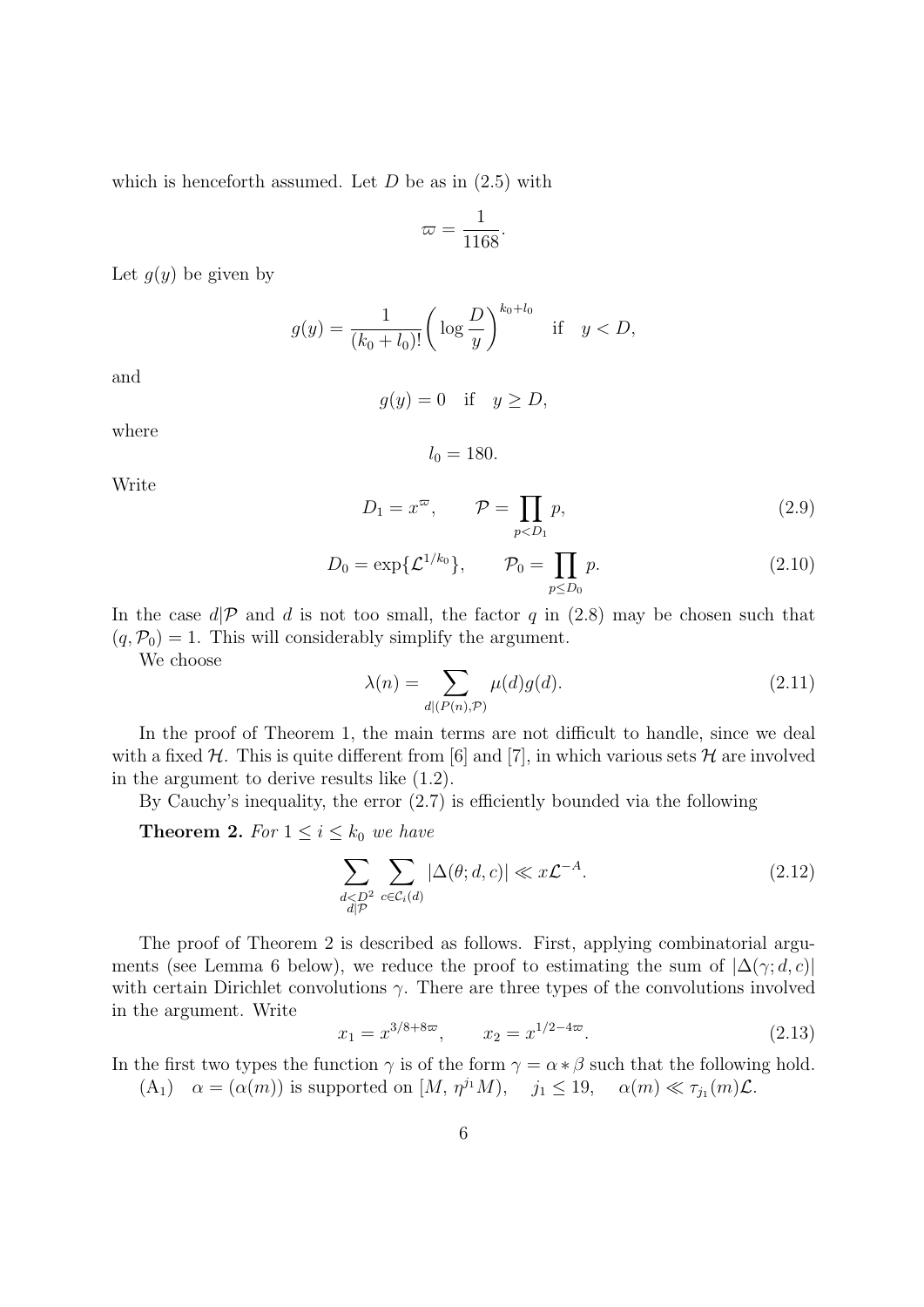which is henceforth assumed. Let $D$ be as in (2.5) with

$$\varpi = \frac{1}{1168}.$$

Let $g(y)$ be given by

$$g(y) = \frac{1}{(k_0 + l_0)!}\bigg(\log\frac{D}{y}\bigg)^{k_0+l_0} \quad \text{if} \quad y < D,$$

and

$$g(y) = 0 \quad \text{if} \quad y \geq D,$$

where

$$l_0 = 180.$$

Write

$$D_1 = x^{\varpi}, \qquad \mathcal{P} = \prod_{p < D_1} p, \tag{2.9}$$

$$D_0 = \exp\{\mathcal{L}^{1/k_0}\}, \qquad \mathcal{P}_0 = \prod_{p \leq D_0} p. \tag{2.10}$$

In the case $d|\mathcal{P}$ and $d$ is not too small, the factor $q$ in (2.8) may be chosen such that $(q, \mathcal{P}_0) = 1$. This will considerably simplify the argument.

We choose

$$\lambda(n) = \sum_{d|(P(n),\mathcal{P})} \mu(d) g(d). \tag{2.11}$$

In the proof of Theorem 1, the main terms are not difficult to handle, since we deal with a fixed $\mathcal{H}$. This is quite different from [6] and [7], in which various sets $\mathcal{H}$ are involved in the argument to derive results like (1.2).

By Cauchy's inequality, the error (2.7) is efficiently bounded via the following

**Theorem 2.** *For $1 \leq i \leq k_0$ we have*

$$\sum_{\substack{d < D^2 \\ d|\mathcal{P}}} \sum_{c \in \mathcal{C}_i(d)} |\Delta(\theta; d, c)| \ll x\mathcal{L}^{-A}. \tag{2.12}$$

The proof of Theorem 2 is described as follows. First, applying combinatorial arguments (see Lemma 6 below), we reduce the proof to estimating the sum of $|\Delta(\gamma; d, c)|$ with certain Dirichlet convolutions $\gamma$. There are three types of the convolutions involved in the argument. Write

$$x_1 = x^{3/8+8\varpi}, \qquad x_2 = x^{1/2-4\varpi}. \tag{2.13}$$

In the first two types the function $\gamma$ is of the form $\gamma = \alpha * \beta$ such that the following hold.

(A$_1$) $\quad \alpha = (\alpha(m))$ is supported on $[M, \eta^{j_1}M)$, $\quad j_1 \leq 19$, $\quad \alpha(m) \ll \tau_{j_1}(m)\mathcal{L}$.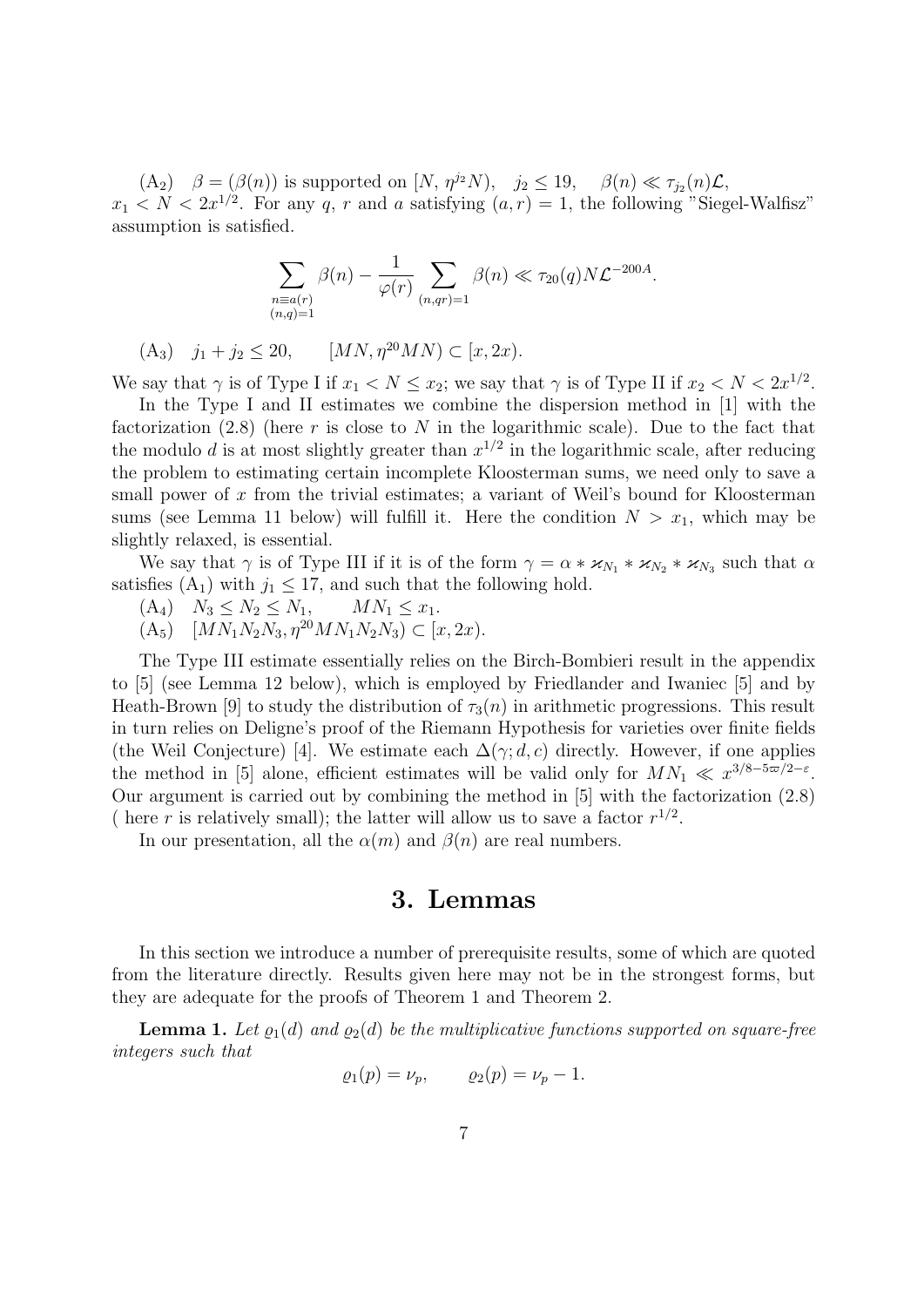(A$_2$) $\beta = (\beta(n))$ is supported on $[N, \eta^{j_2} N)$, $j_2 \le 19$, $\beta(n) \ll \tau_{j_2}(n)\mathcal{L}$, $x_1 < N < 2x^{1/2}$. For any $q$, $r$ and $a$ satisfying $(a,r) = 1$, the following "Siegel-Walfisz" assumption is satisfied.

$$\sum_{\substack{n \equiv a(r) \\ (n,q)=1}} \beta(n) - \frac{1}{\varphi(r)} \sum_{(n,qr)=1} \beta(n) \ll \tau_{20}(q) N \mathcal{L}^{-200A}.$$

(A$_3$) $j_1 + j_2 \le 20$, $\quad [MN, \eta^{20} MN) \subset [x, 2x)$.

We say that $\gamma$ is of Type I if $x_1 < N \le x_2$; we say that $\gamma$ is of Type II if $x_2 < N < 2x^{1/2}$.

In the Type I and II estimates we combine the dispersion method in [1] with the factorization (2.8) (here $r$ is close to $N$ in the logarithmic scale). Due to the fact that the modulo $d$ is at most slightly greater than $x^{1/2}$ in the logarithmic scale, after reducing the problem to estimating certain incomplete Kloosterman sums, we need only to save a small power of $x$ from the trivial estimates; a variant of Weil's bound for Kloosterman sums (see Lemma 11 below) will fulfill it. Here the condition $N > x_1$, which may be slightly relaxed, is essential.

We say that $\gamma$ is of Type III if it is of the form $\gamma = \alpha * \varkappa_{N_1} * \varkappa_{N_2} * \varkappa_{N_3}$ such that $\alpha$ satisfies (A$_1$) with $j_1 \le 17$, and such that the following hold.

(A$_4$) $N_3 \le N_2 \le N_1$, $\quad MN_1 \le x_1$.

(A$_5$) $[MN_1N_2N_3, \eta^{20} MN_1N_2N_3) \subset [x, 2x)$.

The Type III estimate essentially relies on the Birch-Bombieri result in the appendix to [5] (see Lemma 12 below), which is employed by Friedlander and Iwaniec [5] and by Heath-Brown [9] to study the distribution of $\tau_3(n)$ in arithmetic progressions. This result in turn relies on Deligne's proof of the Riemann Hypothesis for varieties over finite fields (the Weil Conjecture) [4]. We estimate each $\Delta(\gamma; d, c)$ directly. However, if one applies the method in [5] alone, efficient estimates will be valid only for $MN_1 \ll x^{3/8 - 5\varpi/2 - \varepsilon}$. Our argument is carried out by combining the method in [5] with the factorization (2.8) ( here $r$ is relatively small); the latter will allow us to save a factor $r^{1/2}$.

In our presentation, all the $\alpha(m)$ and $\beta(n)$ are real numbers.

## 3. Lemmas

In this section we introduce a number of prerequisite results, some of which are quoted from the literature directly. Results given here may not be in the strongest forms, but they are adequate for the proofs of Theorem 1 and Theorem 2.

**Lemma 1.** *Let $\varrho_1(d)$ and $\varrho_2(d)$ be the multiplicative functions supported on square-free integers such that*

$$\varrho_1(p) = \nu_p, \qquad \varrho_2(p) = \nu_p - 1.$$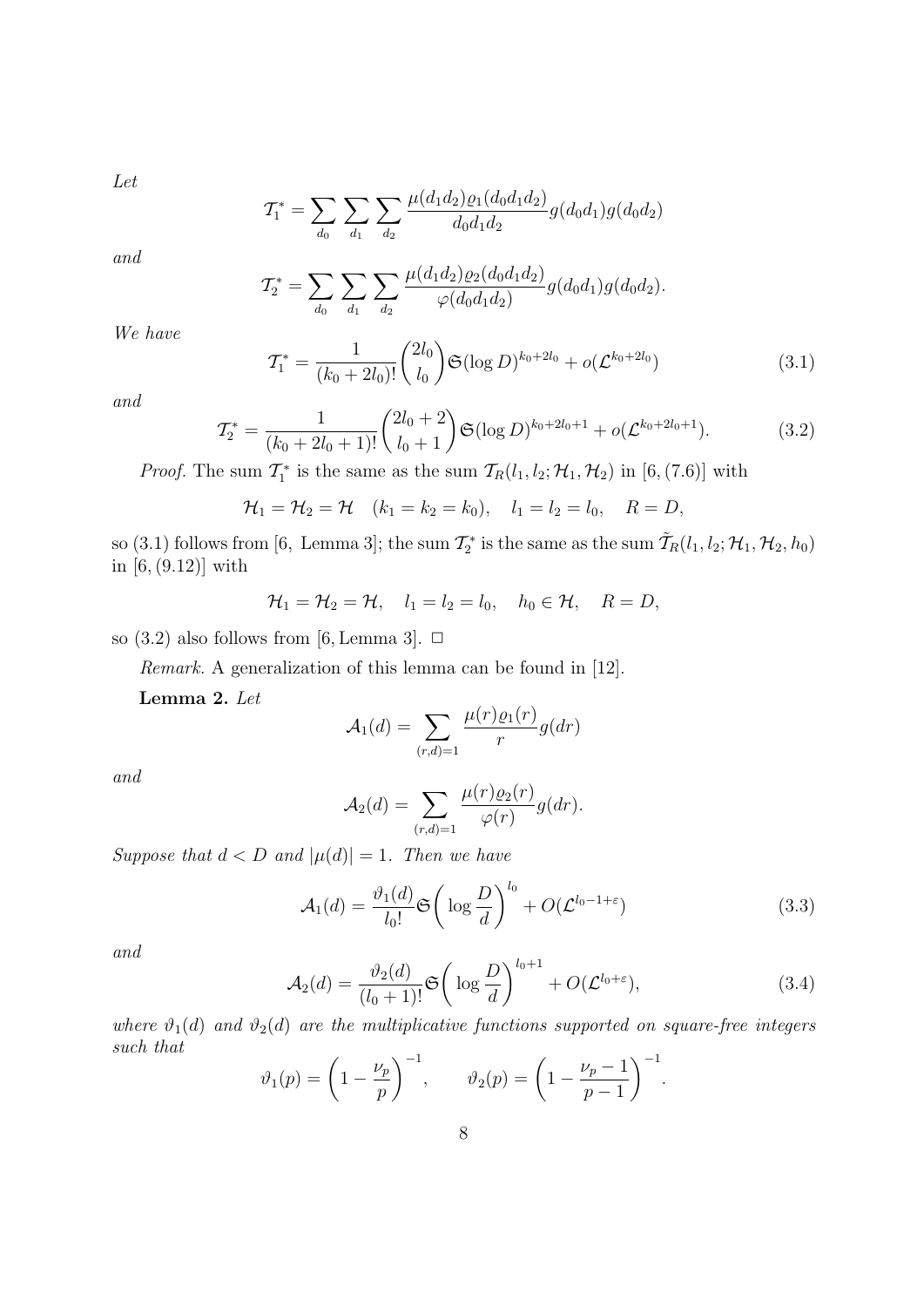*Let*

$$\mathcal{T}_1^* = \sum_{d_0} \sum_{d_1} \sum_{d_2} \frac{\mu(d_1 d_2) \varrho_1(d_0 d_1 d_2)}{d_0 d_1 d_2} g(d_0 d_1) g(d_0 d_2)$$

*and*

$$\mathcal{T}_2^* = \sum_{d_0} \sum_{d_1} \sum_{d_2} \frac{\mu(d_1 d_2) \varrho_2(d_0 d_1 d_2)}{\varphi(d_0 d_1 d_2)} g(d_0 d_1) g(d_0 d_2).$$

*We have*

$$\mathcal{T}_1^* = \frac{1}{(k_0 + 2l_0)!} \binom{2l_0}{l_0} \mathfrak{S} (\log D)^{k_0 + 2l_0} + o(\mathcal{L}^{k_0 + 2l_0}) \tag{3.1}$$

*and*

$$\mathcal{T}_2^* = \frac{1}{(k_0 + 2l_0 + 1)!} \binom{2l_0 + 2}{l_0 + 1} \mathfrak{S} (\log D)^{k_0 + 2l_0 + 1} + o(\mathcal{L}^{k_0 + 2l_0 + 1}). \tag{3.2}$$

*Proof.* The sum $\mathcal{T}_1^*$ is the same as the sum $\mathcal{T}_R(l_1, l_2; \mathcal{H}_1, \mathcal{H}_2)$ in [6, (7.6)] with

$$\mathcal{H}_1 = \mathcal{H}_2 = \mathcal{H} \quad (k_1 = k_2 = k_0), \quad l_1 = l_2 = l_0, \quad R = D,$$

so (3.1) follows from [6, Lemma 3]; the sum $\mathcal{T}_2^*$ is the same as the sum $\tilde{\mathcal{T}}_R(l_1, l_2; \mathcal{H}_1, \mathcal{H}_2, h_0)$ in [6, (9.12)] with

$$\mathcal{H}_1 = \mathcal{H}_2 = \mathcal{H}, \quad l_1 = l_2 = l_0, \quad h_0 \in \mathcal{H}, \quad R = D,$$

so (3.2) also follows from [6, Lemma 3]. $\square$

*Remark.* A generalization of this lemma can be found in [12].

**Lemma 2.** *Let*

$$\mathcal{A}_1(d) = \sum_{(r,d)=1} \frac{\mu(r) \varrho_1(r)}{r} g(dr)$$

*and*

$$\mathcal{A}_2(d) = \sum_{(r,d)=1} \frac{\mu(r) \varrho_2(r)}{\varphi(r)} g(dr).$$

*Suppose that $d < D$ and $|\mu(d)| = 1$. Then we have*

$$\mathcal{A}_1(d) = \frac{\vartheta_1(d)}{l_0!} \mathfrak{S} \left( \log \frac{D}{d} \right)^{l_0} + O(\mathcal{L}^{l_0 - 1 + \varepsilon}) \tag{3.3}$$

*and*

$$\mathcal{A}_2(d) = \frac{\vartheta_2(d)}{(l_0 + 1)!} \mathfrak{S} \left( \log \frac{D}{d} \right)^{l_0 + 1} + O(\mathcal{L}^{l_0 + \varepsilon}), \tag{3.4}$$

*where $\vartheta_1(d)$ and $\vartheta_2(d)$ are the multiplicative functions supported on square-free integers such that*

$$\vartheta_1(p) = \left( 1 - \frac{\nu_p}{p} \right)^{-1}, \qquad \vartheta_2(p) = \left( 1 - \frac{\nu_p - 1}{p - 1} \right)^{-1}.$$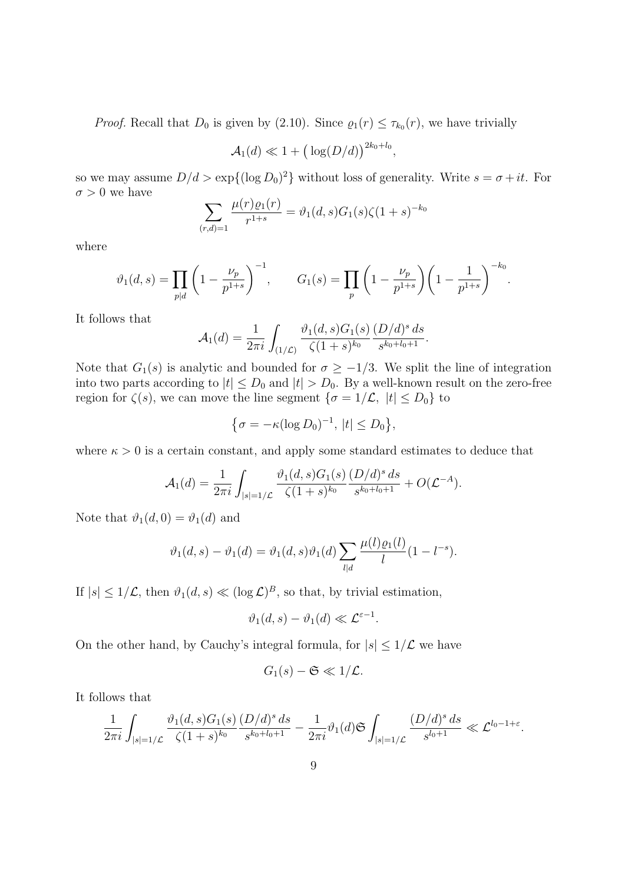*Proof.* Recall that $D_0$ is given by (2.10). Since $\varrho_1(r) \le \tau_{k_0}(r)$, we have trivially

$$\mathcal{A}_1(d) \ll 1 + \big(\log(D/d)\big)^{2k_0+l_0},$$

so we may assume $D/d > \exp\{(\log D_0)^2\}$ without loss of generality. Write $s = \sigma + it$. For $\sigma > 0$ we have

$$\sum_{(r,d)=1} \frac{\mu(r)\varrho_1(r)}{r^{1+s}} = \vartheta_1(d,s) G_1(s) \zeta(1+s)^{-k_0}$$

where

$$\vartheta_1(d,s) = \prod_{p|d} \left(1 - \frac{\nu_p}{p^{1+s}}\right)^{-1}, \qquad G_1(s) = \prod_p \left(1 - \frac{\nu_p}{p^{1+s}}\right)\left(1 - \frac{1}{p^{1+s}}\right)^{-k_0}.$$

It follows that

$$\mathcal{A}_1(d) = \frac{1}{2\pi i} \int_{(1/\mathcal{L})} \frac{\vartheta_1(d,s) G_1(s)}{\zeta(1+s)^{k_0}} \frac{(D/d)^s \, ds}{s^{k_0+l_0+1}}.$$

Note that $G_1(s)$ is analytic and bounded for $\sigma \ge -1/3$. We split the line of integration into two parts according to $|t| \le D_0$ and $|t| > D_0$. By a well-known result on the zero-free region for $\zeta(s)$, we can move the line segment $\{\sigma = 1/\mathcal{L},\ |t| \le D_0\}$ to

$$\big\{\sigma = -\kappa(\log D_0)^{-1},\ |t| \le D_0\big\},$$

where $\kappa > 0$ is a certain constant, and apply some standard estimates to deduce that

$$\mathcal{A}_1(d) = \frac{1}{2\pi i} \int_{|s|=1/\mathcal{L}} \frac{\vartheta_1(d,s) G_1(s)}{\zeta(1+s)^{k_0}} \frac{(D/d)^s \, ds}{s^{k_0+l_0+1}} + O(\mathcal{L}^{-A}).$$

Note that $\vartheta_1(d,0) = \vartheta_1(d)$ and

$$\vartheta_1(d,s) - \vartheta_1(d) = \vartheta_1(d,s)\vartheta_1(d) \sum_{l|d} \frac{\mu(l)\varrho_1(l)}{l}(1 - l^{-s}).$$

If $|s| \le 1/\mathcal{L}$, then $\vartheta_1(d,s) \ll (\log \mathcal{L})^B$, so that, by trivial estimation,

$$\vartheta_1(d,s) - \vartheta_1(d) \ll \mathcal{L}^{\varepsilon-1}.$$

On the other hand, by Cauchy's integral formula, for $|s| \le 1/\mathcal{L}$ we have

$$G_1(s) - \mathfrak{S} \ll 1/\mathcal{L}.$$

It follows that

$$\frac{1}{2\pi i} \int_{|s|=1/\mathcal{L}} \frac{\vartheta_1(d,s) G_1(s)}{\zeta(1+s)^{k_0}} \frac{(D/d)^s \, ds}{s^{k_0+l_0+1}} - \frac{1}{2\pi i} \vartheta_1(d) \mathfrak{S} \int_{|s|=1/\mathcal{L}} \frac{(D/d)^s \, ds}{s^{l_0+1}} \ll \mathcal{L}^{l_0-1+\varepsilon}.$$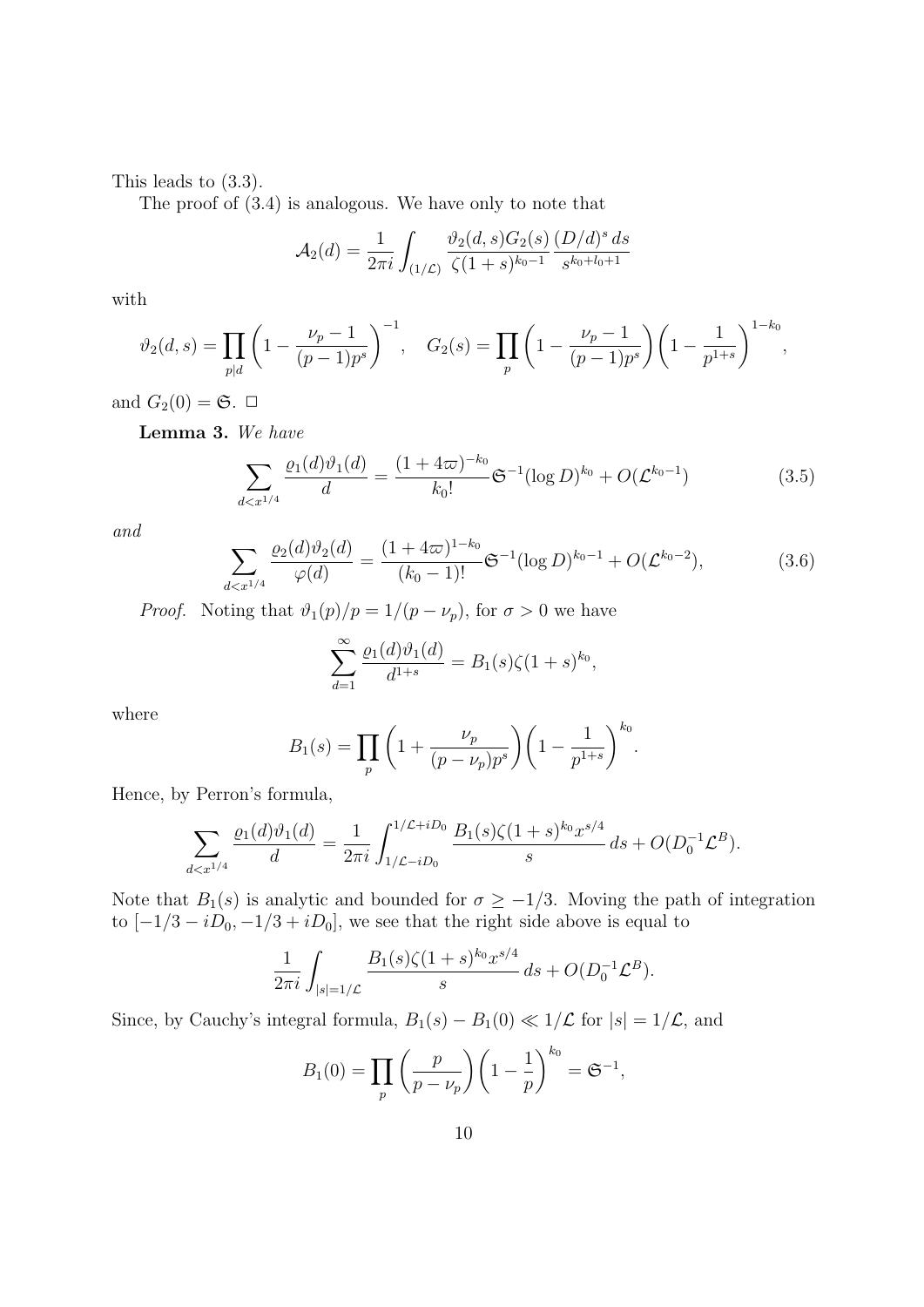This leads to (3.3).

The proof of (3.4) is analogous. We have only to note that

$$\mathcal{A}_2(d) = \frac{1}{2\pi i}\int_{(1/\mathcal{L})} \frac{\vartheta_2(d,s)G_2(s)}{\zeta(1+s)^{k_0-1}}\frac{(D/d)^s\,ds}{s^{k_0+l_0+1}}$$

with

$$\vartheta_2(d,s) = \prod_{p|d}\left(1-\frac{\nu_p-1}{(p-1)p^s}\right)^{-1}, \quad G_2(s) = \prod_p\left(1-\frac{\nu_p-1}{(p-1)p^s}\right)\left(1-\frac{1}{p^{1+s}}\right)^{1-k_0},$$

and $G_2(0) = \mathfrak{S}$. $\square$

**Lemma 3.** *We have*

$$\sum_{d<x^{1/4}} \frac{\varrho_1(d)\vartheta_1(d)}{d} = \frac{(1+4\varpi)^{-k_0}}{k_0!}\mathfrak{S}^{-1}(\log D)^{k_0} + O(\mathcal{L}^{k_0-1}) \tag{3.5}$$

*and*

$$\sum_{d<x^{1/4}} \frac{\varrho_2(d)\vartheta_2(d)}{\varphi(d)} = \frac{(1+4\varpi)^{1-k_0}}{(k_0-1)!}\mathfrak{S}^{-1}(\log D)^{k_0-1} + O(\mathcal{L}^{k_0-2}), \tag{3.6}$$

*Proof.* Noting that $\vartheta_1(p)/p = 1/(p-\nu_p)$, for $\sigma > 0$ we have

$$\sum_{d=1}^{\infty} \frac{\varrho_1(d)\vartheta_1(d)}{d^{1+s}} = B_1(s)\zeta(1+s)^{k_0},$$

where

$$B_1(s) = \prod_p\left(1+\frac{\nu_p}{(p-\nu_p)p^s}\right)\left(1-\frac{1}{p^{1+s}}\right)^{k_0}.$$

Hence, by Perron's formula,

$$\sum_{d<x^{1/4}} \frac{\varrho_1(d)\vartheta_1(d)}{d} = \frac{1}{2\pi i}\int_{1/\mathcal{L}-iD_0}^{1/\mathcal{L}+iD_0} \frac{B_1(s)\zeta(1+s)^{k_0}x^{s/4}}{s}\,ds + O(D_0^{-1}\mathcal{L}^B).$$

Note that $B_1(s)$ is analytic and bounded for $\sigma \geq -1/3$. Moving the path of integration to $[-1/3-iD_0, -1/3+iD_0]$, we see that the right side above is equal to

$$\frac{1}{2\pi i}\int_{|s|=1/\mathcal{L}} \frac{B_1(s)\zeta(1+s)^{k_0}x^{s/4}}{s}\,ds + O(D_0^{-1}\mathcal{L}^B).$$

Since, by Cauchy's integral formula, $B_1(s) - B_1(0) \ll 1/\mathcal{L}$ for $|s| = 1/\mathcal{L}$, and

$$B_1(0) = \prod_p\left(\frac{p}{p-\nu_p}\right)\left(1-\frac{1}{p}\right)^{k_0} = \mathfrak{S}^{-1},$$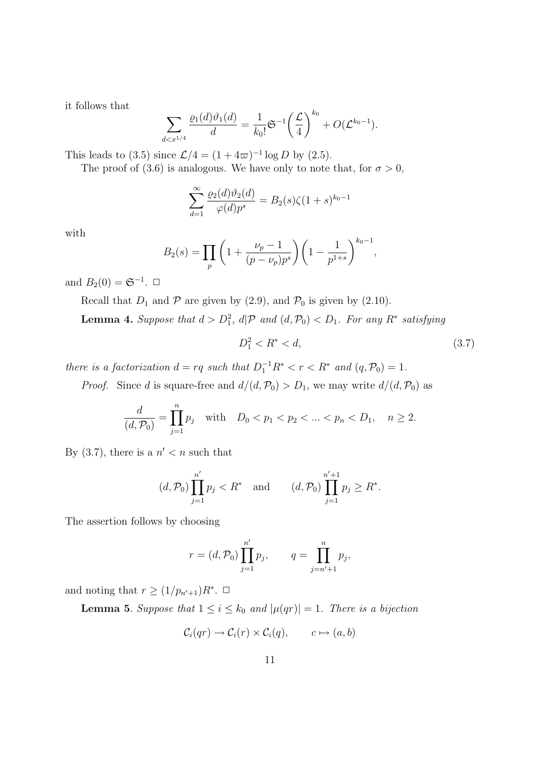it follows that

$$\sum_{d<x^{1/4}} \frac{\varrho_1(d)\vartheta_1(d)}{d} = \frac{1}{k_0!}\mathfrak{S}^{-1}\bigg(\frac{\mathcal{L}}{4}\bigg)^{k_0} + O(\mathcal{L}^{k_0-1}).$$

This leads to (3.5) since $\mathcal{L}/4 = (1+4\varpi)^{-1}\log D$ by (2.5).

The proof of (3.6) is analogous. We have only to note that, for $\sigma > 0$,

$$\sum_{d=1}^{\infty} \frac{\varrho_2(d)\vartheta_2(d)}{\varphi(d)p^s} = B_2(s)\zeta(1+s)^{k_0-1}$$

with

$$B_2(s) = \prod_p \left(1 + \frac{\nu_p - 1}{(p-\nu_p)p^s}\right)\left(1 - \frac{1}{p^{1+s}}\right)^{k_0-1},$$

and $B_2(0) = \mathfrak{S}^{-1}$. $\square$

Recall that $D_1$ and $\mathcal{P}$ are given by (2.9), and $\mathcal{P}_0$ is given by (2.10).

**Lemma 4.** *Suppose that $d > D_1^2$, $d|\mathcal{P}$ and $(d,\mathcal{P}_0) < D_1$. For any $R^*$ satisfying*

$$D_1^2 < R^* < d, \tag{3.7}$$

*there is a factorization $d = rq$ such that $D_1^{-1}R^* < r < R^*$ and $(q,\mathcal{P}_0) = 1$.*

*Proof.* Since $d$ is square-free and $d/(d,\mathcal{P}_0) > D_1$, we may write $d/(d,\mathcal{P}_0)$ as

$$\frac{d}{(d,\mathcal{P}_0)} = \prod_{j=1}^{n} p_j \quad \text{with} \quad D_0 < p_1 < p_2 < \ldots < p_n < D_1, \quad n \geq 2.$$

By (3.7), there is a $n' < n$ such that

$$(d,\mathcal{P}_0)\prod_{j=1}^{n'} p_j < R^* \quad \text{and} \qquad (d,\mathcal{P}_0)\prod_{j=1}^{n'+1} p_j \geq R^*.$$

The assertion follows by choosing

$$r = (d,\mathcal{P}_0)\prod_{j=1}^{n'} p_j, \qquad q = \prod_{j=n'+1}^{n} p_j,$$

and noting that $r \geq (1/p_{n'+1})R^*$. $\square$

**Lemma 5**. *Suppose that $1 \leq i \leq k_0$ and $|\mu(qr)| = 1$. There is a bijection*

$$\mathcal{C}_i(qr) \to \mathcal{C}_i(r) \times \mathcal{C}_i(q), \qquad c \mapsto (a,b)$$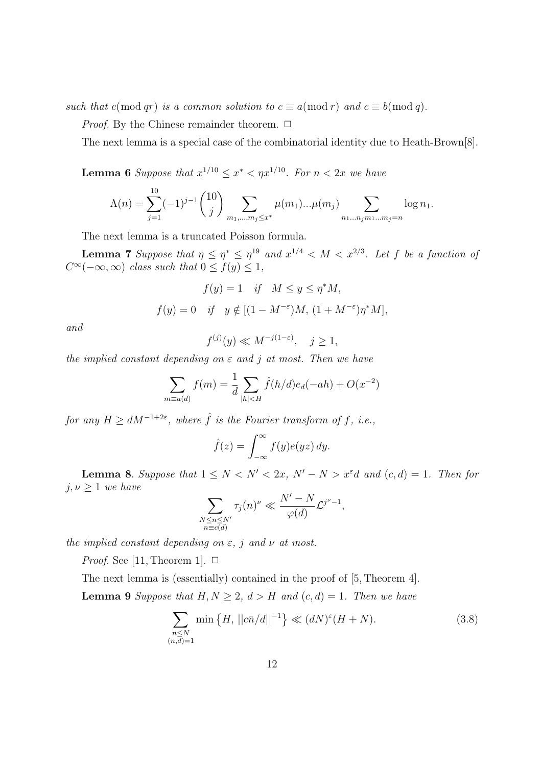*such that* $c(\bmod qr)$ *is a common solution to* $c \equiv a(\bmod r)$ *and* $c \equiv b(\bmod q)$.

*Proof.* By the Chinese remainder theorem. $\Box$

The next lemma is a special case of the combinatorial identity due to Heath-Brown[8].

**Lemma 6** *Suppose that* $x^{1/10} \le x^* < \eta x^{1/10}$. *For* $n < 2x$ *we have*

$$\Lambda(n) = \sum_{j=1}^{10} (-1)^{j-1} \binom{10}{j} \sum_{m_1,\ldots,m_j \le x^*} \mu(m_1)\ldots\mu(m_j) \sum_{n_1\ldots n_j m_1\ldots m_j = n} \log n_1.$$

The next lemma is a truncated Poisson formula.

**Lemma 7** *Suppose that* $\eta \le \eta^* \le \eta^{19}$ *and* $x^{1/4} < M < x^{2/3}$. *Let* $f$ *be a function of* $C^\infty(-\infty, \infty)$ *class such that* $0 \le f(y) \le 1$,

$$f(y) = 1 \quad \textit{if} \quad M \le y \le \eta^* M,$$

$$f(y) = 0 \quad \textit{if} \quad y \notin [(1 - M^{-\varepsilon})M,\, (1 + M^{-\varepsilon})\eta^* M],$$

*and*

$$f^{(j)}(y) \ll M^{-j(1-\varepsilon)}, \quad j \ge 1,$$

*the implied constant depending on* $\varepsilon$ *and* $j$ *at most. Then we have*

$$\sum_{m \equiv a(d)} f(m) = \frac{1}{d} \sum_{|h| < H} \hat{f}(h/d) e_d(-ah) + O(x^{-2})$$

*for any* $H \ge dM^{-1+2\varepsilon}$, *where* $\hat{f}$ *is the Fourier transform of* $f$, *i.e.,*

$$\hat{f}(z) = \int_{-\infty}^{\infty} f(y) e(yz)\, dy.$$

**Lemma 8**. *Suppose that* $1 \le N < N' < 2x$, $N' - N > x^\varepsilon d$ *and* $(c, d) = 1$. *Then for* $j, \nu \ge 1$ *we have*

$$\sum_{\substack{N \le n \le N' \\ n \equiv c(d)}} \tau_j(n)^\nu \ll \frac{N' - N}{\varphi(d)} \mathcal{L}^{j^\nu - 1},$$

*the implied constant depending on* $\varepsilon$, $j$ *and* $\nu$ *at most.*

*Proof.* See [11, Theorem 1]. $\Box$

The next lemma is (essentially) contained in the proof of [5, Theorem 4].

**Lemma 9** *Suppose that* $H, N \ge 2$, $d > H$ *and* $(c, d) = 1$. *Then we have*

$$\sum_{\substack{n \le N \\ (n,d)=1}} \min\left\{H,\, ||c\bar{n}/d||^{-1}\right\} \ll (dN)^\varepsilon (H + N). \tag{3.8}$$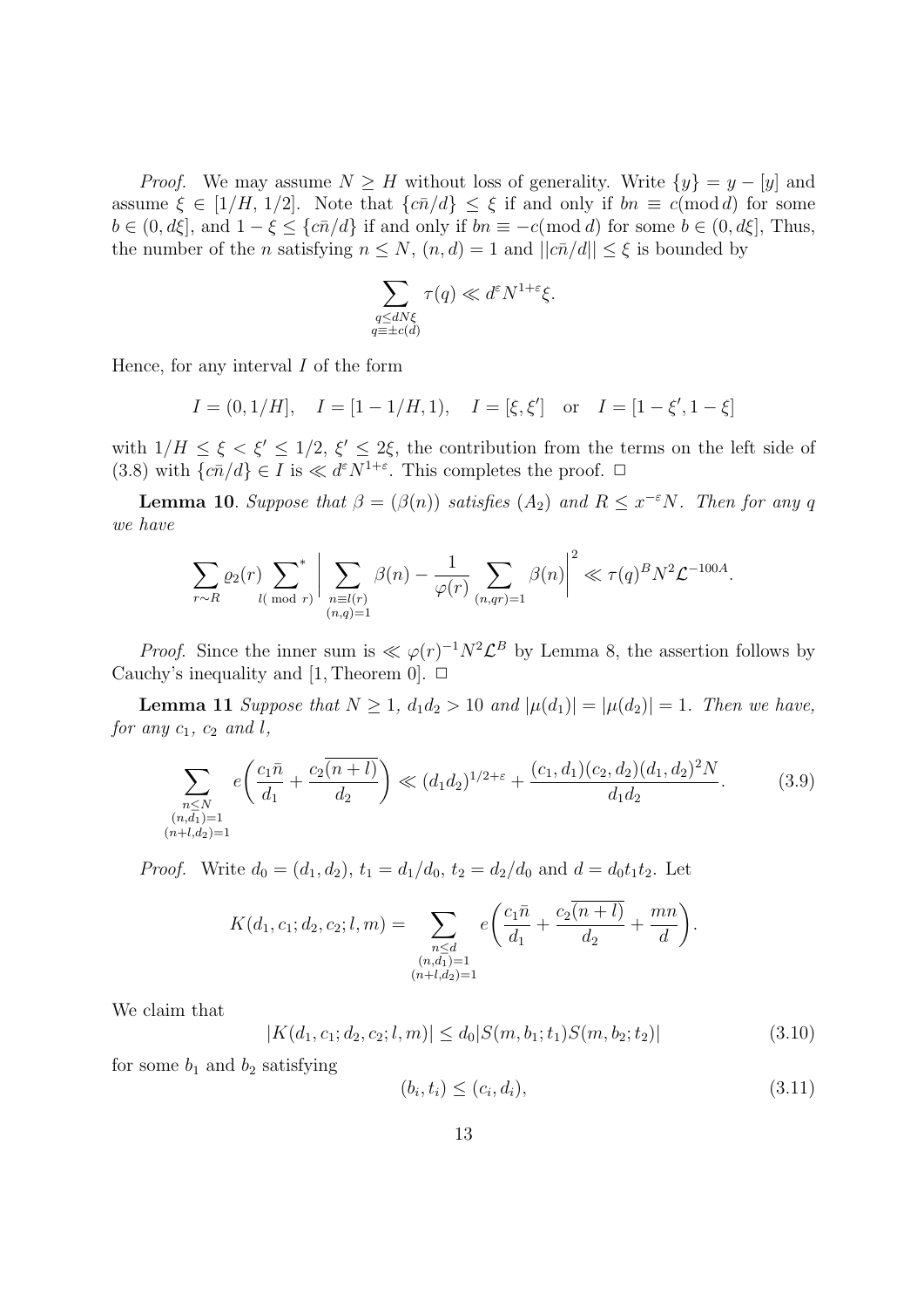*Proof.* We may assume $N \geq H$ without loss of generality. Write $\{y\} = y - [y]$ and assume $\xi \in [1/H, 1/2]$. Note that $\{c\bar{n}/d\} \leq \xi$ if and only if $bn \equiv c(\bmod\, d)$ for some $b \in (0, d\xi]$, and $1 - \xi \leq \{c\bar{n}/d\}$ if and only if $bn \equiv -c(\bmod\, d)$ for some $b \in (0, d\xi]$, Thus, the number of the $n$ satisfying $n \leq N$, $(n, d) = 1$ and $||c\bar{n}/d|| \leq \xi$ is bounded by

$$\sum_{\substack{q \leq dN\xi \\ q \equiv \pm c(d)}} \tau(q) \ll d^{\varepsilon} N^{1+\varepsilon} \xi.$$

Hence, for any interval $I$ of the form

$$I = (0, 1/H], \quad I = [1 - 1/H, 1), \quad I = [\xi, \xi'] \quad \text{or} \quad I = [1 - \xi', 1 - \xi]$$

with $1/H \leq \xi < \xi' \leq 1/2$, $\xi' \leq 2\xi$, the contribution from the terms on the left side of (3.8) with $\{c\bar{n}/d\} \in I$ is $\ll d^{\varepsilon} N^{1+\varepsilon}$. This completes the proof. $\square$

**Lemma 10**. *Suppose that $\beta = (\beta(n))$ satisfies $(A_2)$ and $R \leq x^{-\varepsilon} N$. Then for any $q$ we have*

$$\sum_{r \sim R} \varrho_2(r) \sideset{}{^*}\sum_{l(\bmod\, r)} \Bigg| \sum_{\substack{n \equiv l(r) \\ (n,q)=1}} \beta(n) - \frac{1}{\varphi(r)} \sum_{(n,qr)=1} \beta(n) \Bigg|^2 \ll \tau(q)^B N^2 \mathcal{L}^{-100A}.$$

*Proof.* Since the inner sum is $\ll \varphi(r)^{-1} N^2 \mathcal{L}^B$ by Lemma 8, the assertion follows by Cauchy's inequality and [1, Theorem 0]. $\square$

**Lemma 11** *Suppose that $N \geq 1$, $d_1 d_2 > 10$ and $|\mu(d_1)| = |\mu(d_2)| = 1$. Then we have, for any $c_1$, $c_2$ and $l$,*

$$\sum_{\substack{n \leq N \\ (n,d_1)=1 \\ (n+l,d_2)=1}} e\left( \frac{c_1 \bar{n}}{d_1} + \frac{c_2 \overline{(n+l)}}{d_2} \right) \ll (d_1 d_2)^{1/2+\varepsilon} + \frac{(c_1, d_1)(c_2, d_2)(d_1, d_2)^2 N}{d_1 d_2}. \tag{3.9}$$

*Proof.* Write $d_0 = (d_1, d_2)$, $t_1 = d_1/d_0$, $t_2 = d_2/d_0$ and $d = d_0 t_1 t_2$. Let

$$K(d_1, c_1; d_2, c_2; l, m) = \sum_{\substack{n \leq d \\ (n,d_1)=1 \\ (n+l,d_2)=1}} e\left( \frac{c_1 \bar{n}}{d_1} + \frac{c_2 \overline{(n+l)}}{d_2} + \frac{mn}{d} \right).$$

We claim that

$$|K(d_1, c_1; d_2, c_2; l, m)| \leq d_0 |S(m, b_1; t_1) S(m, b_2; t_2)| \tag{3.10}$$

for some $b_1$ and $b_2$ satisfying

$$(b_i, t_i) \leq (c_i, d_i), \tag{3.11}$$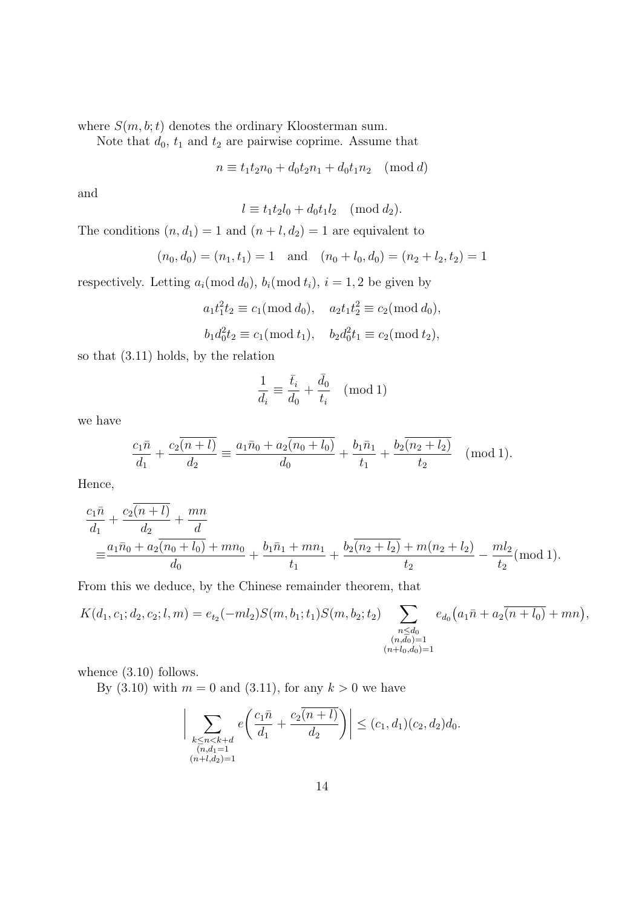where $S(m, b; t)$ denotes the ordinary Kloosterman sum.

Note that $d_0$, $t_1$ and $t_2$ are pairwise coprime. Assume that

$$n \equiv t_1 t_2 n_0 + d_0 t_2 n_1 + d_0 t_1 n_2 \pmod{d}$$

and

$$l \equiv t_1 t_2 l_0 + d_0 t_1 l_2 \pmod{d_2}.$$

The conditions $(n, d_1) = 1$ and $(n + l, d_2) = 1$ are equivalent to

$$(n_0, d_0) = (n_1, t_1) = 1 \quad \text{and} \quad (n_0 + l_0, d_0) = (n_2 + l_2, t_2) = 1$$

respectively. Letting $a_i (\bmod\, d_0)$, $b_i (\bmod\, t_i)$, $i = 1, 2$ be given by

$$a_1 t_1^2 t_2 \equiv c_1 (\bmod\, d_0), \quad a_2 t_1 t_2^2 \equiv c_2 (\bmod\, d_0),$$

$$b_1 d_0^2 t_2 \equiv c_1 (\bmod\, t_1), \quad b_2 d_0^2 t_1 \equiv c_2 (\bmod\, t_2),$$

so that (3.11) holds, by the relation

$$\frac{1}{d_i} \equiv \frac{\bar{t}_i}{d_0} + \frac{\bar{d}_0}{t_i} \pmod{1}$$

we have

$$\frac{c_1 \bar{n}}{d_1} + \frac{c_2 \overline{(n+l)}}{d_2} \equiv \frac{a_1 \bar{n}_0 + a_2 \overline{(n_0 + l_0)}}{d_0} + \frac{b_1 \bar{n}_1}{t_1} + \frac{b_2 \overline{(n_2 + l_2)}}{t_2} \pmod{1}.$$

Hence,

$$\begin{aligned}
&\frac{c_1 \bar{n}}{d_1} + \frac{c_2 \overline{(n+l)}}{d_2} + \frac{mn}{d} \\
\equiv &\frac{a_1 \bar{n}_0 + a_2 \overline{(n_0 + l_0)} + mn_0}{d_0} + \frac{b_1 \bar{n}_1 + mn_1}{t_1} + \frac{b_2 \overline{(n_2 + l_2)} + m(n_2 + l_2)}{t_2} - \frac{ml_2}{t_2} (\bmod\, 1).
\end{aligned}$$

From this we deduce, by the Chinese remainder theorem, that

$$K(d_1, c_1; d_2, c_2; l, m) = e_{t_2}(-ml_2) S(m, b_1; t_1) S(m, b_2; t_2) \sum_{\substack{n \le d_0 \\ (n, d_0) = 1 \\ (n + l_0, d_0) = 1}} e_{d_0}\big(a_1 \bar{n} + a_2 \overline{(n + l_0)} + mn\big),$$

whence (3.10) follows.

By (3.10) with $m = 0$ and (3.11), for any $k > 0$ we have

$$\Bigg| \sum_{\substack{k \le n < k + d \\ (n, d_1 = 1 \\ (n + l, d_2) = 1}} e\bigg( \frac{c_1 \bar{n}}{d_1} + \frac{c_2 \overline{(n+l)}}{d_2} \bigg) \Bigg| \le (c_1, d_1)(c_2, d_2) d_0.$$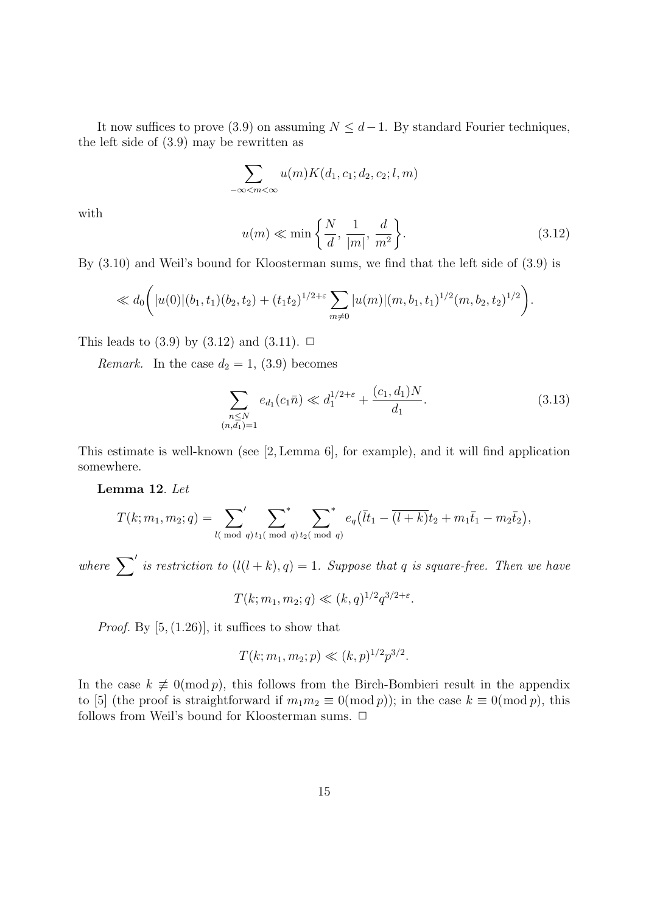It now suffices to prove (3.9) on assuming $N \le d-1$. By standard Fourier techniques, the left side of (3.9) may be rewritten as

$$\sum_{-\infty<m<\infty} u(m)K(d_1, c_1; d_2, c_2; l, m)$$

with

$$u(m) \ll \min\left\{\frac{N}{d},\ \frac{1}{|m|},\ \frac{d}{m^2}\right\}. \tag{3.12}$$

By (3.10) and Weil's bound for Kloosterman sums, we find that the left side of (3.9) is

$$\ll d_0\bigg(|u(0)|(b_1,t_1)(b_2,t_2) + (t_1t_2)^{1/2+\varepsilon}\sum_{m\neq 0}|u(m)|(m,b_1,t_1)^{1/2}(m,b_2,t_2)^{1/2}\bigg).$$

This leads to (3.9) by (3.12) and (3.11). $\square$

*Remark.* In the case $d_2 = 1$, (3.9) becomes

$$\sum_{\substack{n\le N\\(n,d_1)=1}} e_{d_1}(c_1\bar{n}) \ll d_1^{1/2+\varepsilon} + \frac{(c_1,d_1)N}{d_1}. \tag{3.13}$$

This estimate is well-known (see [2, Lemma 6], for example), and it will find application somewhere.

**Lemma 12**. *Let*

$$T(k;m_1,m_2;q) = \sum_{l(\bmod q)}{}' \sum_{t_1(\bmod q)}{}^{*} \sum_{t_2(\bmod q)}{}^{*} e_q\big(\bar{l}t_1 - \overline{(l+k)}t_2 + m_1\bar{t}_1 - m_2\bar{t}_2\big),$$

*where* $\sum'$ *is restriction to* $(l(l+k),q)=1$*. Suppose that* $q$ *is square-free. Then we have*

$$T(k;m_1,m_2;q) \ll (k,q)^{1/2}q^{3/2+\varepsilon}.$$

*Proof.* By [5, (1.26)], it suffices to show that

$$T(k;m_1,m_2;p) \ll (k,p)^{1/2}p^{3/2}.$$

In the case $k \not\equiv 0(\bmod p)$, this follows from the Birch-Bombieri result in the appendix to [5] (the proof is straightforward if $m_1m_2 \equiv 0(\bmod p)$); in the case $k \equiv 0(\bmod p)$, this follows from Weil's bound for Kloosterman sums. $\square$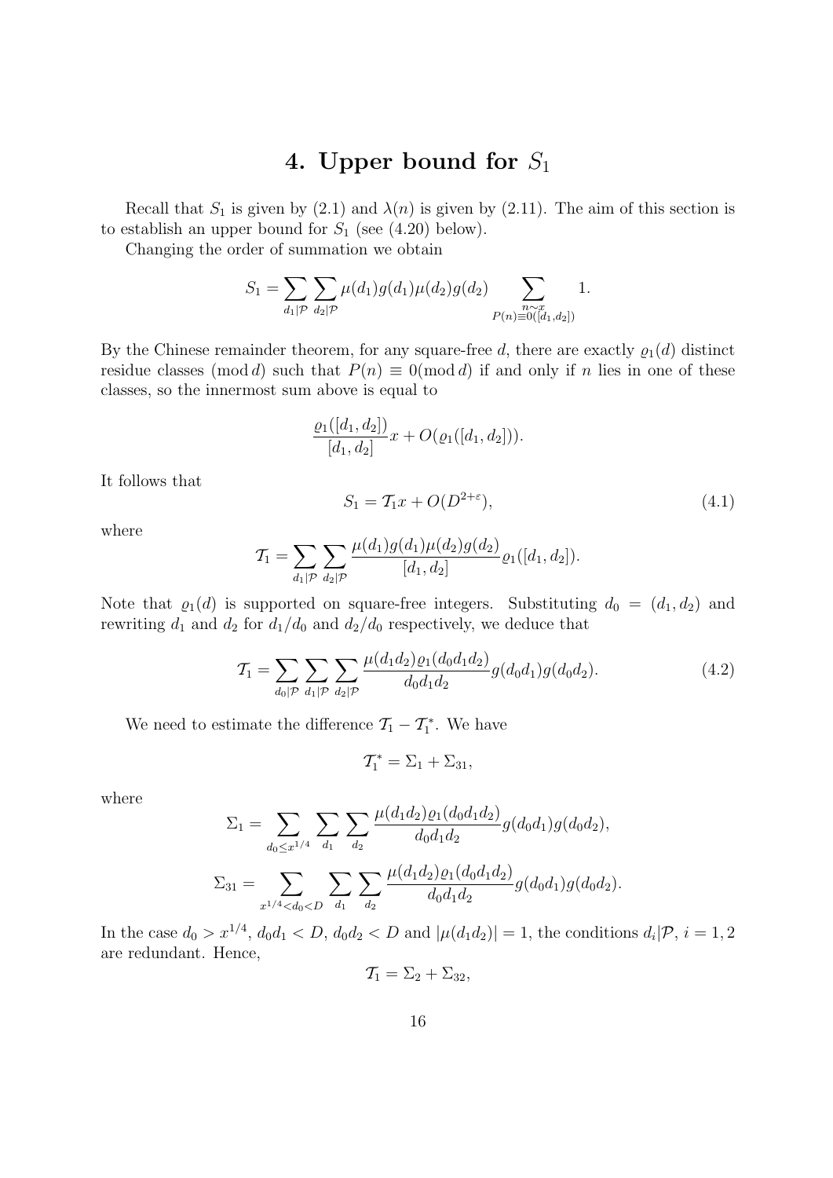# 4. Upper bound for $S_1$

Recall that $S_1$ is given by (2.1) and $\lambda(n)$ is given by (2.11). The aim of this section is to establish an upper bound for $S_1$ (see (4.20) below).

Changing the order of summation we obtain

$$S_1 = \sum_{d_1|\mathcal{P}} \sum_{d_2|\mathcal{P}} \mu(d_1)g(d_1)\mu(d_2)g(d_2) \sum_{\substack{n\sim x \\ P(n)\equiv 0([d_1,d_2])}} 1.$$

By the Chinese remainder theorem, for any square-free $d$, there are exactly $\varrho_1(d)$ distinct residue classes $(\bmod\, d)$ such that $P(n) \equiv 0 (\bmod\, d)$ if and only if $n$ lies in one of these classes, so the innermost sum above is equal to

$$\frac{\varrho_1([d_1,d_2])}{[d_1,d_2]}x + O(\varrho_1([d_1,d_2])).$$

It follows that

$$S_1 = \mathcal{T}_1 x + O(D^{2+\varepsilon}), \tag{4.1}$$

where

$$\mathcal{T}_1 = \sum_{d_1|\mathcal{P}} \sum_{d_2|\mathcal{P}} \frac{\mu(d_1)g(d_1)\mu(d_2)g(d_2)}{[d_1,d_2]} \varrho_1([d_1,d_2]).$$

Note that $\varrho_1(d)$ is supported on square-free integers. Substituting $d_0 = (d_1,d_2)$ and rewriting $d_1$ and $d_2$ for $d_1/d_0$ and $d_2/d_0$ respectively, we deduce that

$$\mathcal{T}_1 = \sum_{d_0|\mathcal{P}} \sum_{d_1|\mathcal{P}} \sum_{d_2|\mathcal{P}} \frac{\mu(d_1d_2)\varrho_1(d_0d_1d_2)}{d_0d_1d_2} g(d_0d_1)g(d_0d_2). \tag{4.2}$$

We need to estimate the difference $\mathcal{T}_1 - \mathcal{T}_1^*$. We have

$$\mathcal{T}_1^* = \Sigma_1 + \Sigma_{31},$$

where

$$\Sigma_1 = \sum_{d_0 \le x^{1/4}} \sum_{d_1} \sum_{d_2} \frac{\mu(d_1d_2)\varrho_1(d_0d_1d_2)}{d_0d_1d_2} g(d_0d_1)g(d_0d_2),$$

$$\Sigma_{31} = \sum_{x^{1/4} < d_0 < D} \sum_{d_1} \sum_{d_2} \frac{\mu(d_1d_2)\varrho_1(d_0d_1d_2)}{d_0d_1d_2} g(d_0d_1)g(d_0d_2).$$

In the case $d_0 > x^{1/4}$, $d_0d_1 < D$, $d_0d_2 < D$ and $|\mu(d_1d_2)| = 1$, the conditions $d_i|\mathcal{P}$, $i = 1, 2$ are redundant. Hence,

$$\mathcal{T}_1 = \Sigma_2 + \Sigma_{32},$$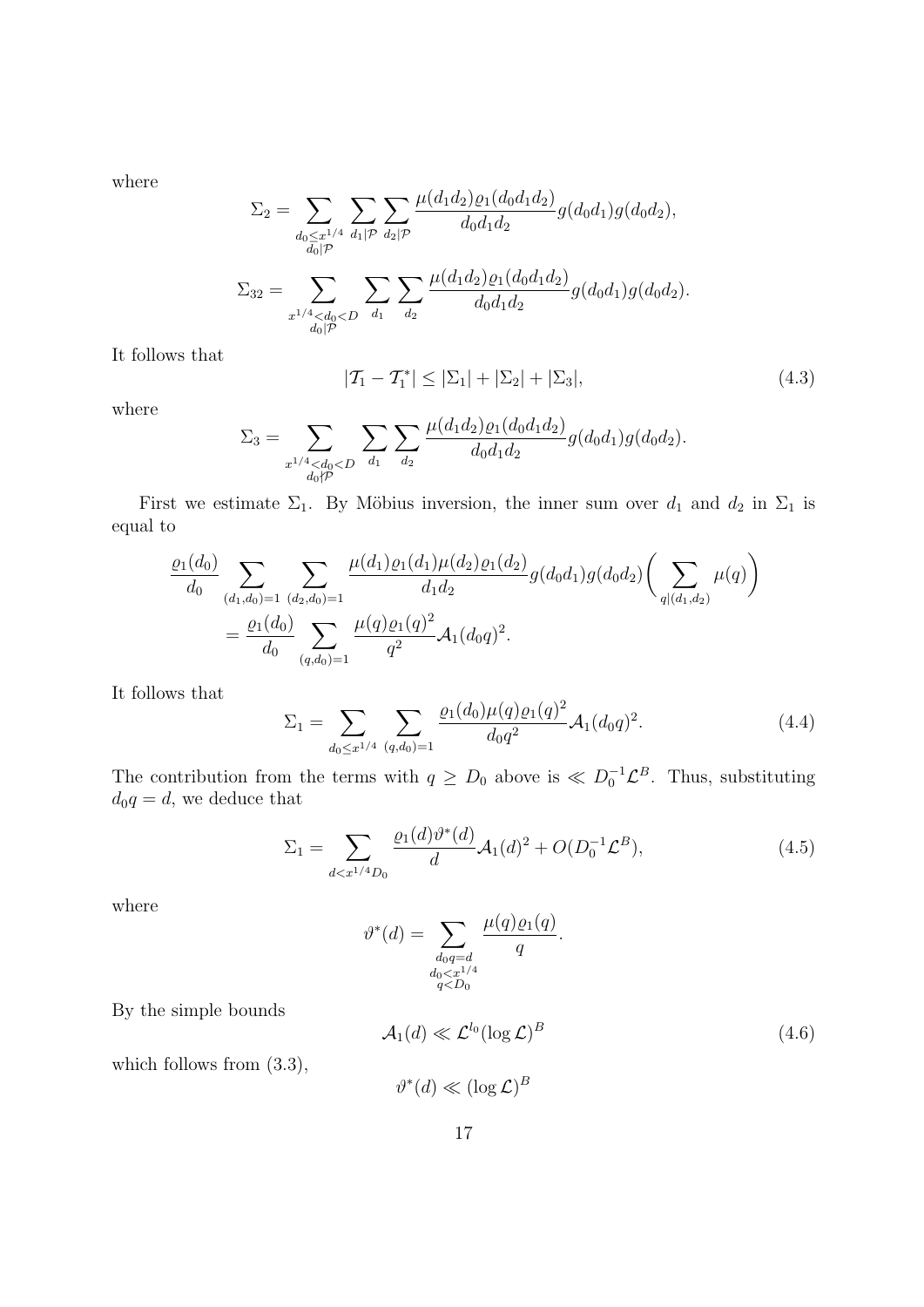where

$$\Sigma_2 = \sum_{\substack{d_0 \le x^{1/4} \\ d_0 | \mathcal{P}}} \sum_{d_1 | \mathcal{P}} \sum_{d_2 | \mathcal{P}} \frac{\mu(d_1 d_2) \varrho_1(d_0 d_1 d_2)}{d_0 d_1 d_2} g(d_0 d_1) g(d_0 d_2),$$

$$\Sigma_{32} = \sum_{\substack{x^{1/4} < d_0 < D \\ d_0 | \mathcal{P}}} \sum_{d_1} \sum_{d_2} \frac{\mu(d_1 d_2) \varrho_1(d_0 d_1 d_2)}{d_0 d_1 d_2} g(d_0 d_1) g(d_0 d_2).$$

It follows that

$$|\mathcal{T}_1 - \mathcal{T}_1^*| \le |\Sigma_1| + |\Sigma_2| + |\Sigma_3|, \tag{4.3}$$

where

$$\Sigma_3 = \sum_{\substack{x^{1/4} < d_0 < D \\ d_0 \nmid \mathcal{P}}} \sum_{d_1} \sum_{d_2} \frac{\mu(d_1 d_2) \varrho_1(d_0 d_1 d_2)}{d_0 d_1 d_2} g(d_0 d_1) g(d_0 d_2).$$

First we estimate $\Sigma_1$. By Möbius inversion, the inner sum over $d_1$ and $d_2$ in $\Sigma_1$ is equal to

$$\begin{aligned}
&\frac{\varrho_1(d_0)}{d_0} \sum_{(d_1, d_0) = 1} \sum_{(d_2, d_0) = 1} \frac{\mu(d_1) \varrho_1(d_1) \mu(d_2) \varrho_1(d_2)}{d_1 d_2} g(d_0 d_1) g(d_0 d_2) \bigg( \sum_{q | (d_1, d_2)} \mu(q) \bigg) \\
&\quad = \frac{\varrho_1(d_0)}{d_0} \sum_{(q, d_0) = 1} \frac{\mu(q) \varrho_1(q)^2}{q^2} \mathcal{A}_1(d_0 q)^2.
\end{aligned}$$

It follows that

$$\Sigma_1 = \sum_{d_0 \le x^{1/4}} \sum_{(q, d_0) = 1} \frac{\varrho_1(d_0) \mu(q) \varrho_1(q)^2}{d_0 q^2} \mathcal{A}_1(d_0 q)^2. \tag{4.4}$$

The contribution from the terms with $q \ge D_0$ above is $\ll D_0^{-1} \mathcal{L}^B$. Thus, substituting $d_0 q = d$, we deduce that

$$\Sigma_1 = \sum_{d < x^{1/4} D_0} \frac{\varrho_1(d) \vartheta^*(d)}{d} \mathcal{A}_1(d)^2 + O(D_0^{-1} \mathcal{L}^B), \tag{4.5}$$

where

$$\vartheta^*(d) = \sum_{\substack{d_0 q = d \\ d_0 < x^{1/4} \\ q < D_0}} \frac{\mu(q) \varrho_1(q)}{q}.$$

By the simple bounds

$$\mathcal{A}_1(d) \ll \mathcal{L}^{l_0} (\log \mathcal{L})^B \tag{4.6}$$

which follows from (3.3),

$$\vartheta^*(d) \ll (\log \mathcal{L})^B$$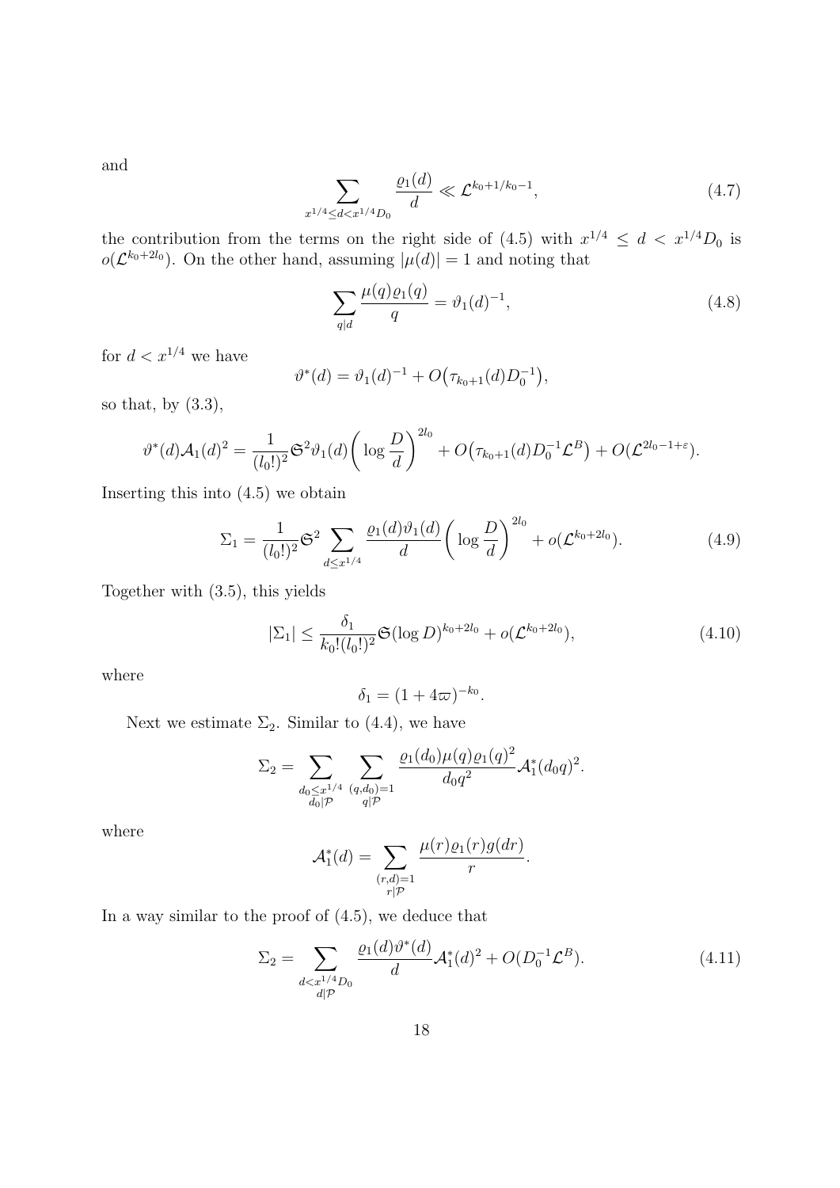and

$$\sum_{x^{1/4} \leq d < x^{1/4} D_0} \frac{\varrho_1(d)}{d} \ll \mathcal{L}^{k_0+1/k_0-1}, \tag{4.7}$$

the contribution from the terms on the right side of (4.5) with $x^{1/4} \leq d < x^{1/4} D_0$ is $o(\mathcal{L}^{k_0+2l_0})$. On the other hand, assuming $|\mu(d)| = 1$ and noting that

$$\sum_{q|d} \frac{\mu(q)\varrho_1(q)}{q} = \vartheta_1(d)^{-1}, \tag{4.8}$$

for $d < x^{1/4}$ we have

$$\vartheta^*(d) = \vartheta_1(d)^{-1} + O\big(\tau_{k_0+1}(d) D_0^{-1}\big),$$

so that, by (3.3),

$$\vartheta^*(d)\mathcal{A}_1(d)^2 = \frac{1}{(l_0!)^2}\mathfrak{S}^2 \vartheta_1(d)\bigg(\log\frac{D}{d}\bigg)^{2l_0} + O\big(\tau_{k_0+1}(d) D_0^{-1}\mathcal{L}^B\big) + O(\mathcal{L}^{2l_0-1+\varepsilon}).$$

Inserting this into (4.5) we obtain

$$\Sigma_1 = \frac{1}{(l_0!)^2}\mathfrak{S}^2 \sum_{d \leq x^{1/4}} \frac{\varrho_1(d)\vartheta_1(d)}{d}\bigg(\log\frac{D}{d}\bigg)^{2l_0} + o(\mathcal{L}^{k_0+2l_0}). \tag{4.9}$$

Together with (3.5), this yields

$$|\Sigma_1| \leq \frac{\delta_1}{k_0!(l_0!)^2}\mathfrak{S}(\log D)^{k_0+2l_0} + o(\mathcal{L}^{k_0+2l_0}), \tag{4.10}$$

where

$$\delta_1 = (1+4\varpi)^{-k_0}.$$

Next we estimate $\Sigma_2$. Similar to (4.4), we have

$$\Sigma_2 = \sum_{\substack{d_0 \leq x^{1/4} \\ d_0|\mathcal{P}}} \sum_{\substack{(q,d_0)=1 \\ q|\mathcal{P}}} \frac{\varrho_1(d_0)\mu(q)\varrho_1(q)^2}{d_0 q^2}\mathcal{A}_1^*(d_0 q)^2.$$

where

$$\mathcal{A}_1^*(d) = \sum_{\substack{(r,d)=1 \\ r|\mathcal{P}}} \frac{\mu(r)\varrho_1(r)g(dr)}{r}.$$

In a way similar to the proof of (4.5), we deduce that

$$\Sigma_2 = \sum_{\substack{d < x^{1/4} D_0 \\ d|\mathcal{P}}} \frac{\varrho_1(d)\vartheta^*(d)}{d}\mathcal{A}_1^*(d)^2 + O(D_0^{-1}\mathcal{L}^B). \tag{4.11}$$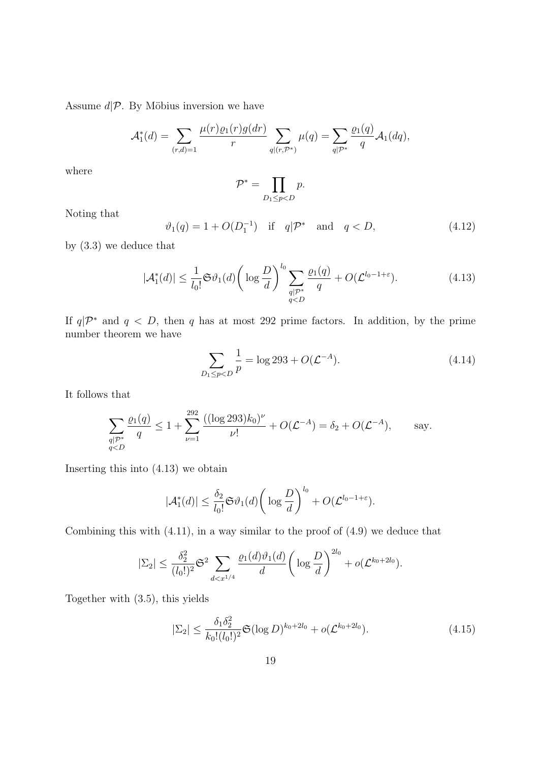Assume $d|\mathcal{P}$. By Möbius inversion we have

$$\mathcal{A}_1^*(d) = \sum_{(r,d)=1} \frac{\mu(r)\varrho_1(r)g(dr)}{r} \sum_{q|(r,\mathcal{P}^*)} \mu(q) = \sum_{q|\mathcal{P}^*} \frac{\varrho_1(q)}{q} \mathcal{A}_1(dq),$$

where

$$\mathcal{P}^* = \prod_{D_1 \le p < D} p.$$

Noting that

$$\vartheta_1(q) = 1 + O(D_1^{-1}) \quad \text{if} \quad q|\mathcal{P}^* \quad \text{and} \quad q < D, \tag{4.12}$$

by (3.3) we deduce that

$$|\mathcal{A}_1^*(d)| \le \frac{1}{l_0!} \mathfrak{S} \vartheta_1(d) \bigg( \log \frac{D}{d} \bigg)^{l_0} \sum_{\substack{q|\mathcal{P}^* \\ q<D}} \frac{\varrho_1(q)}{q} + O(\mathcal{L}^{l_0-1+\varepsilon}). \tag{4.13}$$

If $q|\mathcal{P}^*$ and $q < D$, then $q$ has at most 292 prime factors. In addition, by the prime number theorem we have

$$\sum_{D_1 \le p < D} \frac{1}{p} = \log 293 + O(\mathcal{L}^{-A}). \tag{4.14}$$

It follows that

$$\sum_{\substack{q|\mathcal{P}^* \\ q<D}} \frac{\varrho_1(q)}{q} \le 1 + \sum_{\nu=1}^{292} \frac{((\log 293)k_0)^{\nu}}{\nu!} + O(\mathcal{L}^{-A}) = \delta_2 + O(\mathcal{L}^{-A}), \qquad \text{say.}$$

Inserting this into (4.13) we obtain

$$|\mathcal{A}_1^*(d)| \le \frac{\delta_2}{l_0!} \mathfrak{S} \vartheta_1(d) \bigg( \log \frac{D}{d} \bigg)^{l_0} + O(\mathcal{L}^{l_0-1+\varepsilon}).$$

Combining this with (4.11), in a way similar to the proof of (4.9) we deduce that

$$|\Sigma_2| \le \frac{\delta_2^2}{(l_0!)^2} \mathfrak{S}^2 \sum_{d<x^{1/4}} \frac{\varrho_1(d)\vartheta_1(d)}{d} \bigg( \log \frac{D}{d} \bigg)^{2l_0} + o(\mathcal{L}^{k_0+2l_0}).$$

Together with (3.5), this yields

$$|\Sigma_2| \le \frac{\delta_1 \delta_2^2}{k_0!(l_0!)^2} \mathfrak{S} (\log D)^{k_0+2l_0} + o(\mathcal{L}^{k_0+2l_0}). \tag{4.15}$$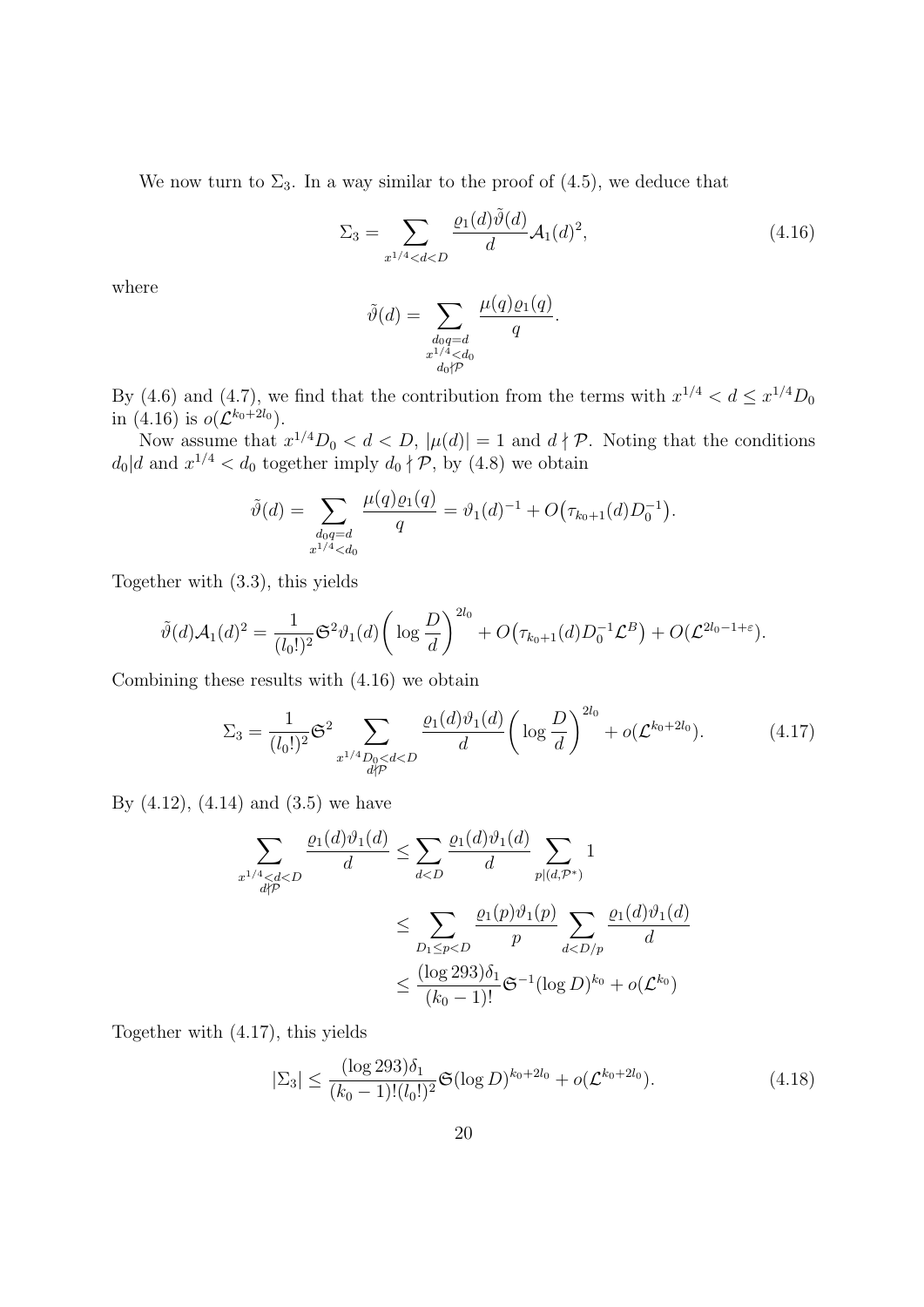We now turn to $\Sigma_3$. In a way similar to the proof of (4.5), we deduce that

$$\Sigma_3 = \sum_{x^{1/4}<d<D} \frac{\varrho_1(d)\tilde{\vartheta}(d)}{d}\mathcal{A}_1(d)^2, \tag{4.16}$$

where

$$\tilde{\vartheta}(d) = \sum_{\substack{d_0 q = d\\ x^{1/4}<d_0\\ d_0 \nmid \mathcal{P}}} \frac{\mu(q)\varrho_1(q)}{q}.$$

By (4.6) and (4.7), we find that the contribution from the terms with $x^{1/4} < d \le x^{1/4}D_0$ in (4.16) is $o(\mathcal{L}^{k_0+2l_0})$.

Now assume that $x^{1/4}D_0 < d < D$, $|\mu(d)| = 1$ and $d \nmid \mathcal{P}$. Noting that the conditions $d_0|d$ and $x^{1/4} < d_0$ together imply $d_0 \nmid \mathcal{P}$, by (4.8) we obtain

$$\tilde{\vartheta}(d) = \sum_{\substack{d_0 q = d\\ x^{1/4}<d_0}} \frac{\mu(q)\varrho_1(q)}{q} = \vartheta_1(d)^{-1} + O\big(\tau_{k_0+1}(d)D_0^{-1}\big).$$

Together with (3.3), this yields

$$\tilde{\vartheta}(d)\mathcal{A}_1(d)^2 = \frac{1}{(l_0!)^2}\mathfrak{S}^2\vartheta_1(d)\bigg(\log\frac{D}{d}\bigg)^{2l_0} + O\big(\tau_{k_0+1}(d)D_0^{-1}\mathcal{L}^B\big) + O(\mathcal{L}^{2l_0-1+\varepsilon}).$$

Combining these results with (4.16) we obtain

$$\Sigma_3 = \frac{1}{(l_0!)^2}\mathfrak{S}^2 \sum_{\substack{x^{1/4}D_0<d<D\\ d\nmid\mathcal{P}}} \frac{\varrho_1(d)\vartheta_1(d)}{d}\bigg(\log\frac{D}{d}\bigg)^{2l_0} + o(\mathcal{L}^{k_0+2l_0}). \tag{4.17}$$

By (4.12), (4.14) and (3.5) we have

$$\begin{aligned}
\sum_{\substack{x^{1/4}<d<D\\ d\nmid\mathcal{P}}} \frac{\varrho_1(d)\vartheta_1(d)}{d} &\le \sum_{d<D} \frac{\varrho_1(d)\vartheta_1(d)}{d} \sum_{p|(d,\mathcal{P}^*)} 1\\
&\le \sum_{D_1\le p<D} \frac{\varrho_1(p)\vartheta_1(p)}{p} \sum_{d<D/p} \frac{\varrho_1(d)\vartheta_1(d)}{d}\\
&\le \frac{(\log 293)\delta_1}{(k_0-1)!}\mathfrak{S}^{-1}(\log D)^{k_0} + o(\mathcal{L}^{k_0})
\end{aligned}$$

Together with (4.17), this yields

$$|\Sigma_3| \le \frac{(\log 293)\delta_1}{(k_0-1)!(l_0!)^2}\mathfrak{S}(\log D)^{k_0+2l_0} + o(\mathcal{L}^{k_0+2l_0}). \tag{4.18}$$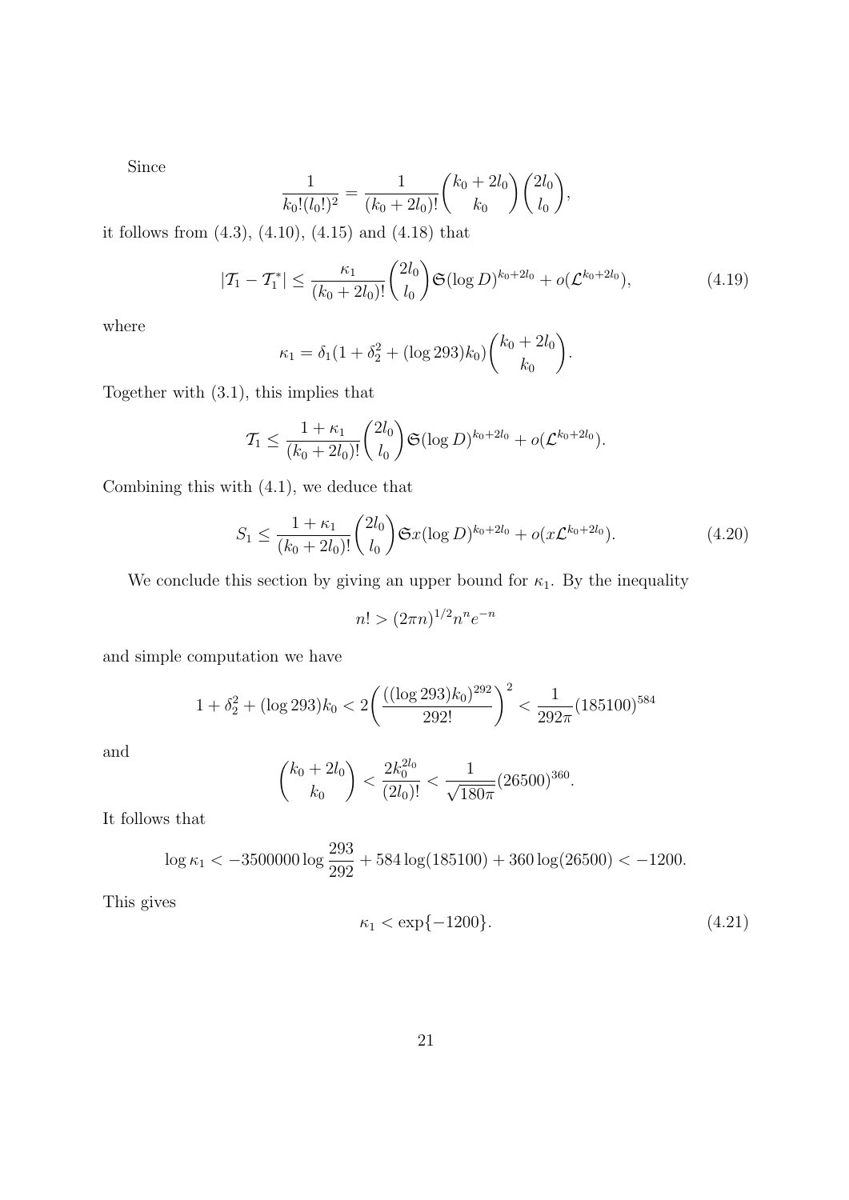Since

$$\frac{1}{k_0!(l_0!)^2} = \frac{1}{(k_0+2l_0)!}\binom{k_0+2l_0}{k_0}\binom{2l_0}{l_0},$$

it follows from (4.3), (4.10), (4.15) and (4.18) that

$$|\mathcal{T}_1 - \mathcal{T}_1^*| \le \frac{\kappa_1}{(k_0+2l_0)!}\binom{2l_0}{l_0}\mathfrak{S}(\log D)^{k_0+2l_0} + o(\mathcal{L}^{k_0+2l_0}), \tag{4.19}$$

where

$$\kappa_1 = \delta_1(1+\delta_2^2+(\log 293)k_0)\binom{k_0+2l_0}{k_0}.$$

Together with (3.1), this implies that

$$\mathcal{T}_1 \le \frac{1+\kappa_1}{(k_0+2l_0)!}\binom{2l_0}{l_0}\mathfrak{S}(\log D)^{k_0+2l_0} + o(\mathcal{L}^{k_0+2l_0}).$$

Combining this with (4.1), we deduce that

$$S_1 \le \frac{1+\kappa_1}{(k_0+2l_0)!}\binom{2l_0}{l_0}\mathfrak{S}x(\log D)^{k_0+2l_0} + o(x\mathcal{L}^{k_0+2l_0}). \tag{4.20}$$

We conclude this section by giving an upper bound for $\kappa_1$. By the inequality

$$n! > (2\pi n)^{1/2}n^n e^{-n}$$

and simple computation we have

$$1+\delta_2^2+(\log 293)k_0 < 2\left(\frac{((\log 293)k_0)^{292}}{292!}\right)^2 < \frac{1}{292\pi}(185100)^{584}$$

and

$$\binom{k_0+2l_0}{k_0} < \frac{2k_0^{2l_0}}{(2l_0)!} < \frac{1}{\sqrt{180\pi}}(26500)^{360}.$$

It follows that

$$\log \kappa_1 < -3500000\log\frac{293}{292} + 584\log(185100) + 360\log(26500) < -1200.$$

This gives

$$\kappa_1 < \exp\{-1200\}. \tag{4.21}$$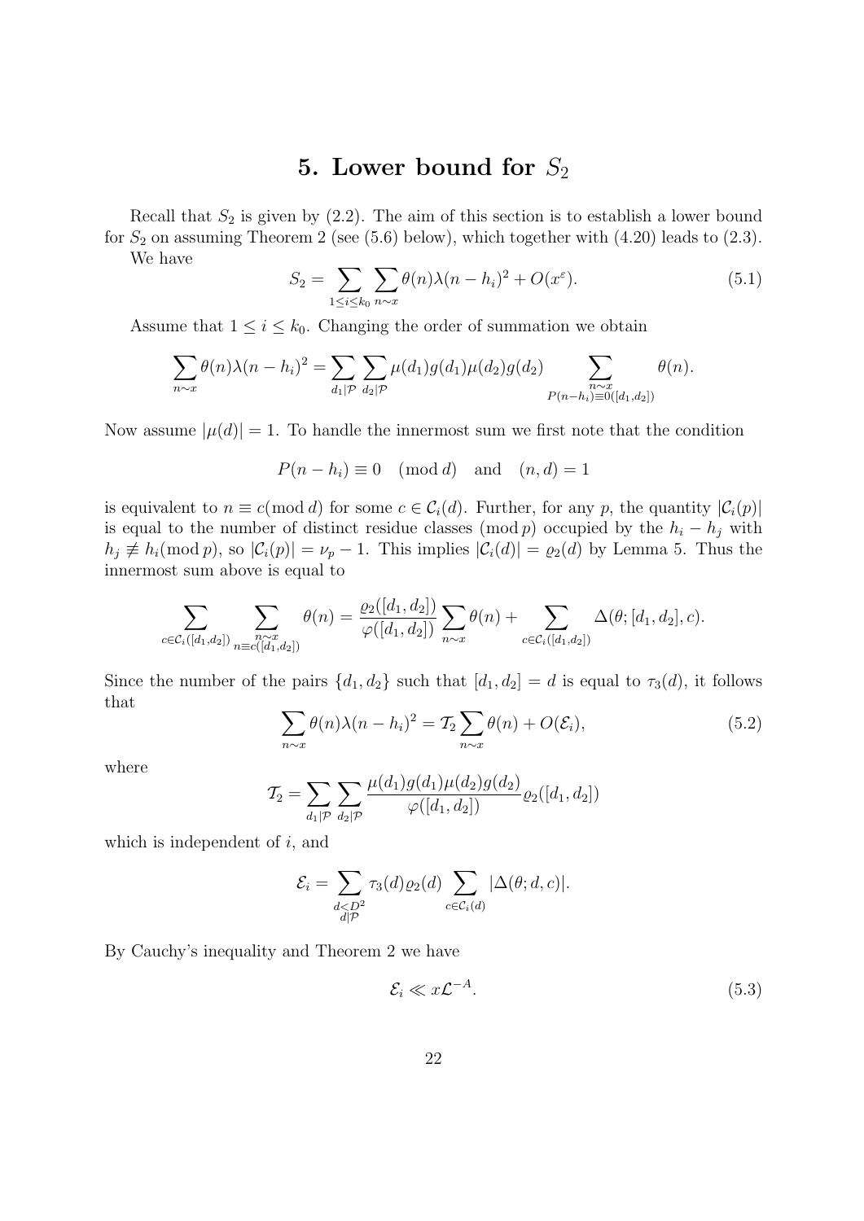# 5. Lower bound for $S_2$

Recall that $S_2$ is given by (2.2). The aim of this section is to establish a lower bound for $S_2$ on assuming Theorem 2 (see (5.6) below), which together with (4.20) leads to (2.3).

We have

$$S_2 = \sum_{1 \le i \le k_0} \sum_{n \sim x} \theta(n) \lambda(n - h_i)^2 + O(x^{\varepsilon}). \tag{5.1}$$

Assume that $1 \le i \le k_0$. Changing the order of summation we obtain

$$\sum_{n \sim x} \theta(n) \lambda(n - h_i)^2 = \sum_{d_1 | \mathcal{P}} \sum_{d_2 | \mathcal{P}} \mu(d_1) g(d_1) \mu(d_2) g(d_2) \sum_{\substack{n \sim x \\ P(n-h_i) \equiv 0 ([d_1, d_2])}} \theta(n).$$

Now assume $|\mu(d)| = 1$. To handle the innermost sum we first note that the condition

$$P(n - h_i) \equiv 0 \pmod{d} \quad \text{and} \quad (n, d) = 1$$

is equivalent to $n \equiv c (\bmod\, d)$ for some $c \in \mathcal{C}_i(d)$. Further, for any $p$, the quantity $|\mathcal{C}_i(p)|$ is equal to the number of distinct residue classes $(\bmod\, p)$ occupied by the $h_i - h_j$ with $h_j \not\equiv h_i (\bmod\, p)$, so $|\mathcal{C}_i(p)| = \nu_p - 1$. This implies $|\mathcal{C}_i(d)| = \varrho_2(d)$ by Lemma 5. Thus the innermost sum above is equal to

$$\sum_{c \in \mathcal{C}_i([d_1, d_2])} \sum_{\substack{n \sim x \\ n \equiv c ([d_1, d_2])}} \theta(n) = \frac{\varrho_2([d_1, d_2])}{\varphi([d_1, d_2])} \sum_{n \sim x} \theta(n) + \sum_{c \in \mathcal{C}_i([d_1, d_2])} \Delta(\theta; [d_1, d_2], c).$$

Since the number of the pairs $\{d_1, d_2\}$ such that $[d_1, d_2] = d$ is equal to $\tau_3(d)$, it follows that

$$\sum_{n \sim x} \theta(n) \lambda(n - h_i)^2 = \mathcal{T}_2 \sum_{n \sim x} \theta(n) + O(\mathcal{E}_i), \tag{5.2}$$

where

$$\mathcal{T}_2 = \sum_{d_1 | \mathcal{P}} \sum_{d_2 | \mathcal{P}} \frac{\mu(d_1) g(d_1) \mu(d_2) g(d_2)}{\varphi([d_1, d_2])} \varrho_2([d_1, d_2])$$

which is independent of $i$, and

$$\mathcal{E}_i = \sum_{\substack{d < D^2 \\ d | \mathcal{P}}} \tau_3(d) \varrho_2(d) \sum_{c \in \mathcal{C}_i(d)} |\Delta(\theta; d, c)|.$$

By Cauchy's inequality and Theorem 2 we have

$$\mathcal{E}_i \ll x \mathcal{L}^{-A}. \tag{5.3}$$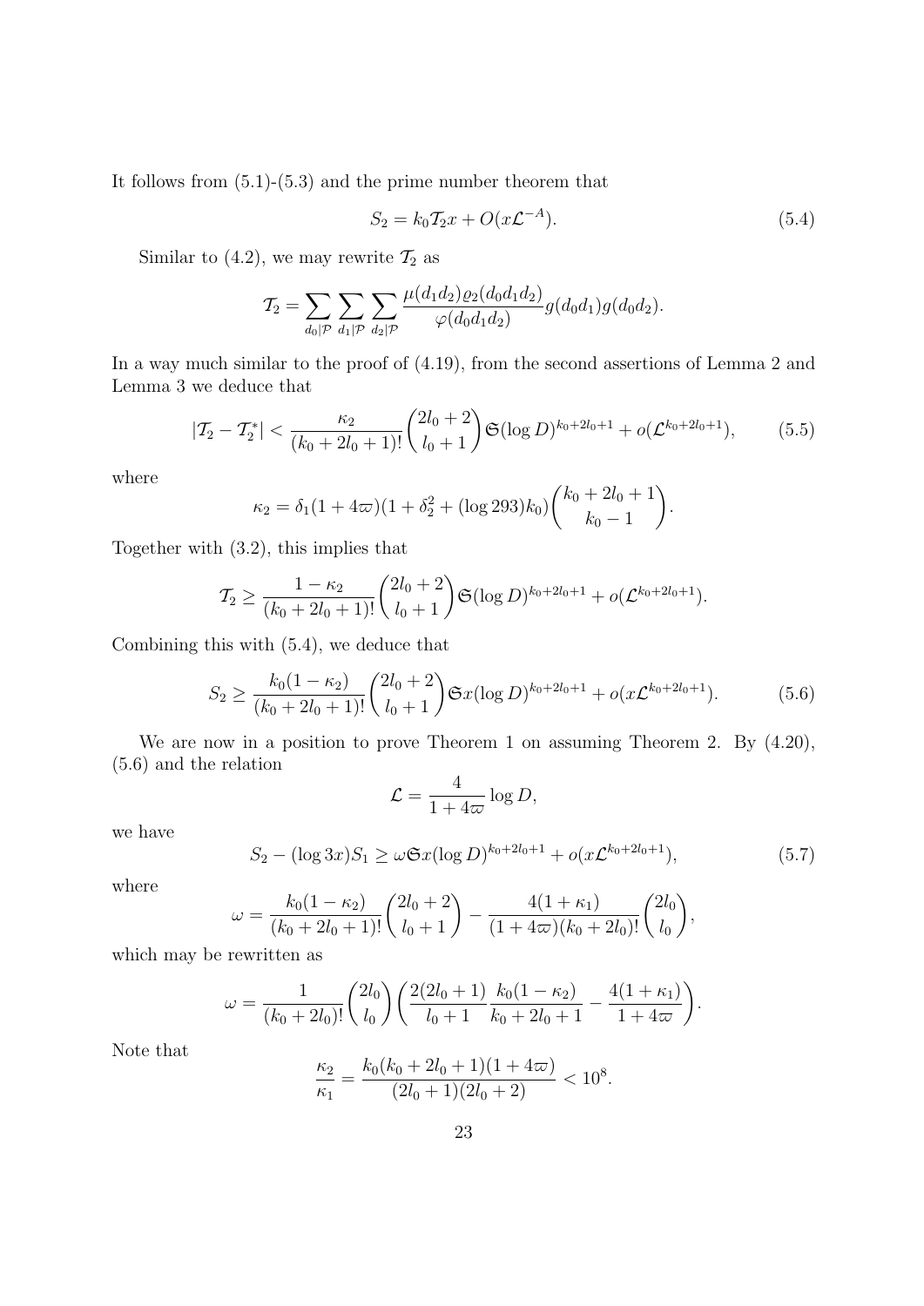It follows from (5.1)-(5.3) and the prime number theorem that

$$S_2 = k_0 \mathcal{T}_2 x + O(x\mathcal{L}^{-A}). \tag{5.4}$$

Similar to (4.2), we may rewrite $\mathcal{T}_2$ as

$$\mathcal{T}_2 = \sum_{d_0|\mathcal{P}} \sum_{d_1|\mathcal{P}} \sum_{d_2|\mathcal{P}} \frac{\mu(d_1d_2)\varrho_2(d_0d_1d_2)}{\varphi(d_0d_1d_2)} g(d_0d_1)g(d_0d_2).$$

In a way much similar to the proof of (4.19), from the second assertions of Lemma 2 and Lemma 3 we deduce that

$$|\mathcal{T}_2 - \mathcal{T}_2^*| < \frac{\kappa_2}{(k_0+2l_0+1)!}\binom{2l_0+2}{l_0+1}\mathfrak{S}(\log D)^{k_0+2l_0+1} + o(\mathcal{L}^{k_0+2l_0+1}), \tag{5.5}$$

where

$$\kappa_2 = \delta_1(1+4\varpi)(1+\delta_2^2+(\log 293)k_0)\binom{k_0+2l_0+1}{k_0-1}.$$

Together with (3.2), this implies that

$$\mathcal{T}_2 \geq \frac{1-\kappa_2}{(k_0+2l_0+1)!}\binom{2l_0+2}{l_0+1}\mathfrak{S}(\log D)^{k_0+2l_0+1} + o(\mathcal{L}^{k_0+2l_0+1}).$$

Combining this with (5.4), we deduce that

$$S_2 \geq \frac{k_0(1-\kappa_2)}{(k_0+2l_0+1)!}\binom{2l_0+2}{l_0+1}\mathfrak{S}x(\log D)^{k_0+2l_0+1} + o(x\mathcal{L}^{k_0+2l_0+1}). \tag{5.6}$$

We are now in a position to prove Theorem 1 on assuming Theorem 2. By (4.20), (5.6) and the relation

$$\mathcal{L} = \frac{4}{1+4\varpi}\log D,$$

we have

$$S_2 - (\log 3x)S_1 \geq \omega\mathfrak{S}x(\log D)^{k_0+2l_0+1} + o(x\mathcal{L}^{k_0+2l_0+1}), \tag{5.7}$$

where

$$\omega = \frac{k_0(1-\kappa_2)}{(k_0+2l_0+1)!}\binom{2l_0+2}{l_0+1} - \frac{4(1+\kappa_1)}{(1+4\varpi)(k_0+2l_0)!}\binom{2l_0}{l_0},$$

which may be rewritten as

$$\omega = \frac{1}{(k_0+2l_0)!}\binom{2l_0}{l_0}\left(\frac{2(2l_0+1)}{l_0+1}\frac{k_0(1-\kappa_2)}{k_0+2l_0+1} - \frac{4(1+\kappa_1)}{1+4\varpi}\right).$$

Note that

$$\frac{\kappa_2}{\kappa_1} = \frac{k_0(k_0+2l_0+1)(1+4\varpi)}{(2l_0+1)(2l_0+2)} < 10^8.$$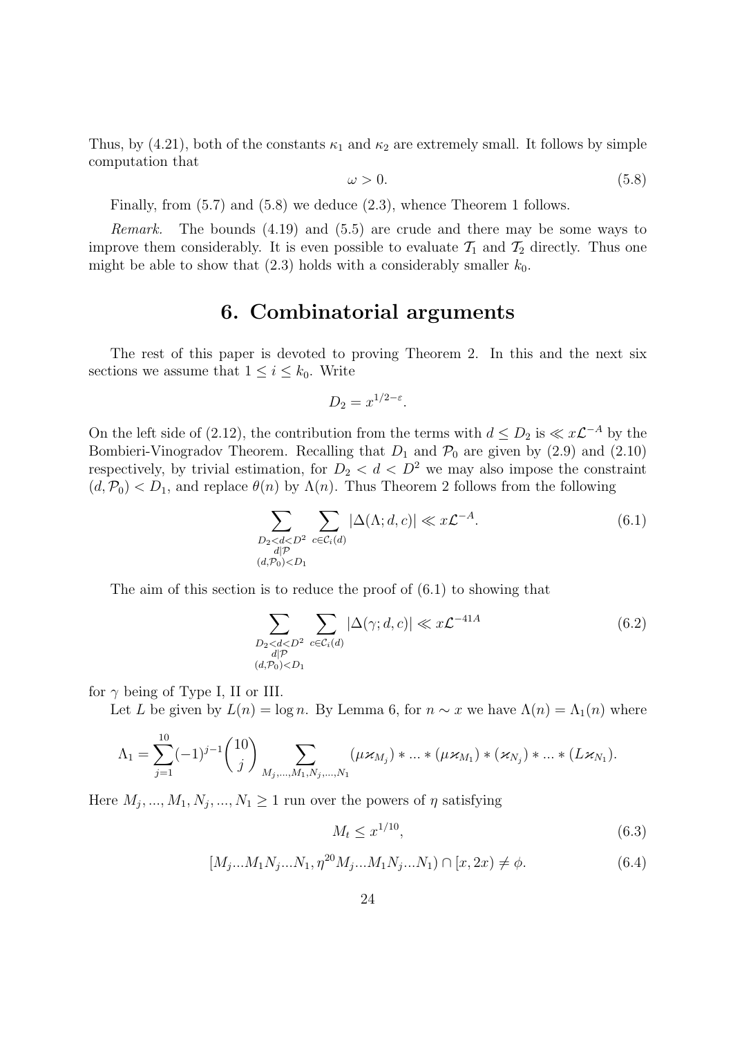Thus, by (4.21), both of the constants $\kappa_1$ and $\kappa_2$ are extremely small. It follows by simple computation that

$$\omega > 0. \tag{5.8}$$

Finally, from (5.7) and (5.8) we deduce (2.3), whence Theorem 1 follows.

*Remark.* The bounds (4.19) and (5.5) are crude and there may be some ways to improve them considerably. It is even possible to evaluate $\mathcal{T}_1$ and $\mathcal{T}_2$ directly. Thus one might be able to show that (2.3) holds with a considerably smaller $k_0$.

# 6. Combinatorial arguments

The rest of this paper is devoted to proving Theorem 2. In this and the next six sections we assume that $1 \le i \le k_0$. Write

$$D_2 = x^{1/2-\varepsilon}.$$

On the left side of (2.12), the contribution from the terms with $d \le D_2$ is $\ll x\mathcal{L}^{-A}$ by the Bombieri-Vinogradov Theorem. Recalling that $D_1$ and $\mathcal{P}_0$ are given by (2.9) and (2.10) respectively, by trivial estimation, for $D_2 < d < D^2$ we may also impose the constraint $(d, \mathcal{P}_0) < D_1$, and replace $\theta(n)$ by $\Lambda(n)$. Thus Theorem 2 follows from the following

$$\sum_{\substack{D_2<d<D^2 \\ d|\mathcal{P} \\ (d,\mathcal{P}_0)<D_1}} \sum_{c\in\mathcal{C}_i(d)} |\Delta(\Lambda; d, c)| \ll x\mathcal{L}^{-A}. \tag{6.1}$$

The aim of this section is to reduce the proof of (6.1) to showing that

$$\sum_{\substack{D_2<d<D^2 \\ d|\mathcal{P} \\ (d,\mathcal{P}_0)<D_1}} \sum_{c\in\mathcal{C}_i(d)} |\Delta(\gamma; d, c)| \ll x\mathcal{L}^{-41A} \tag{6.2}$$

for $\gamma$ being of Type I, II or III.

Let $L$ be given by $L(n) = \log n$. By Lemma 6, for $n \sim x$ we have $\Lambda(n) = \Lambda_1(n)$ where

$$\Lambda_1 = \sum_{j=1}^{10} (-1)^{j-1} \binom{10}{j} \sum_{M_j,\dots,M_1,N_j,\dots,N_1} (\mu\varkappa_{M_j}) * \dots * (\mu\varkappa_{M_1}) * (\varkappa_{N_j}) * \dots * (L\varkappa_{N_1}).$$

Here $M_j, \dots, M_1, N_j, \dots, N_1 \ge 1$ run over the powers of $\eta$ satisfying

$$M_t \le x^{1/10}, \tag{6.3}$$

$$[M_j \dots M_1 N_j \dots N_1, \eta^{20} M_j \dots M_1 N_j \dots N_1) \cap [x, 2x) \ne \phi. \tag{6.4}$$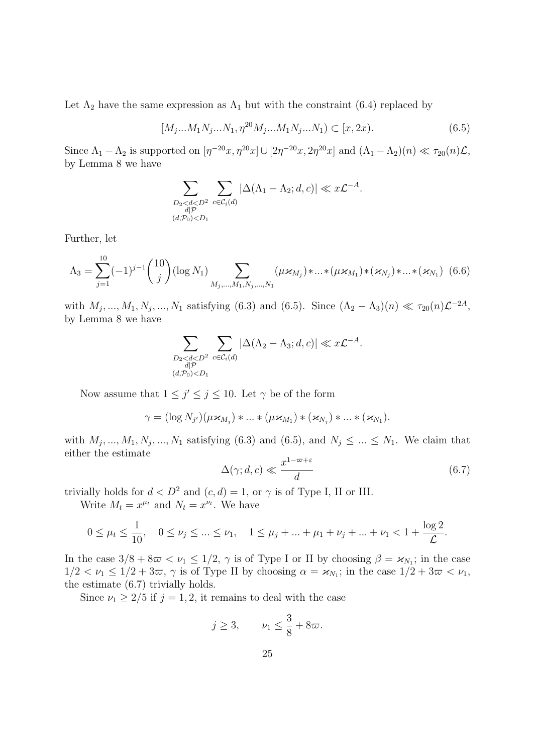Let $\Lambda_2$ have the same expression as $\Lambda_1$ but with the constraint (6.4) replaced by

$$[M_j...M_1N_j...N_1, \eta^{20}M_j...M_1N_j...N_1) \subset [x, 2x). \tag{6.5}$$

Since $\Lambda_1 - \Lambda_2$ is supported on $[\eta^{-20}x, \eta^{20}x] \cup [2\eta^{-20}x, 2\eta^{20}x]$ and $(\Lambda_1 - \Lambda_2)(n) \ll \tau_{20}(n)\mathcal{L}$, by Lemma 8 we have

$$\sum_{\substack{D_2<d<D^2 \\ d|\mathcal{P} \\ (d,\mathcal{P}_0)<D_1}} \sum_{c\in\mathcal{C}_i(d)} |\Delta(\Lambda_1 - \Lambda_2; d, c)| \ll x\mathcal{L}^{-A}.$$

Further, let

$$\Lambda_3 = \sum_{j=1}^{10}(-1)^{j-1}\binom{10}{j}(\log N_1)\sum_{M_j,...,M_1,N_j,...,N_1}(\mu\varkappa_{M_j})*...*(\mu\varkappa_{M_1})*(\varkappa_{N_j})*...*(\varkappa_{N_1}) \tag{6.6}$$

with $M_j, ..., M_1, N_j, ..., N_1$ satisfying (6.3) and (6.5). Since $(\Lambda_2 - \Lambda_3)(n) \ll \tau_{20}(n)\mathcal{L}^{-2A}$, by Lemma 8 we have

$$\sum_{\substack{D_2<d<D^2 \\ d|\mathcal{P} \\ (d,\mathcal{P}_0)<D_1}} \sum_{c\in\mathcal{C}_i(d)} |\Delta(\Lambda_2 - \Lambda_3; d, c)| \ll x\mathcal{L}^{-A}.$$

Now assume that $1 \le j' \le j \le 10$. Let $\gamma$ be of the form

$$\gamma = (\log N_{j'})(\mu\varkappa_{M_j}) * ... * (\mu\varkappa_{M_1}) * (\varkappa_{N_j}) * ... * (\varkappa_{N_1}).$$

with $M_j, ..., M_1, N_j, ..., N_1$ satisfying (6.3) and (6.5), and $N_j \le ... \le N_1$. We claim that either the estimate

$$\Delta(\gamma; d, c) \ll \frac{x^{1-\varpi+\varepsilon}}{d} \tag{6.7}$$

trivially holds for $d < D^2$ and $(c, d) = 1$, or $\gamma$ is of Type I, II or III.

Write $M_t = x^{\mu_t}$ and $N_t = x^{\nu_t}$. We have

$$0 \le \mu_t \le \frac{1}{10}, \quad 0 \le \nu_j \le ... \le \nu_1, \quad 1 \le \mu_j + ... + \mu_1 + \nu_j + ... + \nu_1 < 1 + \frac{\log 2}{\mathcal{L}}.$$

In the case $3/8 + 8\varpi < \nu_1 \le 1/2$, $\gamma$ is of Type I or II by choosing $\beta = \varkappa_{N_1}$; in the case $1/2 < \nu_1 \le 1/2 + 3\varpi$, $\gamma$ is of Type II by choosing $\alpha = \varkappa_{N_1}$; in the case $1/2 + 3\varpi < \nu_1$, the estimate (6.7) trivially holds.

Since $\nu_1 \ge 2/5$ if $j = 1, 2$, it remains to deal with the case

$$j \ge 3, \qquad \nu_1 \le \frac{3}{8} + 8\varpi.$$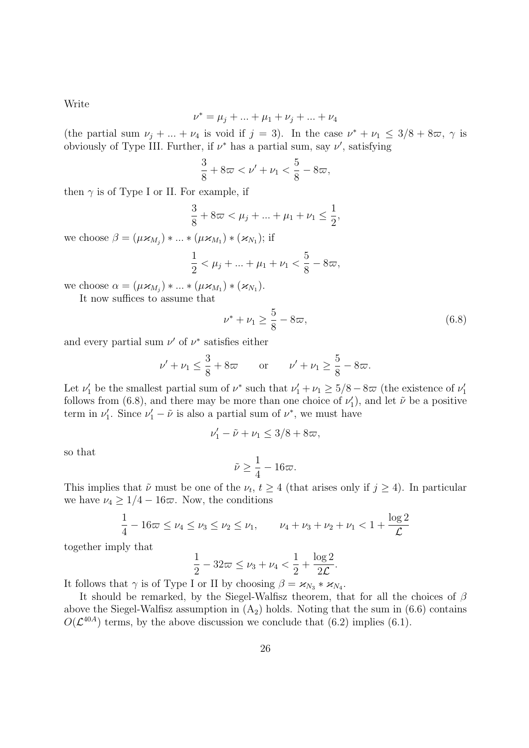Write

$$\nu^* = \mu_j + ... + \mu_1 + \nu_j + ... + \nu_4$$

(the partial sum $\nu_j + ... + \nu_4$ is void if $j = 3$). In the case $\nu^* + \nu_1 \leq 3/8 + 8\varpi$, $\gamma$ is obviously of Type III. Further, if $\nu^*$ has a partial sum, say $\nu'$, satisfying

$$\frac{3}{8} + 8\varpi < \nu' + \nu_1 < \frac{5}{8} - 8\varpi,$$

then $\gamma$ is of Type I or II. For example, if

$$\frac{3}{8} + 8\varpi < \mu_j + ... + \mu_1 + \nu_1 \leq \frac{1}{2},$$

we choose $\beta = (\mu\varkappa_{M_j}) * ... * (\mu\varkappa_{M_1}) * (\varkappa_{N_1})$; if

$$\frac{1}{2} < \mu_j + ... + \mu_1 + \nu_1 < \frac{5}{8} - 8\varpi,$$

we choose $\alpha = (\mu\varkappa_{M_j}) * ... * (\mu\varkappa_{M_1}) * (\varkappa_{N_1})$.

It now suffices to assume that

$$\nu^* + \nu_1 \geq \frac{5}{8} - 8\varpi, \tag{6.8}$$

and every partial sum $\nu'$ of $\nu^*$ satisfies either

$$\nu' + \nu_1 \leq \frac{3}{8} + 8\varpi \qquad \text{or} \qquad \nu' + \nu_1 \geq \frac{5}{8} - 8\varpi.$$

Let $\nu_1'$ be the smallest partial sum of $\nu^*$ such that $\nu_1' + \nu_1 \geq 5/8 - 8\varpi$ (the existence of $\nu_1'$ follows from (6.8), and there may be more than one choice of $\nu_1'$), and let $\tilde{\nu}$ be a positive term in $\nu_1'$. Since $\nu_1' - \tilde{\nu}$ is also a partial sum of $\nu^*$, we must have

$$\nu_1' - \tilde{\nu} + \nu_1 \leq 3/8 + 8\varpi,$$

so that

$$\tilde{\nu} \geq \frac{1}{4} - 16\varpi.$$

This implies that $\tilde{\nu}$ must be one of the $\nu_t$, $t \geq 4$ (that arises only if $j \geq 4$). In particular we have $\nu_4 \geq 1/4 - 16\varpi$. Now, the conditions

$$\frac{1}{4} - 16\varpi \leq \nu_4 \leq \nu_3 \leq \nu_2 \leq \nu_1, \qquad \nu_4 + \nu_3 + \nu_2 + \nu_1 < 1 + \frac{\log 2}{\mathcal{L}}$$

together imply that

$$\frac{1}{2} - 32\varpi \leq \nu_3 + \nu_4 < \frac{1}{2} + \frac{\log 2}{2\mathcal{L}}.$$

It follows that $\gamma$ is of Type I or II by choosing $\beta = \varkappa_{N_3} * \varkappa_{N_4}$.

It should be remarked, by the Siegel-Walfisz theorem, that for all the choices of $\beta$ above the Siegel-Walfisz assumption in ($\text{A}_2$) holds. Noting that the sum in (6.6) contains $O(\mathcal{L}^{40A})$ terms, by the above discussion we conclude that (6.2) implies (6.1).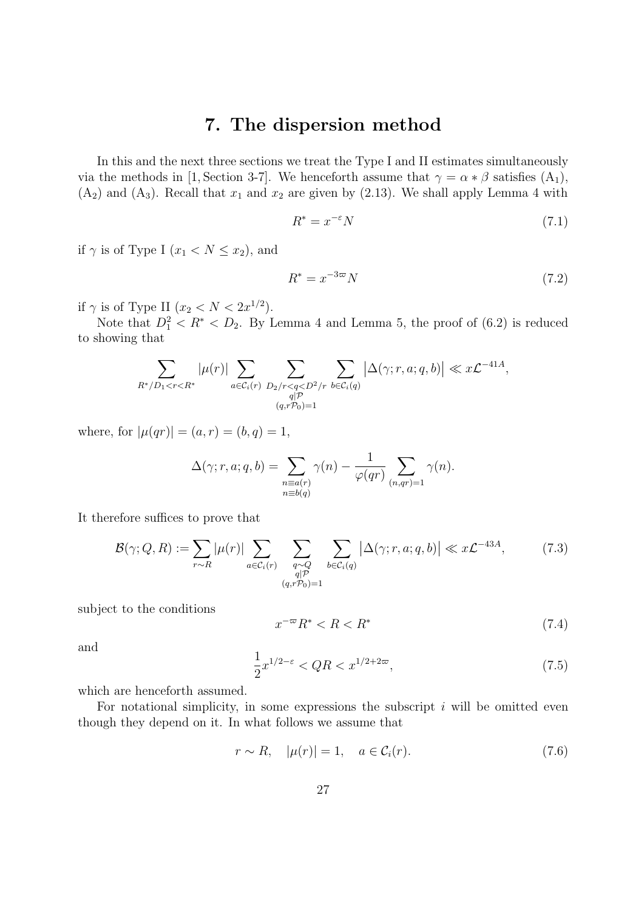# 7. The dispersion method

In this and the next three sections we treat the Type I and II estimates simultaneously via the methods in [1, Section 3-7]. We henceforth assume that $\gamma = \alpha * \beta$ satisfies $(\mathrm{A}_1)$, $(\mathrm{A}_2)$ and $(\mathrm{A}_3)$. Recall that $x_1$ and $x_2$ are given by (2.13). We shall apply Lemma 4 with

$$R^* = x^{-\varepsilon} N \tag{7.1}$$

if $\gamma$ is of Type I ($x_1 < N \le x_2$), and

$$R^* = x^{-3\varpi} N \tag{7.2}$$

if $\gamma$ is of Type II ($x_2 < N < 2x^{1/2}$).

Note that $D_1^2 < R^* < D_2$. By Lemma 4 and Lemma 5, the proof of (6.2) is reduced to showing that

$$\sum_{R^*/D_1 < r < R^*} |\mu(r)| \sum_{a \in \mathcal{C}_i(r)} \sum_{\substack{D_2/r < q < D^2/r \\ q \mid \mathcal{P} \\ (q, r\mathcal{P}_0)=1}} \sum_{b \in \mathcal{C}_i(q)} \left| \Delta(\gamma; r, a; q, b) \right| \ll x\mathcal{L}^{-41A},$$

where, for $|\mu(qr)| = (a, r) = (b, q) = 1$,

$$\Delta(\gamma; r, a; q, b) = \sum_{\substack{n \equiv a(r) \\ n \equiv b(q)}} \gamma(n) - \frac{1}{\varphi(qr)} \sum_{(n,qr)=1} \gamma(n).$$

It therefore suffices to prove that

$$\mathcal{B}(\gamma; Q, R) := \sum_{r \sim R} |\mu(r)| \sum_{a \in \mathcal{C}_i(r)} \sum_{\substack{q \sim Q \\ q \mid \mathcal{P} \\ (q, r\mathcal{P}_0)=1}} \sum_{b \in \mathcal{C}_i(q)} \left| \Delta(\gamma; r, a; q, b) \right| \ll x\mathcal{L}^{-43A}, \tag{7.3}$$

subject to the conditions

$$x^{-\varpi} R^* < R < R^* \tag{7.4}$$

and

$$\frac{1}{2} x^{1/2-\varepsilon} < QR < x^{1/2+2\varpi}, \tag{7.5}$$

which are henceforth assumed.

For notational simplicity, in some expressions the subscript $i$ will be omitted even though they depend on it. In what follows we assume that

$$r \sim R, \quad |\mu(r)| = 1, \quad a \in \mathcal{C}_i(r). \tag{7.6}$$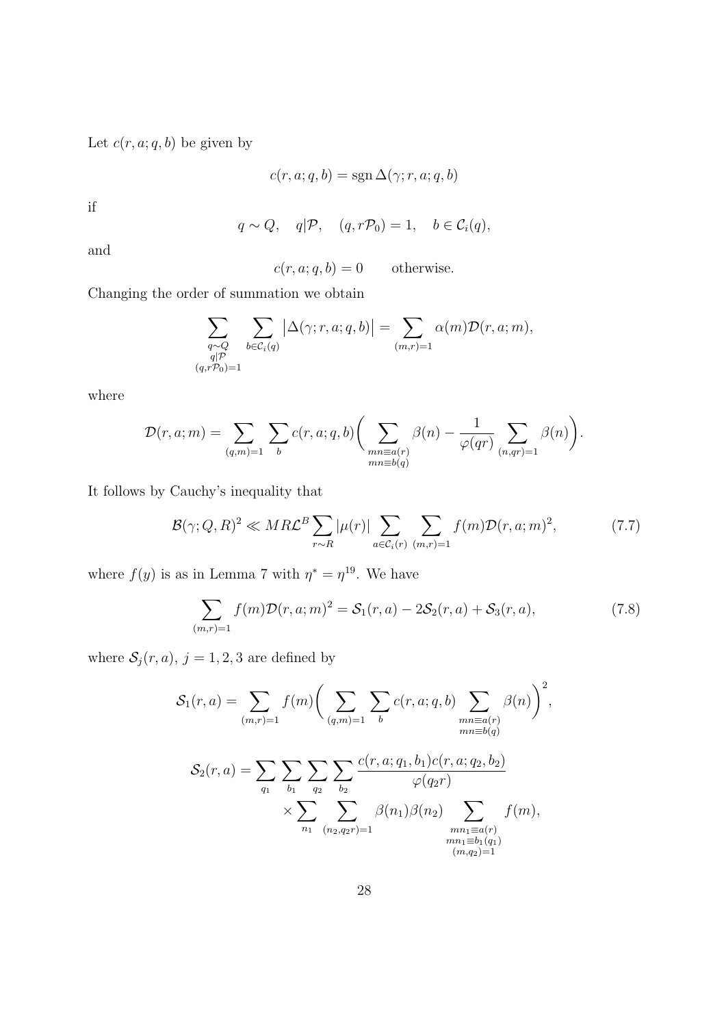Let $c(r, a; q, b)$ be given by

$$c(r, a; q, b) = \operatorname{sgn} \Delta(\gamma; r, a; q, b)$$

if

$$q \sim Q, \quad q|\mathcal{P}, \quad (q, r\mathcal{P}_0) = 1, \quad b \in \mathcal{C}_i(q),$$

and

$$c(r, a; q, b) = 0 \qquad \text{otherwise.}$$

Changing the order of summation we obtain

$$\sum_{\substack{q \sim Q \\ q|\mathcal{P} \\ (q, r\mathcal{P}_0)=1}} \sum_{b \in \mathcal{C}_i(q)} \big|\Delta(\gamma; r, a; q, b)\big| = \sum_{(m,r)=1} \alpha(m) \mathcal{D}(r, a; m),$$

where

$$\mathcal{D}(r, a; m) = \sum_{(q,m)=1} \sum_{b} c(r, a; q, b) \bigg( \sum_{\substack{mn \equiv a(r) \\ mn \equiv b(q)}} \beta(n) - \frac{1}{\varphi(qr)} \sum_{(n,qr)=1} \beta(n) \bigg).$$

It follows by Cauchy's inequality that

$$\mathcal{B}(\gamma; Q, R)^2 \ll MR\mathcal{L}^B \sum_{r \sim R} |\mu(r)| \sum_{a \in \mathcal{C}_i(r)} \sum_{(m,r)=1} f(m) \mathcal{D}(r, a; m)^2, \tag{7.7}$$

where $f(y)$ is as in Lemma 7 with $\eta^* = \eta^{19}$. We have

$$\sum_{(m,r)=1} f(m) \mathcal{D}(r, a; m)^2 = \mathcal{S}_1(r, a) - 2\mathcal{S}_2(r, a) + \mathcal{S}_3(r, a), \tag{7.8}$$

where $\mathcal{S}_j(r, a)$, $j = 1, 2, 3$ are defined by

$$\mathcal{S}_1(r, a) = \sum_{(m,r)=1} f(m) \bigg( \sum_{(q,m)=1} \sum_{b} c(r, a; q, b) \sum_{\substack{mn \equiv a(r) \\ mn \equiv b(q)}} \beta(n) \bigg)^2,$$

$$\mathcal{S}_2(r, a) = \sum_{q_1} \sum_{b_1} \sum_{q_2} \sum_{b_2} \frac{c(r, a; q_1, b_1) c(r, a; q_2, b_2)}{\varphi(q_2 r)} \times \sum_{n_1} \sum_{(n_2, q_2 r)=1} \beta(n_1) \beta(n_2) \sum_{\substack{mn_1 \equiv a(r) \\ mn_1 \equiv b_1(q_1) \\ (m, q_2)=1}} f(m),$$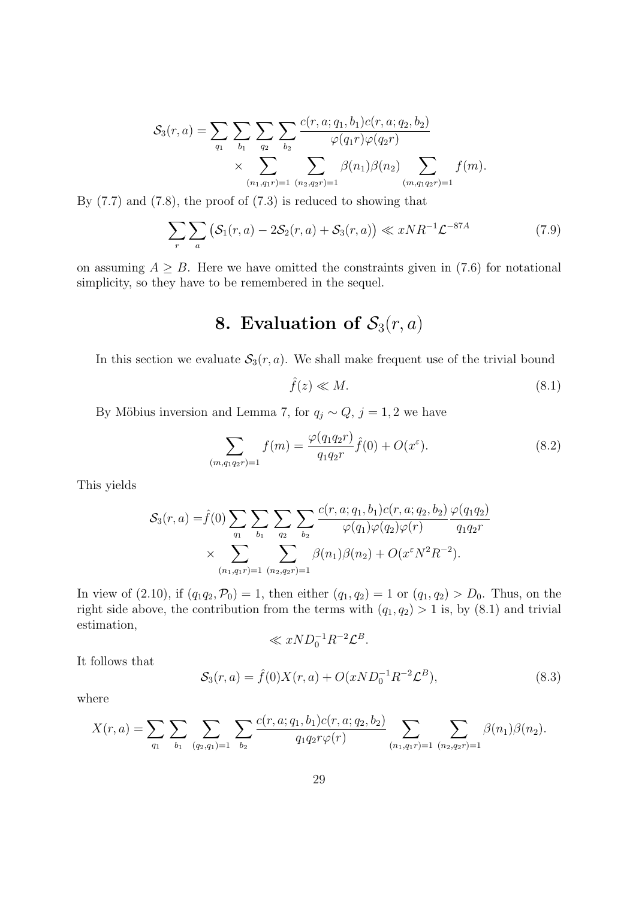$$
\begin{aligned}
\mathcal{S}_3(r,a) = \sum_{q_1} \sum_{b_1} \sum_{q_2} \sum_{b_2} & \frac{c(r,a;q_1,b_1)c(r,a;q_2,b_2)}{\varphi(q_1 r)\varphi(q_2 r)} \\
& \times \sum_{(n_1,q_1 r)=1} \sum_{(n_2,q_2 r)=1} \beta(n_1)\beta(n_2) \sum_{(m,q_1 q_2 r)=1} f(m).
\end{aligned}
$$

By (7.7) and (7.8), the proof of (7.3) is reduced to showing that

$$
\sum_{r} \sum_{a} \big(\mathcal{S}_1(r,a) - 2\mathcal{S}_2(r,a) + \mathcal{S}_3(r,a)\big) \ll xNR^{-1}\mathcal{L}^{-87A} \tag{7.9}
$$

on assuming $A \geq B$. Here we have omitted the constraints given in (7.6) for notational simplicity, so they have to be remembered in the sequel.

# 8. Evaluation of $\mathcal{S}_3(r,a)$

In this section we evaluate $\mathcal{S}_3(r,a)$. We shall make frequent use of the trivial bound

$$
\hat{f}(z) \ll M. \tag{8.1}
$$

By Möbius inversion and Lemma 7, for $q_j \sim Q$, $j = 1, 2$ we have

$$
\sum_{(m,q_1 q_2 r)=1} f(m) = \frac{\varphi(q_1 q_2 r)}{q_1 q_2 r} \hat{f}(0) + O(x^{\varepsilon}). \tag{8.2}
$$

This yields

$$
\begin{aligned}
\mathcal{S}_3(r,a) = & \hat{f}(0) \sum_{q_1} \sum_{b_1} \sum_{q_2} \sum_{b_2} \frac{c(r,a;q_1,b_1)c(r,a;q_2,b_2)}{\varphi(q_1)\varphi(q_2)\varphi(r)} \frac{\varphi(q_1 q_2)}{q_1 q_2 r} \\
& \times \sum_{(n_1,q_1 r)=1} \sum_{(n_2,q_2 r)=1} \beta(n_1)\beta(n_2) + O(x^{\varepsilon} N^2 R^{-2}).
\end{aligned}
$$

In view of (2.10), if $(q_1 q_2, \mathcal{P}_0) = 1$, then either $(q_1, q_2) = 1$ or $(q_1, q_2) > D_0$. Thus, on the right side above, the contribution from the terms with $(q_1, q_2) > 1$ is, by (8.1) and trivial estimation,

$$
\ll xND_0^{-1}R^{-2}\mathcal{L}^B.
$$

It follows that

$$
\mathcal{S}_3(r,a) = \hat{f}(0)X(r,a) + O(xND_0^{-1}R^{-2}\mathcal{L}^B), \tag{8.3}
$$

where

$$
X(r,a) = \sum_{q_1} \sum_{b_1} \sum_{(q_2,q_1)=1} \sum_{b_2} \frac{c(r,a;q_1,b_1)c(r,a;q_2,b_2)}{q_1 q_2 r \varphi(r)} \sum_{(n_1,q_1 r)=1} \sum_{(n_2,q_2 r)=1} \beta(n_1)\beta(n_2).
$$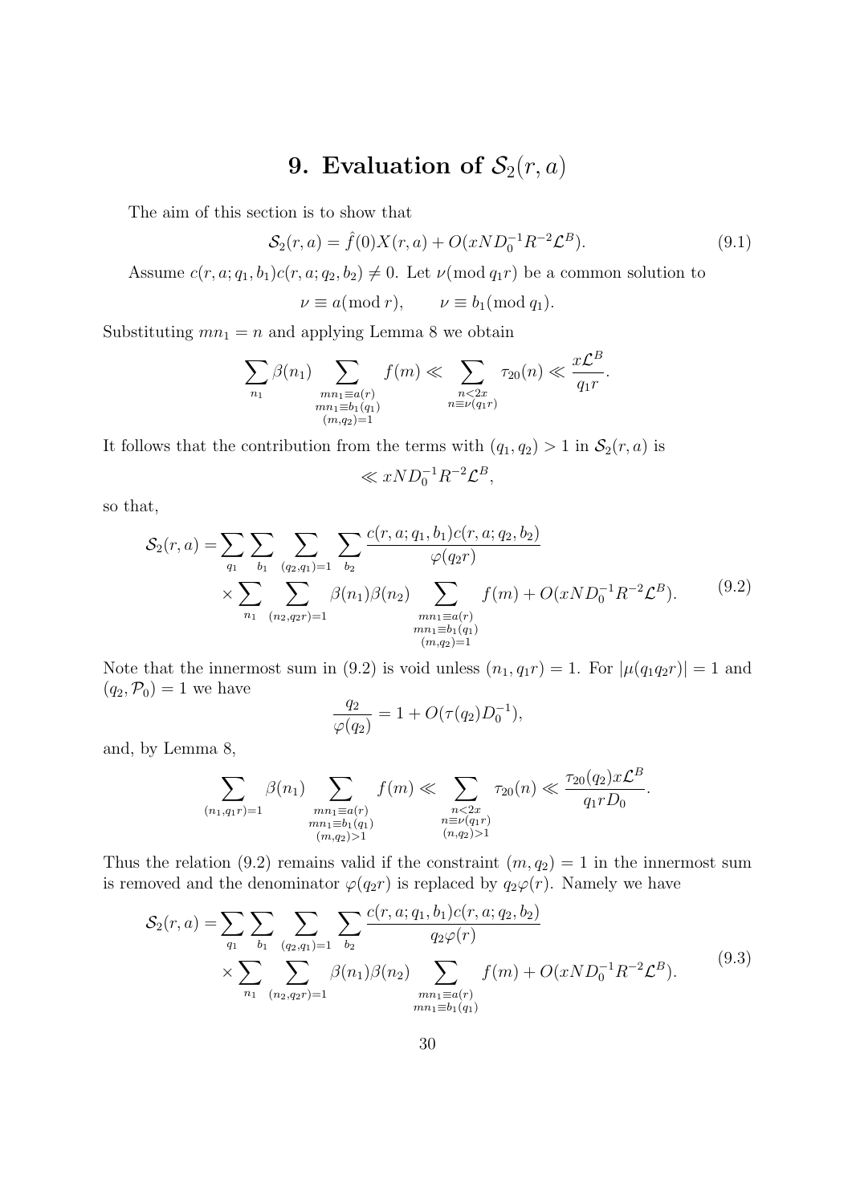## 9. Evaluation of $\mathcal{S}_2(r,a)$

The aim of this section is to show that

$$\mathcal{S}_2(r,a) = \hat{f}(0)X(r,a) + O(xND_0^{-1}R^{-2}\mathcal{L}^B). \tag{9.1}$$

Assume $c(r,a;q_1,b_1)c(r,a;q_2,b_2) \neq 0$. Let $\nu(\bmod q_1 r)$ be a common solution to

$$\nu \equiv a (\bmod r), \qquad \nu \equiv b_1 (\bmod q_1).$$

Substituting $mn_1 = n$ and applying Lemma 8 we obtain

$$\sum_{n_1} \beta(n_1) \sum_{\substack{mn_1 \equiv a(r) \\ mn_1 \equiv b_1(q_1) \\ (m,q_2)=1}} f(m) \ll \sum_{\substack{n<2x \\ n \equiv \nu(q_1 r)}} \tau_{20}(n) \ll \frac{x\mathcal{L}^B}{q_1 r}.$$

It follows that the contribution from the terms with $(q_1,q_2)>1$ in $\mathcal{S}_2(r,a)$ is

$$\ll xND_0^{-1}R^{-2}\mathcal{L}^B,$$

so that,

$$\begin{aligned}\mathcal{S}_2(r,a) = &\sum_{q_1}\sum_{b_1}\sum_{(q_2,q_1)=1}\sum_{b_2} \frac{c(r,a;q_1,b_1)c(r,a;q_2,b_2)}{\varphi(q_2 r)} \\ &\times \sum_{n_1}\sum_{(n_2,q_2 r)=1} \beta(n_1)\beta(n_2) \sum_{\substack{mn_1 \equiv a(r) \\ mn_1 \equiv b_1(q_1) \\ (m,q_2)=1}} f(m) + O(xND_0^{-1}R^{-2}\mathcal{L}^B).\end{aligned} \tag{9.2}$$

Note that the innermost sum in (9.2) is void unless $(n_1, q_1 r) = 1$. For $|\mu(q_1 q_2 r)| = 1$ and $(q_2, \mathcal{P}_0) = 1$ we have

$$\frac{q_2}{\varphi(q_2)} = 1 + O(\tau(q_2)D_0^{-1}),$$

and, by Lemma 8,

$$\sum_{(n_1,q_1 r)=1} \beta(n_1) \sum_{\substack{mn_1 \equiv a(r) \\ mn_1 \equiv b_1(q_1) \\ (m,q_2)>1}} f(m) \ll \sum_{\substack{n<2x \\ n \equiv \nu(q_1 r) \\ (n,q_2)>1}} \tau_{20}(n) \ll \frac{\tau_{20}(q_2)x\mathcal{L}^B}{q_1 r D_0}.$$

Thus the relation (9.2) remains valid if the constraint $(m,q_2)=1$ in the innermost sum is removed and the denominator $\varphi(q_2 r)$ is replaced by $q_2\varphi(r)$. Namely we have

$$\begin{aligned}\mathcal{S}_2(r,a) = &\sum_{q_1}\sum_{b_1}\sum_{(q_2,q_1)=1}\sum_{b_2} \frac{c(r,a;q_1,b_1)c(r,a;q_2,b_2)}{q_2\varphi(r)} \\ &\times \sum_{n_1}\sum_{(n_2,q_2 r)=1} \beta(n_1)\beta(n_2) \sum_{\substack{mn_1 \equiv a(r) \\ mn_1 \equiv b_1(q_1)}} f(m) + O(xND_0^{-1}R^{-2}\mathcal{L}^B).\end{aligned} \tag{9.3}$$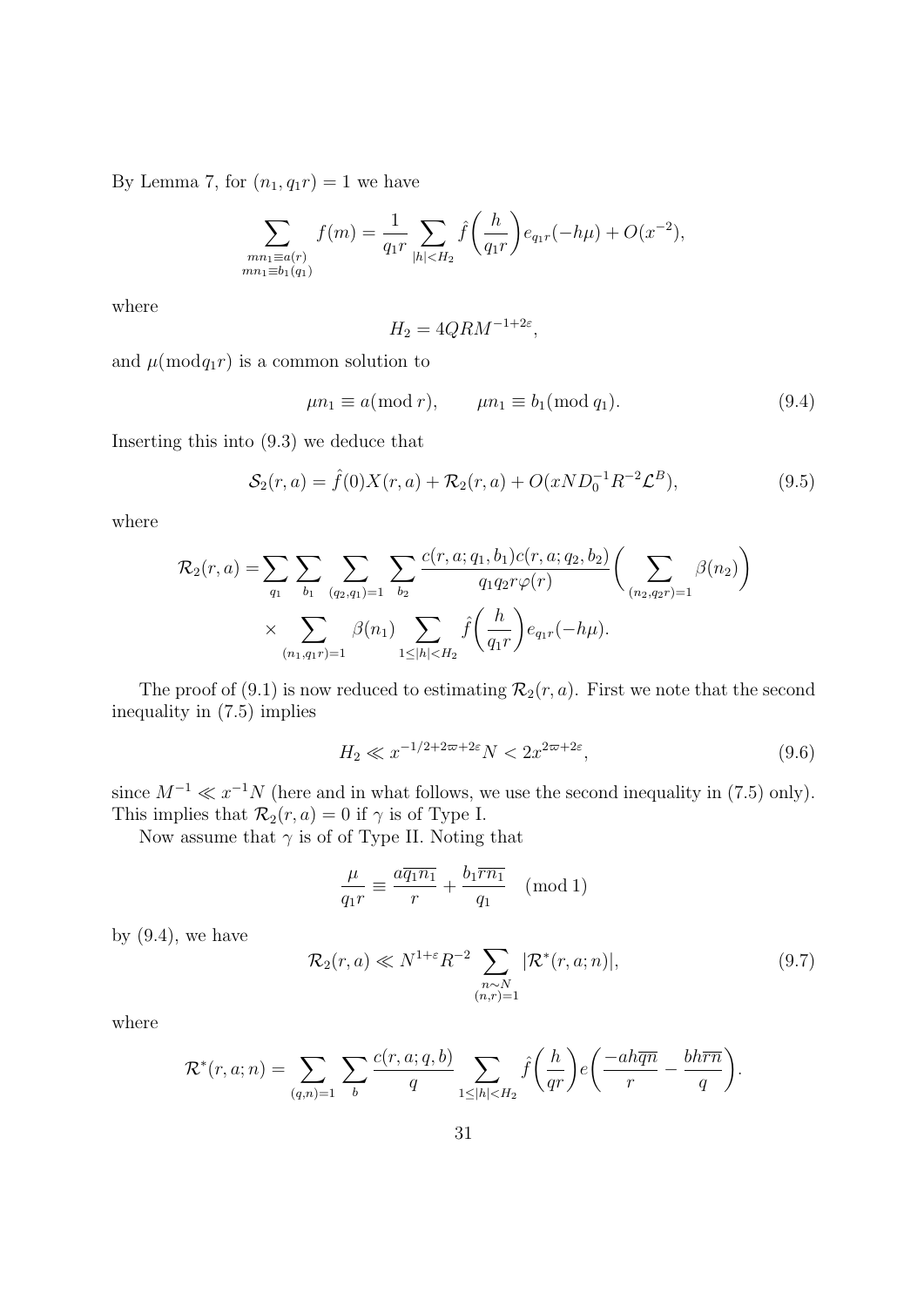By Lemma 7, for $(n_1, q_1 r) = 1$ we have

$$\sum_{\substack{mn_1 \equiv a(r) \\ mn_1 \equiv b_1(q_1)}} f(m) = \frac{1}{q_1 r} \sum_{|h| < H_2} \hat{f}\bigg(\frac{h}{q_1 r}\bigg) e_{q_1 r}(-h\mu) + O(x^{-2}),$$

where

$$H_2 = 4QRM^{-1+2\varepsilon},$$

and $\mu (\bmod q_1 r)$ is a common solution to

$$\mu n_1 \equiv a (\bmod r), \qquad \mu n_1 \equiv b_1 (\bmod q_1). \tag{9.4}$$

Inserting this into (9.3) we deduce that

$$\mathcal{S}_2(r, a) = \hat{f}(0) X(r, a) + \mathcal{R}_2(r, a) + O(xND_0^{-1}R^{-2}\mathcal{L}^B), \tag{9.5}$$

where

$$\begin{aligned}\mathcal{R}_2(r, a) = &\sum_{q_1} \sum_{b_1} \sum_{(q_2, q_1) = 1} \sum_{b_2} \frac{c(r, a; q_1, b_1) c(r, a; q_2, b_2)}{q_1 q_2 r \varphi(r)} \bigg( \sum_{(n_2, q_2 r) = 1} \beta(n_2) \bigg) \\ &\times \sum_{(n_1, q_1 r) = 1} \beta(n_1) \sum_{1 \le |h| < H_2} \hat{f}\bigg(\frac{h}{q_1 r}\bigg) e_{q_1 r}(-h\mu).\end{aligned}$$

The proof of (9.1) is now reduced to estimating $\mathcal{R}_2(r, a)$. First we note that the second inequality in (7.5) implies

$$H_2 \ll x^{-1/2 + 2\varpi + 2\varepsilon} N < 2x^{2\varpi + 2\varepsilon}, \tag{9.6}$$

since $M^{-1} \ll x^{-1}N$ (here and in what follows, we use the second inequality in (7.5) only). This implies that $\mathcal{R}_2(r, a) = 0$ if $\gamma$ is of Type I.

Now assume that $\gamma$ is of of Type II. Noting that

$$\frac{\mu}{q_1 r} \equiv \frac{a \overline{q_1 n_1}}{r} + \frac{b_1 \overline{r n_1}}{q_1} \pmod 1$$

by (9.4), we have

$$\mathcal{R}_2(r, a) \ll N^{1+\varepsilon} R^{-2} \sum_{\substack{n \sim N \\ (n, r) = 1}} |\mathcal{R}^*(r, a; n)|, \tag{9.7}$$

where

$$\mathcal{R}^*(r, a; n) = \sum_{(q, n) = 1} \sum_{b} \frac{c(r, a; q, b)}{q} \sum_{1 \le |h| < H_2} \hat{f}\bigg(\frac{h}{qr}\bigg) e\bigg(\frac{-ah\overline{qn}}{r} - \frac{bh\overline{rn}}{q}\bigg).$$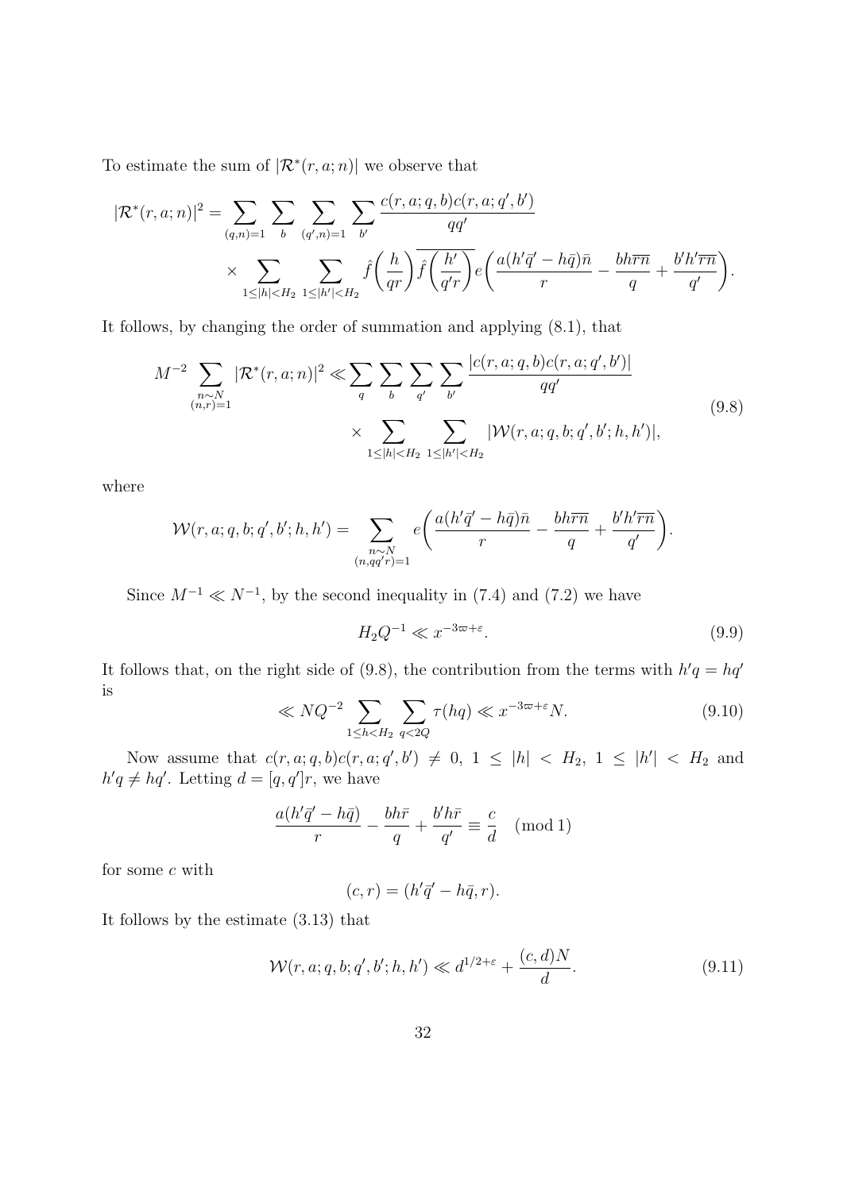To estimate the sum of $|\mathcal{R}^*(r,a;n)|$ we observe that

$$|\mathcal{R}^*(r,a;n)|^2 = \sum_{(q,n)=1} \sum_{b} \sum_{(q',n)=1} \sum_{b'} \frac{c(r,a;q,b)c(r,a;q',b')}{qq'} \\ \times \sum_{1\le |h|<H_2} \sum_{1\le |h'|<H_2} \hat{f}\bigg(\frac{h}{qr}\bigg)\overline{\hat{f}\bigg(\frac{h'}{q'r}\bigg)} e\bigg(\frac{a(h'\bar{q}' - h\bar{q})\bar{n}}{r} - \frac{bh\overline{rn}}{q} + \frac{b'h'\overline{rn}}{q'}\bigg).$$

It follows, by changing the order of summation and applying (8.1), that

$$M^{-2} \sum_{\substack{n\sim N\\ (n,r)=1}} |\mathcal{R}^*(r,a;n)|^2 \ll \sum_{q} \sum_{b} \sum_{q'} \sum_{b'} \frac{|c(r,a;q,b)c(r,a;q',b')|}{qq'} \\ \times \sum_{1\le |h|<H_2} \sum_{1\le |h'|<H_2} |\mathcal{W}(r,a;q,b;q',b';h,h')|, \tag{9.8}$$

where

$$\mathcal{W}(r,a;q,b;q',b';h,h') = \sum_{\substack{n\sim N\\ (n,qq'r)=1}} e\bigg(\frac{a(h'\bar{q}' - h\bar{q})\bar{n}}{r} - \frac{bh\overline{rn}}{q} + \frac{b'h'\overline{rn}}{q'}\bigg).$$

Since $M^{-1} \ll N^{-1}$, by the second inequality in (7.4) and (7.2) we have

$$H_2 Q^{-1} \ll x^{-3\varpi+\varepsilon}. \tag{9.9}$$

It follows that, on the right side of (9.8), the contribution from the terms with $h'q = hq'$ is

$$\ll NQ^{-2} \sum_{1\le h<H_2} \sum_{q<2Q} \tau(hq) \ll x^{-3\varpi+\varepsilon} N. \tag{9.10}$$

Now assume that $c(r,a;q,b)c(r,a;q',b') \neq 0$, $1 \le |h| < H_2$, $1 \le |h'| < H_2$ and $h'q \neq hq'$. Letting $d = [q,q']r$, we have

$$\frac{a(h'\bar{q}' - h\bar{q})}{r} - \frac{bh\bar{r}}{q} + \frac{b'h\bar{r}}{q'} \equiv \frac{c}{d} \pmod 1$$

for some $c$ with

$$(c,r) = (h'\bar{q}' - h\bar{q}, r).$$

It follows by the estimate (3.13) that

$$\mathcal{W}(r,a;q,b;q',b';h,h') \ll d^{1/2+\varepsilon} + \frac{(c,d)N}{d}. \tag{9.11}$$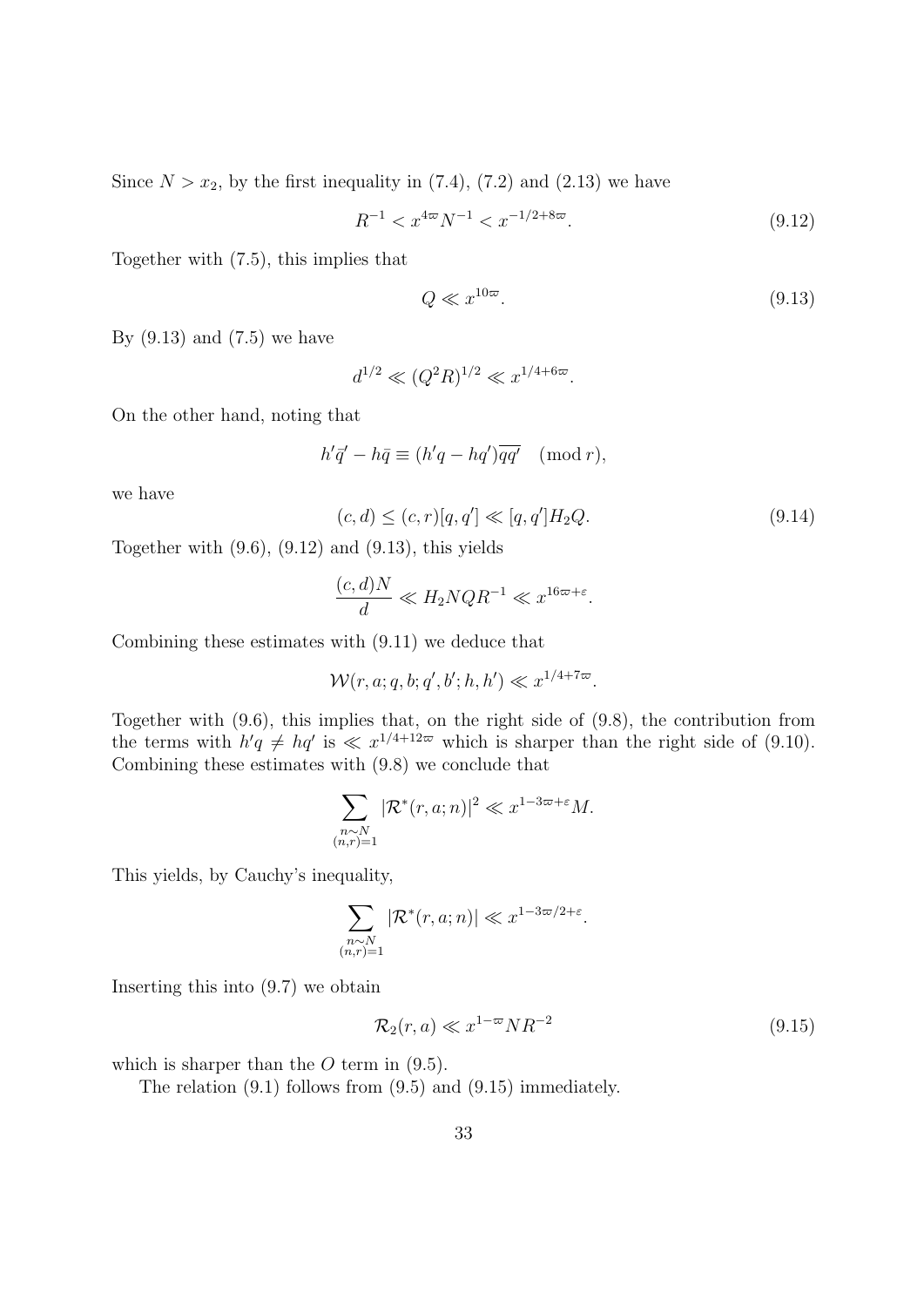Since $N > x_2$, by the first inequality in (7.4), (7.2) and (2.13) we have

$$R^{-1} < x^{4\varpi} N^{-1} < x^{-1/2+8\varpi}. \tag{9.12}$$

Together with (7.5), this implies that

$$Q \ll x^{10\varpi}. \tag{9.13}$$

By (9.13) and (7.5) we have

$$d^{1/2} \ll (Q^2 R)^{1/2} \ll x^{1/4+6\varpi}.$$

On the other hand, noting that

$$h'\bar{q}' - h\bar{q} \equiv (h'q - hq')\overline{qq'} \pmod r,$$

we have

$$(c, d) \leq (c, r)[q, q'] \ll [q, q'] H_2 Q. \tag{9.14}$$

Together with (9.6), (9.12) and (9.13), this yields

$$\frac{(c, d)N}{d} \ll H_2 NQR^{-1} \ll x^{16\varpi+\varepsilon}.$$

Combining these estimates with (9.11) we deduce that

$$\mathcal{W}(r, a; q, b; q', b'; h, h') \ll x^{1/4+7\varpi}.$$

Together with (9.6), this implies that, on the right side of (9.8), the contribution from the terms with $h'q \neq hq'$ is $\ll x^{1/4+12\varpi}$ which is sharper than the right side of (9.10). Combining these estimates with (9.8) we conclude that

$$\sum_{\substack{n \sim N \\ (n,r)=1}} |\mathcal{R}^*(r, a; n)|^2 \ll x^{1-3\varpi+\varepsilon} M.$$

This yields, by Cauchy's inequality,

$$\sum_{\substack{n \sim N \\ (n,r)=1}} |\mathcal{R}^*(r, a; n)| \ll x^{1-3\varpi/2+\varepsilon}.$$

Inserting this into (9.7) we obtain

$$\mathcal{R}_2(r, a) \ll x^{1-\varpi} NR^{-2} \tag{9.15}$$

which is sharper than the $O$ term in (9.5).

The relation (9.1) follows from (9.5) and (9.15) immediately.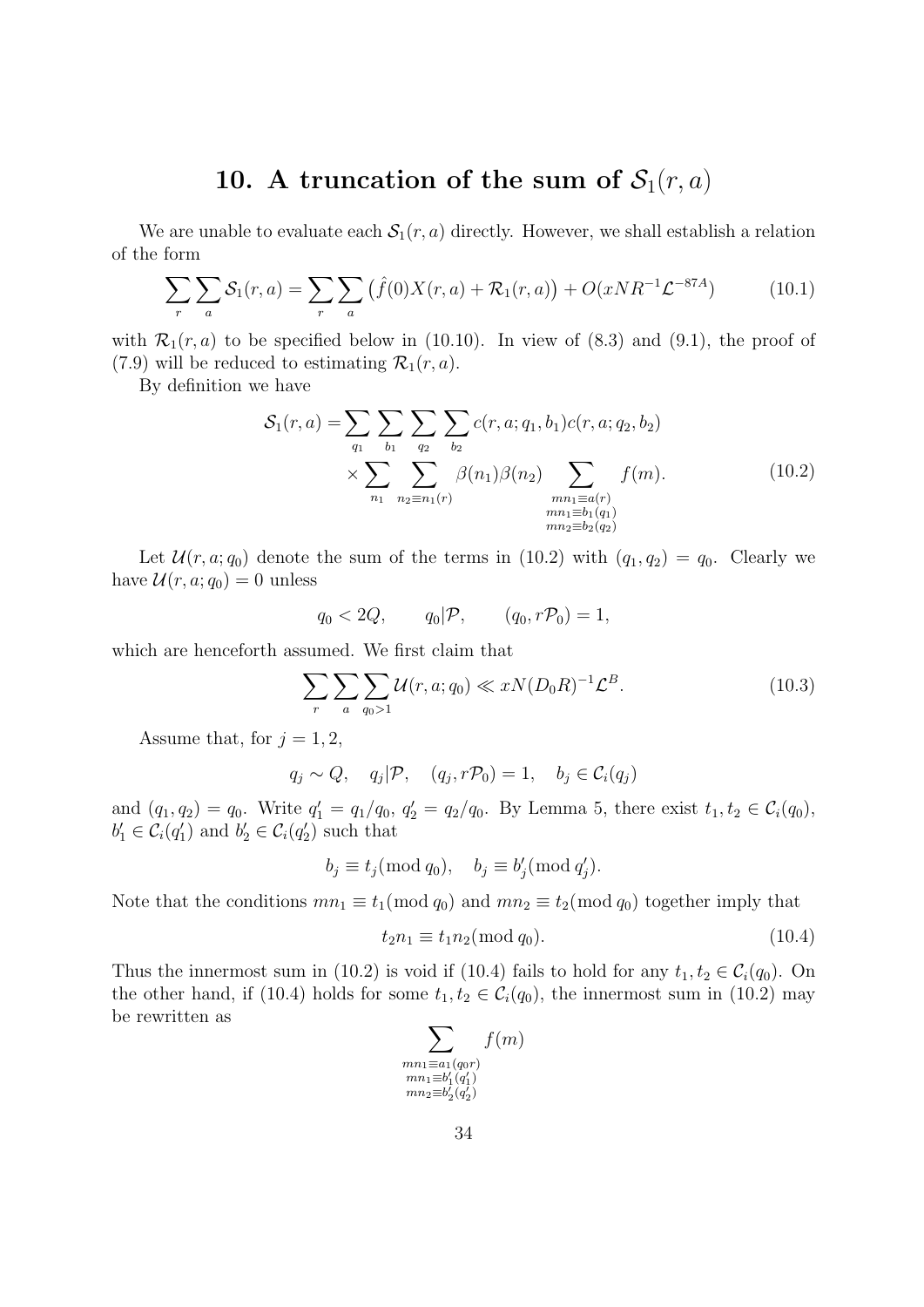## 10. A truncation of the sum of $\mathcal{S}_1(r,a)$

We are unable to evaluate each $\mathcal{S}_1(r,a)$ directly. However, we shall establish a relation of the form

$$\sum_r \sum_a \mathcal{S}_1(r,a) = \sum_r \sum_a \left(\hat{f}(0)X(r,a) + \mathcal{R}_1(r,a)\right) + O(xNR^{-1}\mathcal{L}^{-87A}) \tag{10.1}$$

with $\mathcal{R}_1(r,a)$ to be specified below in (10.10). In view of (8.3) and (9.1), the proof of (7.9) will be reduced to estimating $\mathcal{R}_1(r,a)$.

By definition we have

$$\begin{aligned}\mathcal{S}_1(r,a) = &\sum_{q_1} \sum_{b_1} \sum_{q_2} \sum_{b_2} c(r,a;q_1,b_1)c(r,a;q_2,b_2) \\ &\times \sum_{n_1} \sum_{n_2 \equiv n_1 (r)} \beta(n_1)\beta(n_2) \sum_{\substack{mn_1 \equiv a(r) \\ mn_1 \equiv b_1(q_1) \\ mn_2 \equiv b_2(q_2)}} f(m).\end{aligned} \tag{10.2}$$

Let $\mathcal{U}(r,a;q_0)$ denote the sum of the terms in (10.2) with $(q_1,q_2) = q_0$. Clearly we have $\mathcal{U}(r,a;q_0) = 0$ unless

$$q_0 < 2Q, \qquad q_0 | \mathcal{P}, \qquad (q_0, r\mathcal{P}_0) = 1,$$

which are henceforth assumed. We first claim that

$$\sum_r \sum_a \sum_{q_0 > 1} \mathcal{U}(r,a;q_0) \ll xN(D_0R)^{-1}\mathcal{L}^B. \tag{10.3}$$

Assume that, for $j = 1, 2$,

$$q_j \sim Q, \quad q_j | \mathcal{P}, \quad (q_j, r\mathcal{P}_0) = 1, \quad b_j \in \mathcal{C}_i(q_j)$$

and $(q_1,q_2) = q_0$. Write $q_1' = q_1/q_0$, $q_2' = q_2/q_0$. By Lemma 5, there exist $t_1, t_2 \in \mathcal{C}_i(q_0)$, $b_1' \in \mathcal{C}_i(q_1')$ and $b_2' \in \mathcal{C}_i(q_2')$ such that

$$b_j \equiv t_j (\text{mod}\, q_0), \quad b_j \equiv b_j' (\text{mod}\, q_j').$$

Note that the conditions $mn_1 \equiv t_1 (\text{mod}\, q_0)$ and $mn_2 \equiv t_2 (\text{mod}\, q_0)$ together imply that

$$t_2 n_1 \equiv t_1 n_2 (\text{mod}\, q_0). \tag{10.4}$$

Thus the innermost sum in (10.2) is void if (10.4) fails to hold for any $t_1, t_2 \in \mathcal{C}_i(q_0)$. On the other hand, if (10.4) holds for some $t_1, t_2 \in \mathcal{C}_i(q_0)$, the innermost sum in (10.2) may be rewritten as

$$\sum_{\substack{mn_1 \equiv a_1 (q_0 r) \\ mn_1 \equiv b_1' (q_1') \\ mn_2 \equiv b_2' (q_2')}} f(m)$$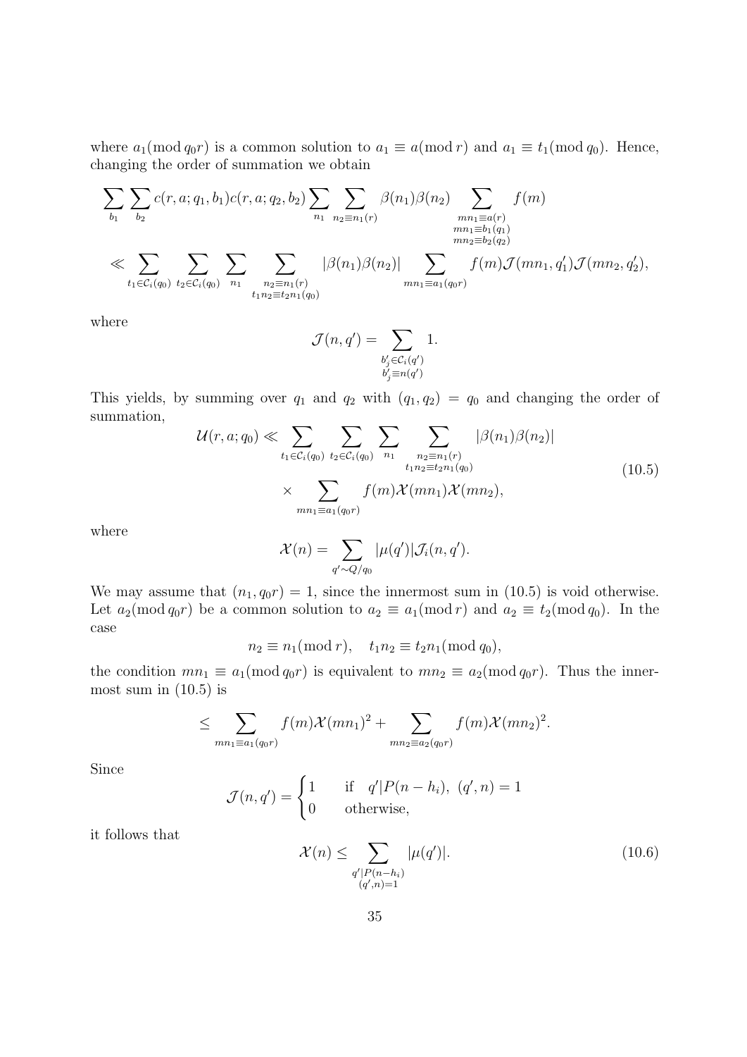where $a_1 (\text{mod}\, q_0 r)$ is a common solution to $a_1 \equiv a (\text{mod}\, r)$ and $a_1 \equiv t_1 (\text{mod}\, q_0)$. Hence, changing the order of summation we obtain

$$\sum_{b_1} \sum_{b_2} c(r,a;q_1,b_1) c(r,a;q_2,b_2) \sum_{n_1} \sum_{n_2 \equiv n_1 (r)} \beta(n_1)\beta(n_2) \sum_{\substack{mn_1 \equiv a(r) \\ mn_1 \equiv b_1(q_1) \\ mn_2 \equiv b_2 (q_2)}} f(m)$$

$$\ll \sum_{t_1 \in \mathcal{C}_i(q_0)} \sum_{t_2 \in \mathcal{C}_i(q_0)} \sum_{n_1} \sum_{\substack{n_2 \equiv n_1 (r) \\ t_1 n_2 \equiv t_2 n_1 (q_0)}} |\beta(n_1)\beta(n_2)| \sum_{mn_1 \equiv a_1 (q_0 r)} f(m) \mathcal{J}(mn_1, q_1') \mathcal{J}(mn_2, q_2'),$$

where

$$\mathcal{J}(n, q') = \sum_{\substack{b_j' \in \mathcal{C}_i(q') \\ b_j' \equiv n (q')}} 1.$$

This yields, by summing over $q_1$ and $q_2$ with $(q_1, q_2) = q_0$ and changing the order of summation,

$$\mathcal{U}(r,a;q_0) \ll \sum_{t_1 \in \mathcal{C}_i(q_0)} \sum_{t_2 \in \mathcal{C}_i(q_0)} \sum_{n_1} \sum_{\substack{n_2 \equiv n_1 (r) \\ t_1 n_2 \equiv t_2 n_1 (q_0)}} |\beta(n_1)\beta(n_2)| \times \sum_{mn_1 \equiv a_1 (q_0 r)} f(m) \mathcal{X}(mn_1) \mathcal{X}(mn_2), \tag{10.5}$$

where

$$\mathcal{X}(n) = \sum_{q' \sim Q/q_0} |\mu(q')| \mathcal{J}_i(n, q').$$

We may assume that $(n_1, q_0 r) = 1$, since the innermost sum in (10.5) is void otherwise. Let $a_2 (\text{mod}\, q_0 r)$ be a common solution to $a_2 \equiv a_1 (\text{mod}\, r)$ and $a_2 \equiv t_2 (\text{mod}\, q_0)$. In the case

$$n_2 \equiv n_1 (\text{mod}\, r), \quad t_1 n_2 \equiv t_2 n_1 (\text{mod}\, q_0),$$

the condition $mn_1 \equiv a_1 (\text{mod}\, q_0 r)$ is equivalent to $mn_2 \equiv a_2 (\text{mod}\, q_0 r)$. Thus the innermost sum in (10.5) is

$$\leq \sum_{mn_1 \equiv a_1 (q_0 r)} f(m) \mathcal{X}(mn_1)^2 + \sum_{mn_2 \equiv a_2 (q_0 r)} f(m) \mathcal{X}(mn_2)^2.$$

Since

$$\mathcal{J}(n, q') = \begin{cases} 1 & \text{if} \quad q' | P(n - h_i), \ (q', n) = 1 \\ 0 & \text{otherwise,} \end{cases}$$

it follows that

$$\mathcal{X}(n) \leq \sum_{\substack{q' | P(n-h_i) \\ (q', n) = 1}} |\mu(q')|. \tag{10.6}$$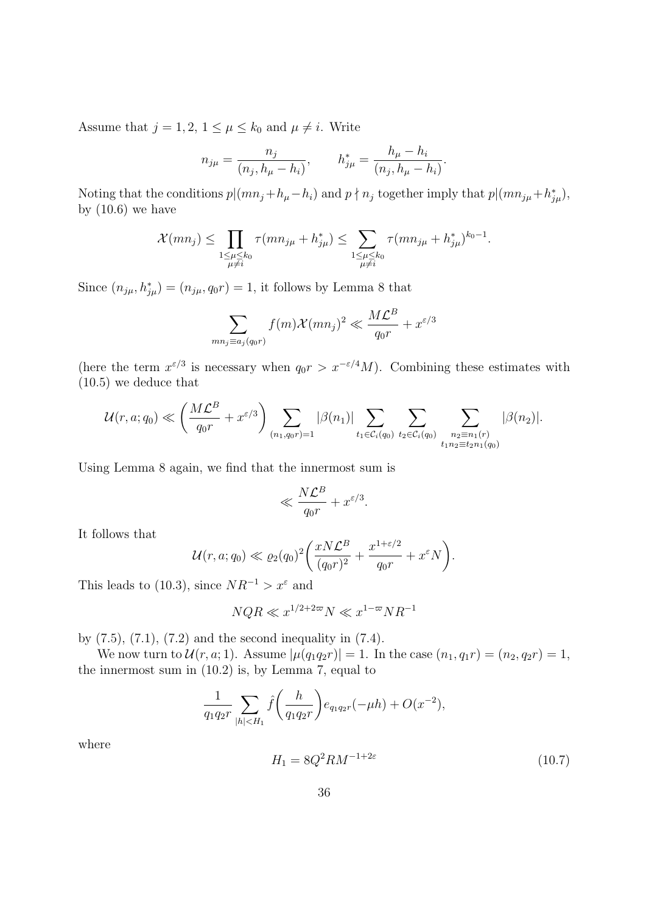Assume that $j = 1, 2$, $1 \le \mu \le k_0$ and $\mu \ne i$. Write

$$n_{j\mu} = \frac{n_j}{(n_j, h_\mu - h_i)}, \qquad h^*_{j\mu} = \frac{h_\mu - h_i}{(n_j, h_\mu - h_i)}.$$

Noting that the conditions $p|(mn_j + h_\mu - h_i)$ and $p \nmid n_j$ together imply that $p|(mn_{j\mu} + h^*_{j\mu})$, by (10.6) we have

$$\mathcal{X}(mn_j) \le \prod_{\substack{1 \le \mu \le k_0 \\ \mu \ne i}} \tau(mn_{j\mu} + h^*_{j\mu}) \le \sum_{\substack{1 \le \mu \le k_0 \\ \mu \ne i}} \tau(mn_{j\mu} + h^*_{j\mu})^{k_0 - 1}.$$

Since $(n_{j\mu}, h^*_{j\mu}) = (n_{j\mu}, q_0 r) = 1$, it follows by Lemma 8 that

$$\sum_{mn_j \equiv a_j (q_0 r)} f(m) \mathcal{X}(mn_j)^2 \ll \frac{M\mathcal{L}^B}{q_0 r} + x^{\varepsilon/3}$$

(here the term $x^{\varepsilon/3}$ is necessary when $q_0 r > x^{-\varepsilon/4} M$). Combining these estimates with (10.5) we deduce that

$$\mathcal{U}(r, a; q_0) \ll \left( \frac{M\mathcal{L}^B}{q_0 r} + x^{\varepsilon/3} \right) \sum_{(n_1, q_0 r) = 1} |\beta(n_1)| \sum_{t_1 \in \mathcal{C}_i(q_0)} \sum_{t_2 \in \mathcal{C}_i(q_0)} \sum_{\substack{n_2 \equiv n_1 (r) \\ t_1 n_2 \equiv t_2 n_1 (q_0)}} |\beta(n_2)|.$$

Using Lemma 8 again, we find that the innermost sum is

$$\ll \frac{N\mathcal{L}^B}{q_0 r} + x^{\varepsilon/3}.$$

It follows that

$$\mathcal{U}(r, a; q_0) \ll \varrho_2(q_0)^2 \left( \frac{xN\mathcal{L}^B}{(q_0 r)^2} + \frac{x^{1+\varepsilon/2}}{q_0 r} + x^\varepsilon N \right).$$

This leads to (10.3), since $NR^{-1} > x^\varepsilon$ and

$$NQR \ll x^{1/2 + 2\varpi} N \ll x^{1-\varpi} NR^{-1}$$

by (7.5), (7.1), (7.2) and the second inequality in (7.4).

We now turn to $\mathcal{U}(r, a; 1)$. Assume $|\mu(q_1 q_2 r)| = 1$. In the case $(n_1, q_1 r) = (n_2, q_2 r) = 1$, the innermost sum in (10.2) is, by Lemma 7, equal to

$$\frac{1}{q_1 q_2 r} \sum_{|h| < H_1} \hat{f}\left( \frac{h}{q_1 q_2 r} \right) e_{q_1 q_2 r}(-\mu h) + O(x^{-2}),$$

where

$$H_1 = 8Q^2 R M^{-1+2\varepsilon} \tag{10.7}$$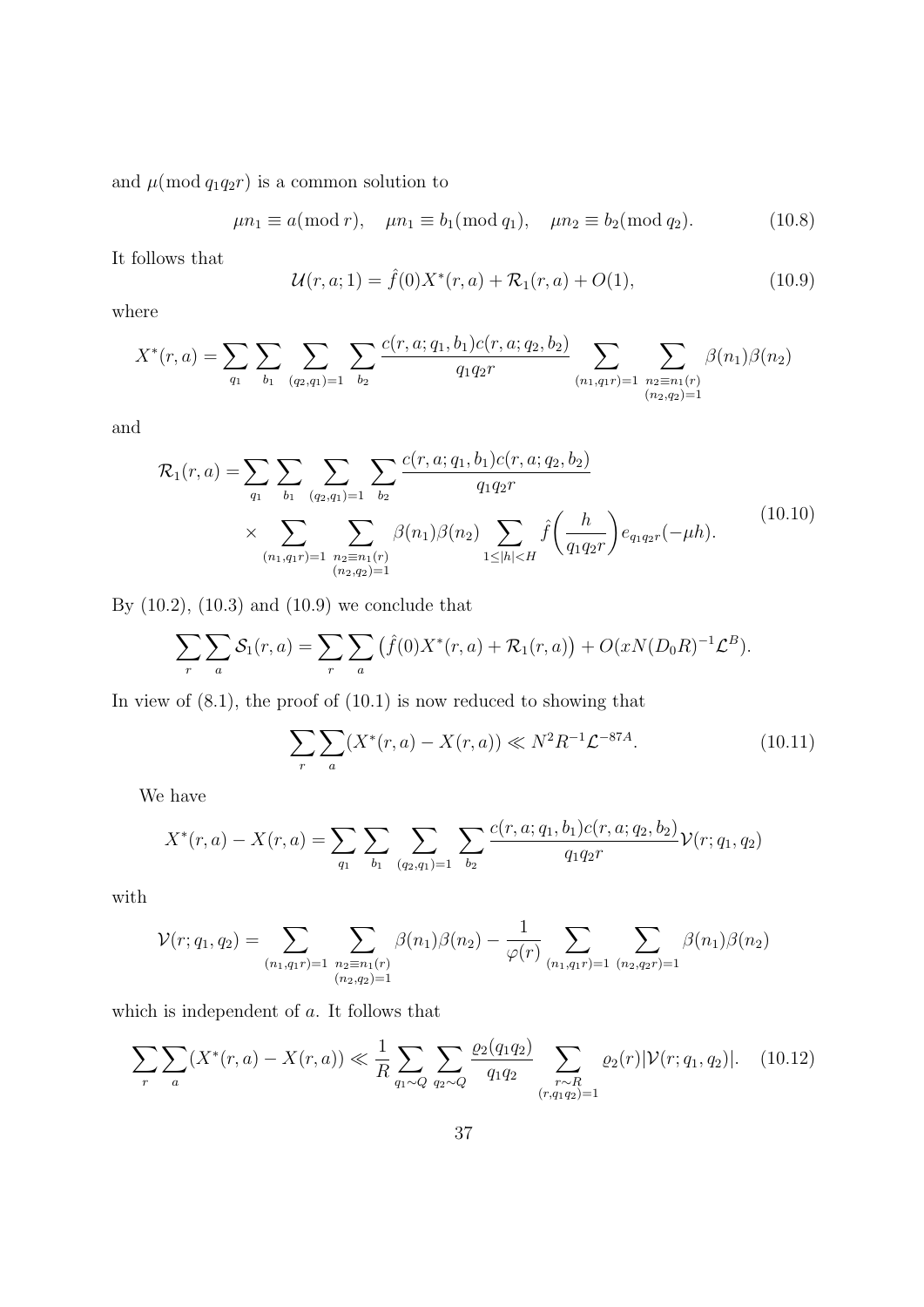and $\mu (\bmod q_1 q_2 r)$ is a common solution to

$$\mu n_1 \equiv a (\bmod r), \quad \mu n_1 \equiv b_1 (\bmod q_1), \quad \mu n_2 \equiv b_2 (\bmod q_2). \tag{10.8}$$

It follows that

$$\mathcal{U}(r, a; 1) = \hat{f}(0) X^*(r, a) + \mathcal{R}_1(r, a) + O(1), \tag{10.9}$$

where

$$X^*(r,a) = \sum_{q_1} \sum_{b_1} \sum_{(q_2,q_1)=1} \sum_{b_2} \frac{c(r,a;q_1,b_1)c(r,a;q_2,b_2)}{q_1 q_2 r} \sum_{(n_1,q_1 r)=1} \sum_{\substack{n_2 \equiv n_1 (r) \\ (n_2,q_2)=1}} \beta(n_1)\beta(n_2)$$

and

$$\begin{aligned}\mathcal{R}_1(r,a) = &\sum_{q_1} \sum_{b_1} \sum_{(q_2,q_1)=1} \sum_{b_2} \frac{c(r,a;q_1,b_1)c(r,a;q_2,b_2)}{q_1 q_2 r} \\ &\times \sum_{(n_1,q_1 r)=1} \sum_{\substack{n_2 \equiv n_1 (r) \\ (n_2,q_2)=1}} \beta(n_1)\beta(n_2) \sum_{1 \le |h| < H} \hat{f}\left(\frac{h}{q_1 q_2 r}\right) e_{q_1 q_2 r}(-\mu h).\end{aligned} \tag{10.10}$$

By (10.2), (10.3) and (10.9) we conclude that

$$\sum_r \sum_a \mathcal{S}_1(r,a) = \sum_r \sum_a \left(\hat{f}(0) X^*(r,a) + \mathcal{R}_1(r,a)\right) + O(xN(D_0 R)^{-1} \mathcal{L}^B).$$

In view of (8.1), the proof of (10.1) is now reduced to showing that

$$\sum_r \sum_a (X^*(r,a) - X(r,a)) \ll N^2 R^{-1} \mathcal{L}^{-87A}. \tag{10.11}$$

We have

$$X^*(r,a) - X(r,a) = \sum_{q_1} \sum_{b_1} \sum_{(q_2,q_1)=1} \sum_{b_2} \frac{c(r,a;q_1,b_1)c(r,a;q_2,b_2)}{q_1 q_2 r} \mathcal{V}(r;q_1,q_2)$$

with

$$\mathcal{V}(r;q_1,q_2) = \sum_{(n_1,q_1 r)=1} \sum_{\substack{n_2 \equiv n_1 (r) \\ (n_2,q_2)=1}} \beta(n_1)\beta(n_2) - \frac{1}{\varphi(r)} \sum_{(n_1,q_1 r)=1} \sum_{(n_2,q_2 r)=1} \beta(n_1)\beta(n_2)$$

which is independent of $a$. It follows that

$$\sum_r \sum_a (X^*(r,a) - X(r,a)) \ll \frac{1}{R} \sum_{q_1 \sim Q} \sum_{q_2 \sim Q} \frac{\varrho_2(q_1 q_2)}{q_1 q_2} \sum_{\substack{r \sim R \\ (r, q_1 q_2)=1}} \varrho_2(r) |\mathcal{V}(r;q_1,q_2)|. \tag{10.12}$$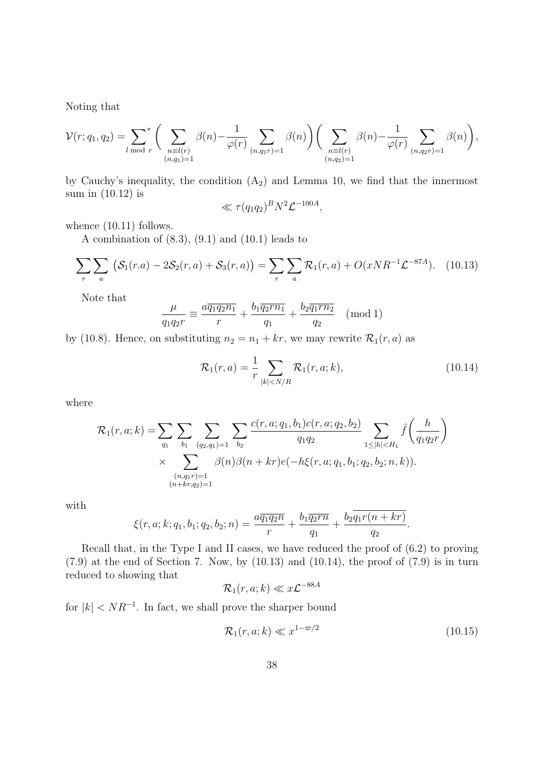Noting that

$$\mathcal{V}(r;q_1,q_2)=\sideset{}{^*}\sum_{l \bmod r}\bigg(\sum_{\substack{n\equiv l(r)\\(n,q_1)=1}}\beta(n)-\frac{1}{\varphi(r)}\sum_{(n,q_1r)=1}\beta(n)\bigg)\bigg(\sum_{\substack{n\equiv l(r)\\(n,q_2)=1}}\beta(n)-\frac{1}{\varphi(r)}\sum_{(n,q_2r)=1}\beta(n)\bigg),$$

by Cauchy's inequality, the condition ($\mathrm{A}_2$) and Lemma 10, we find that the innermost sum in (10.12) is

$$\ll \tau(q_1q_2)^B N^2\mathcal{L}^{-100A},$$

whence (10.11) follows.

A combination of (8.3), (9.1) and (10.1) leads to

$$\sum_r\sum_a\big(\mathcal{S}_1(r.a)-2\mathcal{S}_2(r,a)+\mathcal{S}_3(r,a)\big)=\sum_r\sum_a\mathcal{R}_1(r,a)+O(xNR^{-1}\mathcal{L}^{-87A}). \quad (10.13)$$

Note that

$$\frac{\mu}{q_1q_2r}\equiv\frac{a\overline{q_1q_2n_1}}{r}+\frac{b_1\overline{q_2rn_1}}{q_1}+\frac{b_2\overline{q_1rn_2}}{q_2}\pmod 1$$

by (10.8). Hence, on substituting $n_2=n_1+kr$, we may rewrite $\mathcal{R}_1(r,a)$ as

$$\mathcal{R}_1(r,a)=\frac{1}{r}\sum_{|k|<N/R}\mathcal{R}_1(r,a;k), \quad (10.14)$$

where

$$\begin{aligned}\mathcal{R}_1(r,a;k)=&\sum_{q_1}\sum_{b_1}\sum_{(q_2,q_1)=1}\sum_{b_2}\frac{c(r,a;q_1,b_1)c(r,a;q_2,b_2)}{q_1q_2}\sum_{1\le|h|<H_1}\hat{f}\bigg(\frac{h}{q_1q_2r}\bigg)\\&\times\sum_{\substack{(n,q_1r)=1\\(n+kr,q_2)=1}}\beta(n)\beta(n+kr)e(-h\xi(r,a;q_1,b_1;q_2,b_2;n,k)).\end{aligned}$$

with

$$\xi(r,a;k;q_1,b_1;q_2,b_2;n)=\frac{a\overline{q_1q_2n}}{r}+\frac{b_1\overline{q_2rn}}{q_1}+\frac{b_2\overline{q_1r(n+kr)}}{q_2}.$$

Recall that, in the Type I and II cases, we have reduced the proof of (6.2) to proving (7.9) at the end of Section 7. Now, by (10.13) and (10.14), the proof of (7.9) is in turn reduced to showing that

$$\mathcal{R}_1(r,a;k)\ll x\mathcal{L}^{-88A}$$

for $|k|<NR^{-1}$. In fact, we shall prove the sharper bound

$$\mathcal{R}_1(r,a;k)\ll x^{1-\varpi/2} \quad (10.15)$$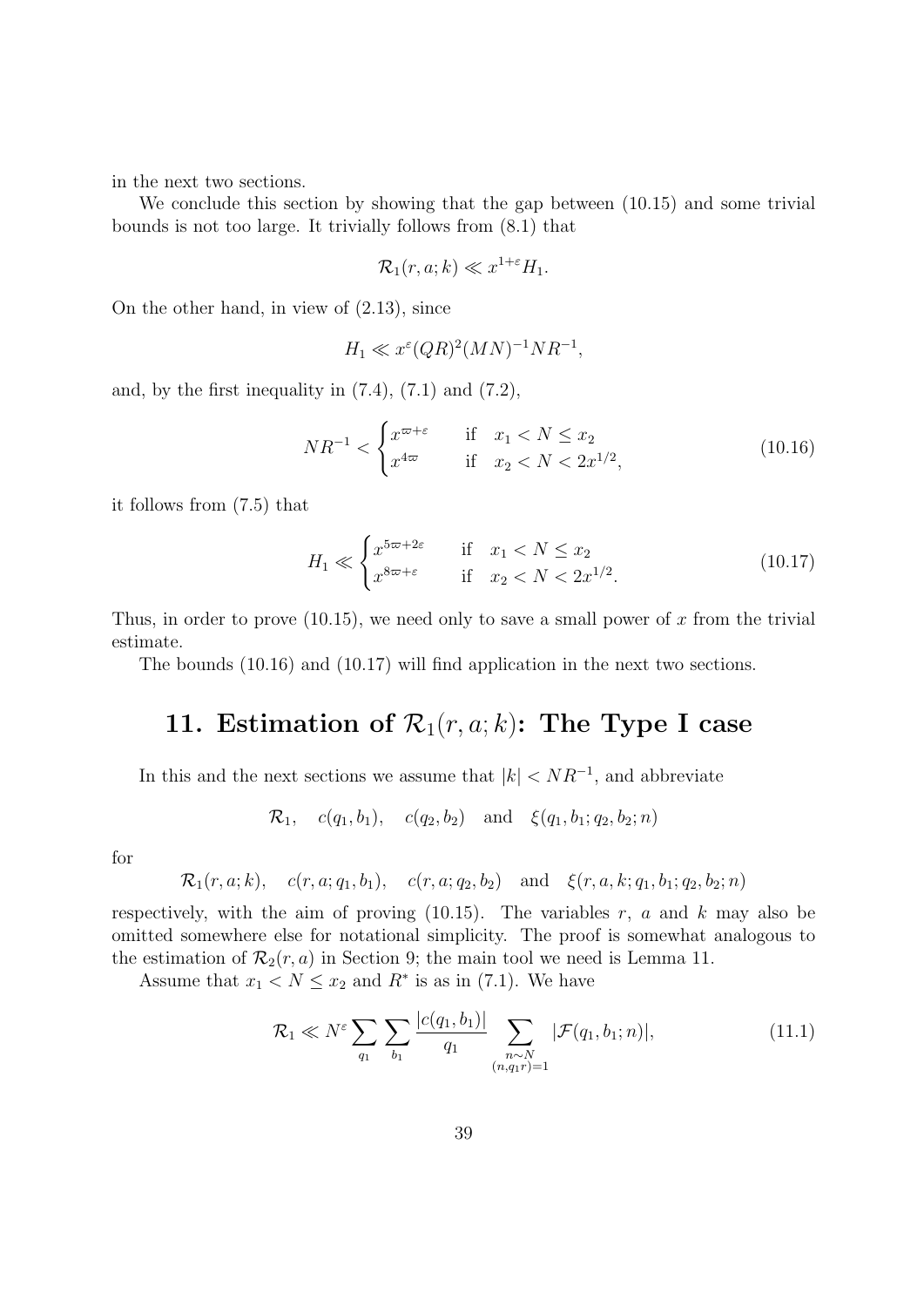in the next two sections.

We conclude this section by showing that the gap between (10.15) and some trivial bounds is not too large. It trivially follows from (8.1) that

$$\mathcal{R}_1(r,a;k) \ll x^{1+\varepsilon} H_1.$$

On the other hand, in view of (2.13), since

$$H_1 \ll x^{\varepsilon}(QR)^2(MN)^{-1}NR^{-1},$$

and, by the first inequality in (7.4), (7.1) and (7.2),

$$NR^{-1} < \begin{cases} x^{\varpi+\varepsilon} & \text{if} \quad x_1 < N \le x_2 \\ x^{4\varpi} & \text{if} \quad x_2 < N < 2x^{1/2}, \end{cases} \tag{10.16}$$

it follows from (7.5) that

$$H_1 \ll \begin{cases} x^{5\varpi+2\varepsilon} & \text{if} \quad x_1 < N \le x_2 \\ x^{8\varpi+\varepsilon} & \text{if} \quad x_2 < N < 2x^{1/2}. \end{cases} \tag{10.17}$$

Thus, in order to prove (10.15), we need only to save a small power of $x$ from the trivial estimate.

The bounds (10.16) and (10.17) will find application in the next two sections.

# 11. Estimation of $\mathcal{R}_1(r,a;k)$: The Type I case

In this and the next sections we assume that $|k| < NR^{-1}$, and abbreviate

$$\mathcal{R}_1, \quad c(q_1,b_1), \quad c(q_2,b_2) \quad \text{and} \quad \xi(q_1,b_1;q_2,b_2;n)$$

for

$$\mathcal{R}_1(r,a;k), \quad c(r,a;q_1,b_1), \quad c(r,a;q_2,b_2) \quad \text{and} \quad \xi(r,a,k;q_1,b_1;q_2,b_2;n)$$

respectively, with the aim of proving (10.15). The variables $r$, $a$ and $k$ may also be omitted somewhere else for notational simplicity. The proof is somewhat analogous to the estimation of $\mathcal{R}_2(r,a)$ in Section 9; the main tool we need is Lemma 11.

Assume that $x_1 < N \le x_2$ and $R^*$ is as in (7.1). We have

$$\mathcal{R}_1 \ll N^{\varepsilon} \sum_{q_1} \sum_{b_1} \frac{|c(q_1,b_1)|}{q_1} \sum_{\substack{n \sim N \\ (n,q_1 r)=1}} |\mathcal{F}(q_1,b_1;n)|, \tag{11.1}$$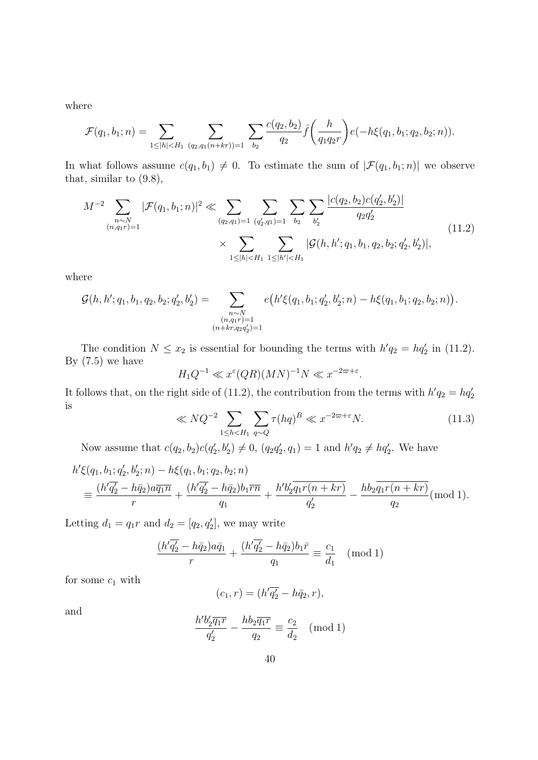where

$$\mathcal{F}(q_1, b_1; n) = \sum_{1 \le |h| < H_1} \sum_{(q_2, q_1(n+kr))=1} \sum_{b_2} \frac{c(q_2, b_2)}{q_2} \hat{f}\left(\frac{h}{q_1 q_2 r}\right) e(-h\xi(q_1, b_1; q_2, b_2; n)).$$

In what follows assume $c(q_1, b_1) \neq 0$. To estimate the sum of $|\mathcal{F}(q_1, b_1; n)|$ we observe that, similar to (9.8),

$$\begin{aligned} M^{-2} \sum_{\substack{n \sim N \\ (n, q_1 r)=1}} |\mathcal{F}(q_1, b_1; n)|^2 \ll & \sum_{(q_2, q_1)=1} \sum_{(q_2', q_1)=1} \sum_{b_2} \sum_{b_2'} \frac{|c(q_2, b_2) c(q_2', b_2')|}{q_2 q_2'} \\ & \times \sum_{1 \le |h| < H_1} \sum_{1 \le |h'| < H_1} |\mathcal{G}(h, h'; q_1, b_1, q_2, b_2; q_2', b_2')|, \end{aligned} \tag{11.2}$$

where

$$\mathcal{G}(h, h'; q_1, b_1, q_2, b_2; q_2', b_2') = \sum_{\substack{n \sim N \\ (n, q_1 r)=1 \\ (n+kr, q_2 q_2')=1}} e\big(h'\xi(q_1, b_1; q_2', b_2'; n) - h\xi(q_1, b_1; q_2, b_2; n)\big).$$

The condition $N \le x_2$ is essential for bounding the terms with $h' q_2 = h q_2'$ in (11.2). By (7.5) we have

$$H_1 Q^{-1} \ll x^{\varepsilon}(QR)(MN)^{-1} N \ll x^{-2\varpi+\varepsilon}.$$

It follows that, on the right side of (11.2), the contribution from the terms with $h' q_2 = h q_2'$ is

$$\ll N Q^{-2} \sum_{1 \le h < H_1} \sum_{q \sim Q} \tau(hq)^B \ll x^{-2\varpi+\varepsilon} N. \tag{11.3}$$

Now assume that $c(q_2, b_2) c(q_2', b_2') \neq 0$, $(q_2 q_2', q_1) = 1$ and $h' q_2 \neq h q_2'$. We have

$$\begin{aligned} & h'\xi(q_1, b_1; q_2', b_2'; n) - h\xi(q_1, b_1; q_2, b_2; n) \\ & \equiv \frac{(h'\overline{q_2'} - h\bar{q}_2) a \overline{q_1 n}}{r} + \frac{(h'\overline{q_2'} - h\bar{q}_2) b_1 \overline{r n}}{q_1} + \frac{h' b_2' \overline{q_1 r (n+kr)}}{q_2'} - \frac{h b_2 \overline{q_1 r (n+kr)}}{q_2} (\bmod 1). \end{aligned}$$

Letting $d_1 = q_1 r$ and $d_2 = [q_2, q_2']$, we may write

$$\frac{(h'\overline{q_2'} - h\bar{q}_2) a \bar{q}_1}{r} + \frac{(h'\overline{q_2'} - h\bar{q}_2) b_1 \bar{r}}{q_1} \equiv \frac{c_1}{d_1} \pmod 1$$

for some $c_1$ with

$$(c_1, r) = (h'\overline{q_2'} - h\bar{q}_2, r),$$

and

$$\frac{h' b_2' \overline{q_1 r}}{q_2'} - \frac{h b_2 \overline{q_1 r}}{q_2} \equiv \frac{c_2}{d_2} \pmod 1$$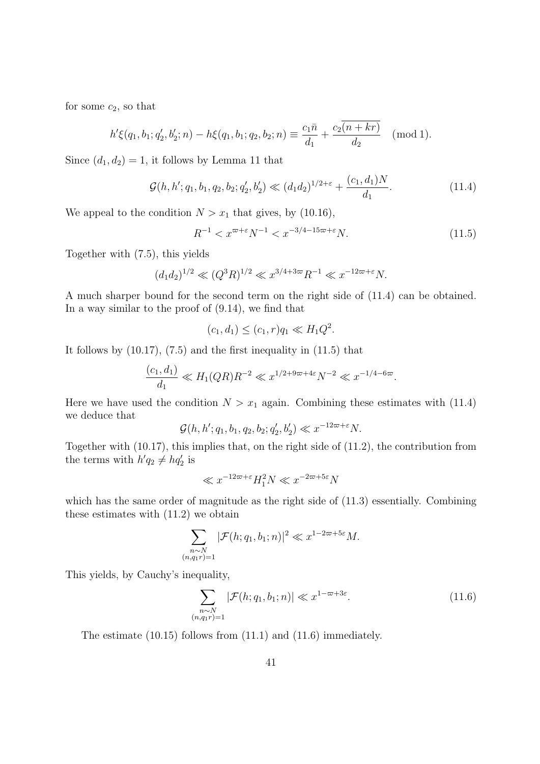for some $c_2$, so that

$$h'\xi(q_1, b_1; q_2', b_2'; n) - h\xi(q_1, b_1; q_2, b_2; n) \equiv \frac{c_1\bar{n}}{d_1} + \frac{c_2\overline{(n+kr)}}{d_2} \pmod 1.$$

Since $(d_1, d_2) = 1$, it follows by Lemma 11 that

$$\mathcal{G}(h, h'; q_1, b_1, q_2, b_2; q_2', b_2') \ll (d_1 d_2)^{1/2+\varepsilon} + \frac{(c_1, d_1)N}{d_1}. \tag{11.4}$$

We appeal to the condition $N > x_1$ that gives, by (10.16),

$$R^{-1} < x^{\varpi+\varepsilon}N^{-1} < x^{-3/4-15\varpi+\varepsilon}N. \tag{11.5}$$

Together with (7.5), this yields

$$(d_1 d_2)^{1/2} \ll (Q^3 R)^{1/2} \ll x^{3/4+3\varpi}R^{-1} \ll x^{-12\varpi+\varepsilon}N.$$

A much sharper bound for the second term on the right side of (11.4) can be obtained. In a way similar to the proof of (9.14), we find that

$$(c_1, d_1) \le (c_1, r)q_1 \ll H_1 Q^2.$$

It follows by (10.17), (7.5) and the first inequality in (11.5) that

$$\frac{(c_1, d_1)}{d_1} \ll H_1(QR)R^{-2} \ll x^{1/2+9\varpi+4\varepsilon}N^{-2} \ll x^{-1/4-6\varpi}.$$

Here we have used the condition $N > x_1$ again. Combining these estimates with (11.4) we deduce that

$$\mathcal{G}(h, h'; q_1, b_1, q_2, b_2; q_2', b_2') \ll x^{-12\varpi+\varepsilon}N.$$

Together with (10.17), this implies that, on the right side of (11.2), the contribution from the terms with $h'q_2 \neq hq_2'$ is

$$\ll x^{-12\varpi+\varepsilon}H_1^2 N \ll x^{-2\varpi+5\varepsilon}N$$

which has the same order of magnitude as the right side of (11.3) essentially. Combining these estimates with (11.2) we obtain

$$\sum_{\substack{n\sim N\\(n,q_1 r)=1}} |\mathcal{F}(h; q_1, b_1; n)|^2 \ll x^{1-2\varpi+5\varepsilon}M.$$

This yields, by Cauchy's inequality,

$$\sum_{\substack{n\sim N\\(n,q_1 r)=1}} |\mathcal{F}(h; q_1, b_1; n)| \ll x^{1-\varpi+3\varepsilon}. \tag{11.6}$$

The estimate (10.15) follows from (11.1) and (11.6) immediately.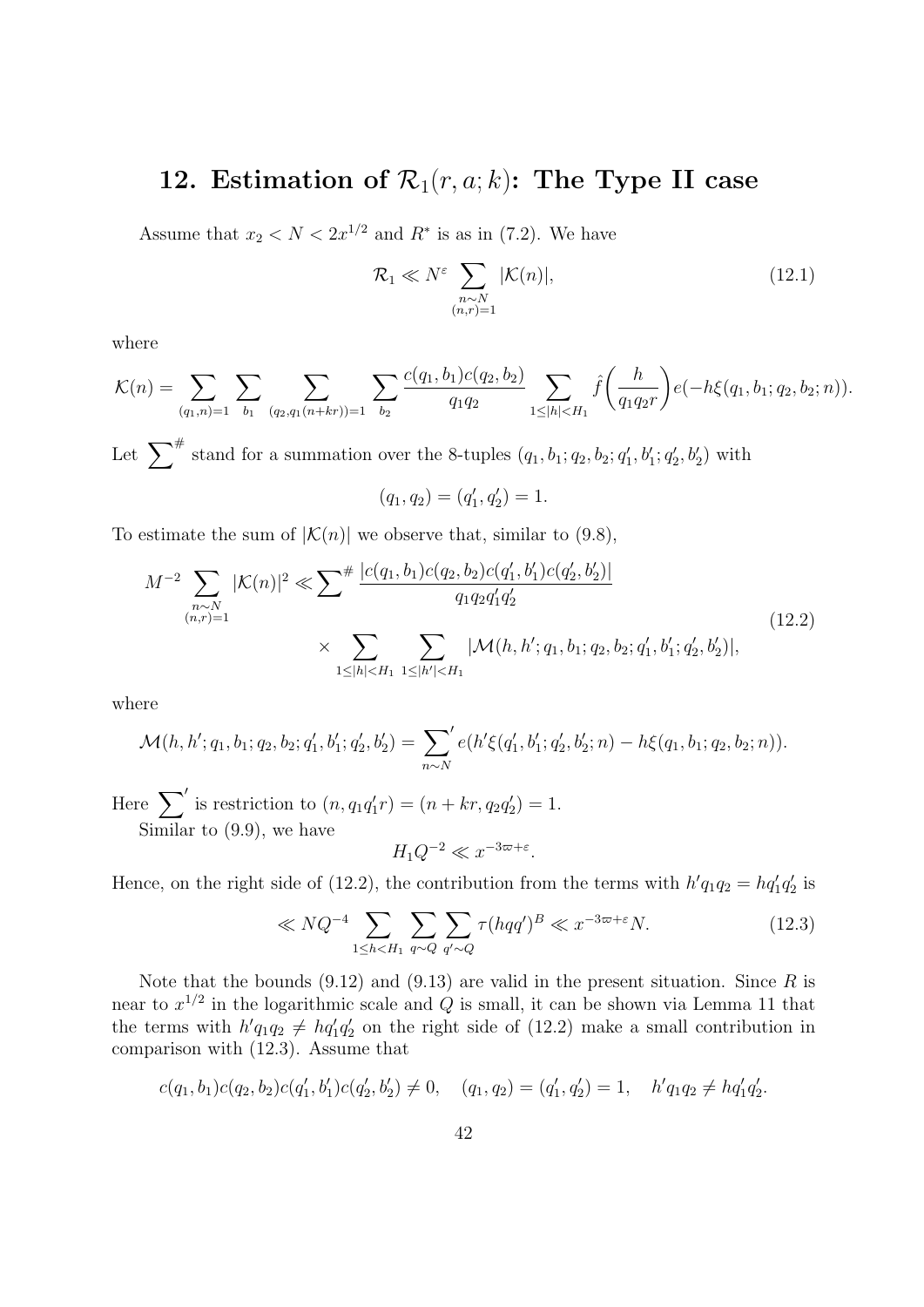## 12. Estimation of $\mathcal{R}_1(r, a; k)$: The Type II case

Assume that $x_2 < N < 2x^{1/2}$ and $R^*$ is as in (7.2). We have

$$\mathcal{R}_1 \ll N^{\varepsilon} \sum_{\substack{n \sim N \\ (n,r)=1}} |\mathcal{K}(n)|, \tag{12.1}$$

where

$$\mathcal{K}(n) = \sum_{(q_1,n)=1} \sum_{b_1} \sum_{(q_2, q_1(n+kr))=1} \sum_{b_2} \frac{c(q_1, b_1)c(q_2, b_2)}{q_1 q_2} \sum_{1 \le |h| < H_1} \hat{f}\bigg(\frac{h}{q_1 q_2 r}\bigg) e(-h\xi(q_1, b_1; q_2, b_2; n)).$$

Let $\sum^{\#}$ stand for a summation over the 8-tuples $(q_1, b_1; q_2, b_2; q_1', b_1'; q_2', b_2')$ with

$$(q_1, q_2) = (q_1', q_2') = 1.$$

To estimate the sum of $|\mathcal{K}(n)|$ we observe that, similar to (9.8),

$$\begin{aligned} M^{-2} \sum_{\substack{n \sim N \\ (n,r)=1}} |\mathcal{K}(n)|^2 \ll {\sum}^{\#} & \frac{|c(q_1, b_1)c(q_2, b_2)c(q_1', b_1')c(q_2', b_2')|}{q_1 q_2 q_1' q_2'} \\ & \times \sum_{1 \le |h| < H_1} \sum_{1 \le |h'| < H_1} |\mathcal{M}(h, h'; q_1, b_1; q_2, b_2; q_1', b_1'; q_2', b_2')|, \end{aligned} \tag{12.2}$$

where

$$\mathcal{M}(h, h'; q_1, b_1; q_2, b_2; q_1', b_1'; q_2', b_2') = {\sum_{n \sim N}}' e(h'\xi(q_1', b_1'; q_2', b_2'; n) - h\xi(q_1, b_1; q_2, b_2; n)).$$

Here $\sum'$ is restriction to $(n, q_1' r) = (n + kr, q_2 q_2') = 1$.

Similar to (9.9), we have

$$H_1 Q^{-2} \ll x^{-3\varpi + \varepsilon}.$$

Hence, on the right side of (12.2), the contribution from the terms with $h' q_1 q_2 = h q_1' q_2'$ is

$$\ll N Q^{-4} \sum_{1 \le h < H_1} \sum_{q \sim Q} \sum_{q' \sim Q} \tau(hqq')^B \ll x^{-3\varpi + \varepsilon} N. \tag{12.3}$$

Note that the bounds (9.12) and (9.13) are valid in the present situation. Since $R$ is near to $x^{1/2}$ in the logarithmic scale and $Q$ is small, it can be shown via Lemma 11 that the terms with $h' q_1 q_2 \ne h q_1' q_2'$ on the right side of (12.2) make a small contribution in comparison with (12.3). Assume that

$$c(q_1, b_1)c(q_2, b_2)c(q_1', b_1')c(q_2', b_2') \ne 0, \quad (q_1, q_2) = (q_1', q_2') = 1, \quad h' q_1 q_2 \ne h q_1' q_2'.$$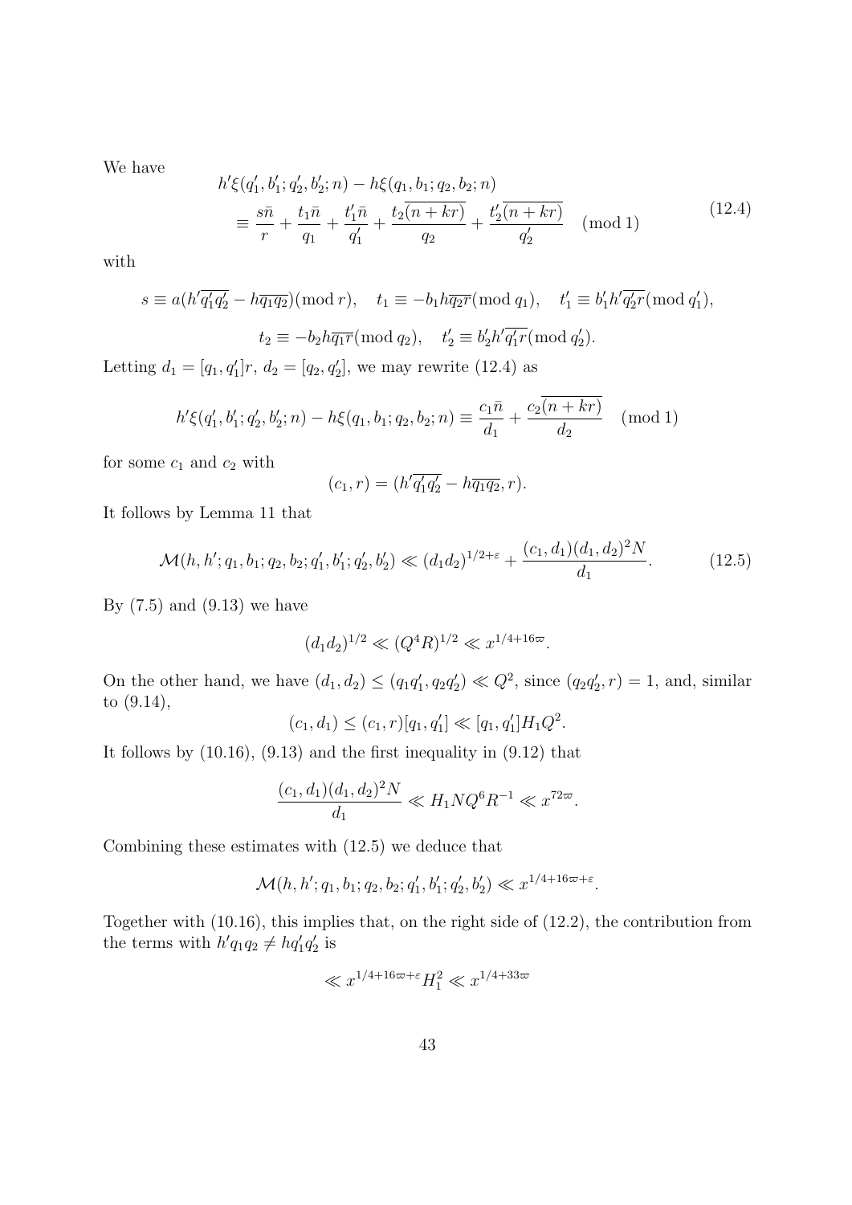We have

$$
\begin{aligned}
&h'\xi(q_1', b_1'; q_2', b_2'; n) - h\xi(q_1, b_1; q_2, b_2; n) \\
&\quad \equiv \frac{s\bar{n}}{r} + \frac{t_1\bar{n}}{q_1} + \frac{t_1'\bar{n}}{q_1'} + \frac{t_2\overline{(n+kr)}}{q_2} + \frac{t_2'\overline{(n+kr)}}{q_2'} \pmod 1
\end{aligned} \tag{12.4}
$$

with

$$
s \equiv a(h'\overline{q_1'q_2'} - h\overline{q_1q_2}) (\operatorname{mod} r), \quad t_1 \equiv -b_1 h\overline{q_2 r} (\operatorname{mod} q_1), \quad t_1' \equiv b_1' h'\overline{q_2' r} (\operatorname{mod} q_1'),
$$

$$
t_2 \equiv -b_2 h\overline{q_1 r} (\operatorname{mod} q_2), \quad t_2' \equiv b_2' h'\overline{q_1' r} (\operatorname{mod} q_2').
$$

Letting $d_1 = [q_1, q_1']r$, $d_2 = [q_2, q_2']$, we may rewrite (12.4) as

$$
h'\xi(q_1', b_1'; q_2', b_2'; n) - h\xi(q_1, b_1; q_2, b_2; n) \equiv \frac{c_1\bar{n}}{d_1} + \frac{c_2\overline{(n+kr)}}{d_2} \pmod 1
$$

for some $c_1$ and $c_2$ with

$$
(c_1, r) = (h'\overline{q_1'q_2'} - h\overline{q_1q_2}, r).
$$

It follows by Lemma 11 that

$$
\mathcal{M}(h, h'; q_1, b_1; q_2, b_2; q_1', b_1'; q_2', b_2') \ll (d_1 d_2)^{1/2+\varepsilon} + \frac{(c_1, d_1)(d_1, d_2)^2 N}{d_1}. \tag{12.5}
$$

By (7.5) and (9.13) we have

$$
(d_1 d_2)^{1/2} \ll (Q^4 R)^{1/2} \ll x^{1/4+16\varpi}.
$$

On the other hand, we have $(d_1, d_2) \le (q_1 q_1', q_2 q_2') \ll Q^2$, since $(q_2 q_2', r) = 1$, and, similar to (9.14),

$$
(c_1, d_1) \le (c_1, r)[q_1, q_1'] \ll [q_1, q_1'] H_1 Q^2.
$$

It follows by (10.16), (9.13) and the first inequality in (9.12) that

$$
\frac{(c_1, d_1)(d_1, d_2)^2 N}{d_1} \ll H_1 N Q^6 R^{-1} \ll x^{72\varpi}.
$$

Combining these estimates with (12.5) we deduce that

$$
\mathcal{M}(h, h'; q_1, b_1; q_2, b_2; q_1', b_1'; q_2', b_2') \ll x^{1/4+16\varpi+\varepsilon}.
$$

Together with (10.16), this implies that, on the right side of (12.2), the contribution from the terms with $h' q_1 q_2 \neq h q_1' q_2'$ is

$$
\ll x^{1/4+16\varpi+\varepsilon} H_1^2 \ll x^{1/4+33\varpi}
$$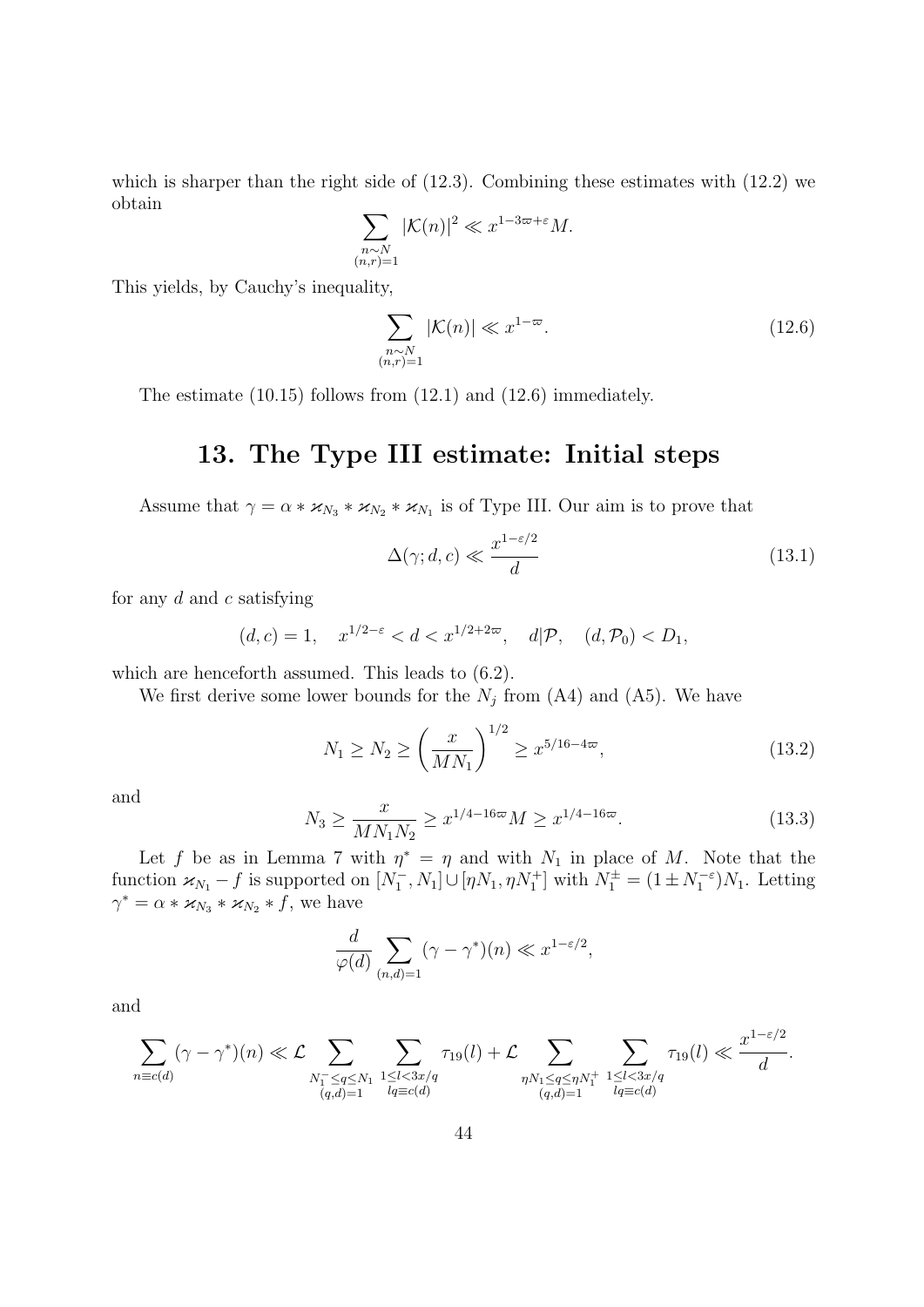which is sharper than the right side of (12.3). Combining these estimates with (12.2) we obtain

$$\sum_{\substack{n \sim N \\ (n,r)=1}} |\mathcal{K}(n)|^2 \ll x^{1-3\varpi+\varepsilon} M.$$

This yields, by Cauchy's inequality,

$$\sum_{\substack{n \sim N \\ (n,r)=1}} |\mathcal{K}(n)| \ll x^{1-\varpi}. \tag{12.6}$$

The estimate (10.15) follows from (12.1) and (12.6) immediately.

# 13. The Type III estimate: Initial steps

Assume that $\gamma = \alpha * \varkappa_{N_3} * \varkappa_{N_2} * \varkappa_{N_1}$ is of Type III. Our aim is to prove that

$$\Delta(\gamma; d, c) \ll \frac{x^{1-\varepsilon/2}}{d} \tag{13.1}$$

for any $d$ and $c$ satisfying

$$(d, c) = 1, \quad x^{1/2-\varepsilon} < d < x^{1/2+2\varpi}, \quad d|\mathcal{P}, \quad (d, \mathcal{P}_0) < D_1,$$

which are henceforth assumed. This leads to (6.2).

We first derive some lower bounds for the $N_j$ from (A4) and (A5). We have

$$N_1 \geq N_2 \geq \left(\frac{x}{MN_1}\right)^{1/2} \geq x^{5/16-4\varpi}, \tag{13.2}$$

and

$$N_3 \geq \frac{x}{MN_1N_2} \geq x^{1/4-16\varpi} M \geq x^{1/4-16\varpi}. \tag{13.3}$$

Let $f$ be as in Lemma 7 with $\eta^* = \eta$ and with $N_1$ in place of $M$. Note that the function $\varkappa_{N_1} - f$ is supported on $[N_1^-, N_1] \cup [\eta N_1, \eta N_1^+]$ with $N_1^\pm = (1 \pm N_1^{-\varepsilon}) N_1$. Letting $\gamma^* = \alpha * \varkappa_{N_3} * \varkappa_{N_2} * f$, we have

$$\frac{d}{\varphi(d)} \sum_{(n,d)=1} (\gamma - \gamma^*)(n) \ll x^{1-\varepsilon/2},$$

and

$$\sum_{n \equiv c(d)} (\gamma - \gamma^*)(n) \ll \mathcal{L} \sum_{\substack{N_1^- \leq q \leq N_1 \\ (q,d)=1}} \sum_{\substack{1 \leq l < 3x/q \\ lq \equiv c(d)}} \tau_{19}(l) + \mathcal{L} \sum_{\substack{\eta N_1 \leq q \leq \eta N_1^+ \\ (q,d)=1}} \sum_{\substack{1 \leq l < 3x/q \\ lq \equiv c(d)}} \tau_{19}(l) \ll \frac{x^{1-\varepsilon/2}}{d}.$$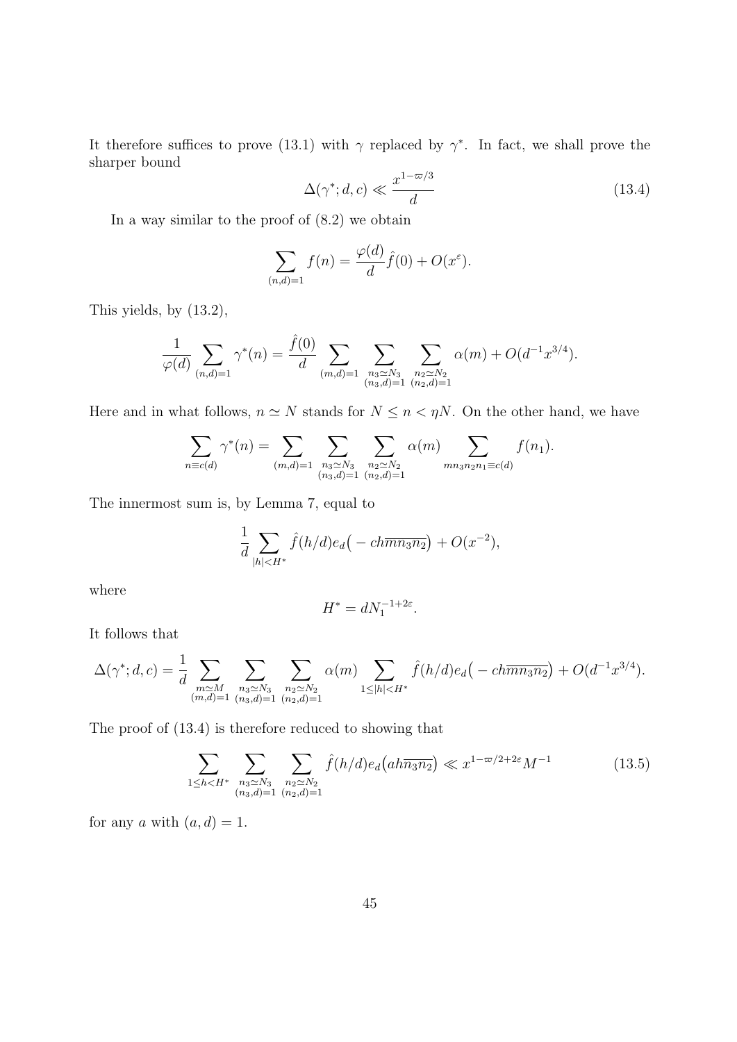It therefore suffices to prove (13.1) with $\gamma$ replaced by $\gamma^*$. In fact, we shall prove the sharper bound

$$\Delta(\gamma^*; d, c) \ll \frac{x^{1-\varpi/3}}{d} \tag{13.4}$$

In a way similar to the proof of (8.2) we obtain

$$\sum_{(n,d)=1} f(n) = \frac{\varphi(d)}{d}\hat{f}(0) + O(x^{\varepsilon}).$$

This yields, by (13.2),

$$\frac{1}{\varphi(d)} \sum_{(n,d)=1} \gamma^*(n) = \frac{\hat{f}(0)}{d} \sum_{(m,d)=1} \sum_{\substack{n_3 \simeq N_3 \\ (n_3,d)=1}} \sum_{\substack{n_2 \simeq N_2 \\ (n_2,d)=1}} \alpha(m) + O(d^{-1}x^{3/4}).$$

Here and in what follows, $n \simeq N$ stands for $N \le n < \eta N$. On the other hand, we have

$$\sum_{n \equiv c(d)} \gamma^*(n) = \sum_{(m,d)=1} \sum_{\substack{n_3 \simeq N_3 \\ (n_3,d)=1}} \sum_{\substack{n_2 \simeq N_2 \\ (n_2,d)=1}} \alpha(m) \sum_{mn_3n_2n_1 \equiv c(d)} f(n_1).$$

The innermost sum is, by Lemma 7, equal to

$$\frac{1}{d} \sum_{|h|<H^*} \hat{f}(h/d) e_d\big(-ch\overline{mn_3n_2}\big) + O(x^{-2}),$$

where

$$H^* = dN_1^{-1+2\varepsilon}.$$

It follows that

$$\Delta(\gamma^*; d, c) = \frac{1}{d} \sum_{\substack{m \simeq M \\ (m,d)=1}} \sum_{\substack{n_3 \simeq N_3 \\ (n_3,d)=1}} \sum_{\substack{n_2 \simeq N_2 \\ (n_2,d)=1}} \alpha(m) \sum_{1 \le |h| < H^*} \hat{f}(h/d) e_d\big(-ch\overline{mn_3n_2}\big) + O(d^{-1}x^{3/4}).$$

The proof of (13.4) is therefore reduced to showing that

$$\sum_{1 \le h < H^*} \sum_{\substack{n_3 \simeq N_3 \\ (n_3,d)=1}} \sum_{\substack{n_2 \simeq N_2 \\ (n_2,d)=1}} \hat{f}(h/d) e_d\big(ah\overline{n_3n_2}\big) \ll x^{1-\varpi/2+2\varepsilon} M^{-1} \tag{13.5}$$

for any $a$ with $(a, d) = 1$.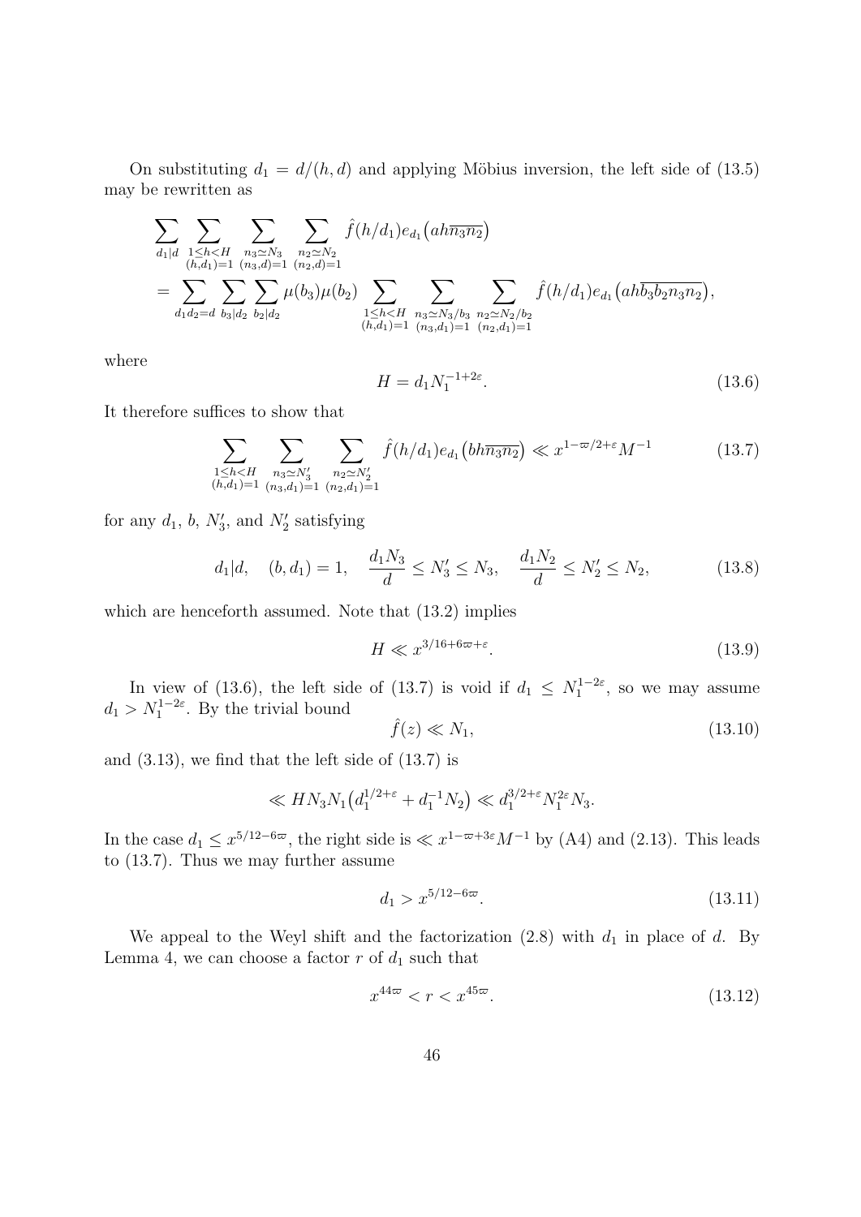On substituting $d_1 = d/(h,d)$ and applying Möbius inversion, the left side of (13.5) may be rewritten as

$$\sum_{d_1|d} \sum_{\substack{1\le h<H\\(h,d_1)=1}} \sum_{\substack{n_3\simeq N_3\\(n_3,d)=1}} \sum_{\substack{n_2\simeq N_2\\(n_2,d)=1}} \hat{f}(h/d_1) e_{d_1}\big(ah\overline{n_3n_2}\big)$$
$$= \sum_{d_1d_2=d} \sum_{b_3|d_2} \sum_{b_2|d_2} \mu(b_3)\mu(b_2) \sum_{\substack{1\le h<H\\(h,d_1)=1}} \sum_{\substack{n_3\simeq N_3/b_3\\(n_3,d_1)=1}} \sum_{\substack{n_2\simeq N_2/b_2\\(n_2,d_1)=1}} \hat{f}(h/d_1) e_{d_1}\big(ah\overline{b_3b_2n_3n_2}\big),$$

where

$$H = d_1 N_1^{-1+2\varepsilon}. \tag{13.6}$$

It therefore suffices to show that

$$\sum_{\substack{1\le h<H\\(h,d_1)=1}} \sum_{\substack{n_3\simeq N_3'\\(n_3,d_1)=1}} \sum_{\substack{n_2\simeq N_2'\\(n_2,d_1)=1}} \hat{f}(h/d_1) e_{d_1}\big(bh\overline{n_3n_2}\big) \ll x^{1-\varpi/2+\varepsilon} M^{-1} \tag{13.7}$$

for any $d_1$, $b$, $N_3'$, and $N_2'$ satisfying

$$d_1|d, \quad (b,d_1)=1, \quad \frac{d_1N_3}{d} \le N_3' \le N_3, \quad \frac{d_1N_2}{d} \le N_2' \le N_2, \tag{13.8}$$

which are henceforth assumed. Note that (13.2) implies

$$H \ll x^{3/16+6\varpi+\varepsilon}. \tag{13.9}$$

In view of (13.6), the left side of (13.7) is void if $d_1 \le N_1^{1-2\varepsilon}$, so we may assume $d_1 > N_1^{1-2\varepsilon}$. By the trivial bound

$$\hat{f}(z) \ll N_1, \tag{13.10}$$

and (3.13), we find that the left side of (13.7) is

$$\ll HN_3N_1\big(d_1^{1/2+\varepsilon} + d_1^{-1}N_2\big) \ll d_1^{3/2+\varepsilon} N_1^{2\varepsilon} N_3.$$

In the case $d_1 \le x^{5/12-6\varpi}$, the right side is $\ll x^{1-\varpi+3\varepsilon}M^{-1}$ by (A4) and (2.13). This leads to (13.7). Thus we may further assume

$$d_1 > x^{5/12-6\varpi}. \tag{13.11}$$

We appeal to the Weyl shift and the factorization (2.8) with $d_1$ in place of $d$. By Lemma 4, we can choose a factor $r$ of $d_1$ such that

$$x^{44\varpi} < r < x^{45\varpi}. \tag{13.12}$$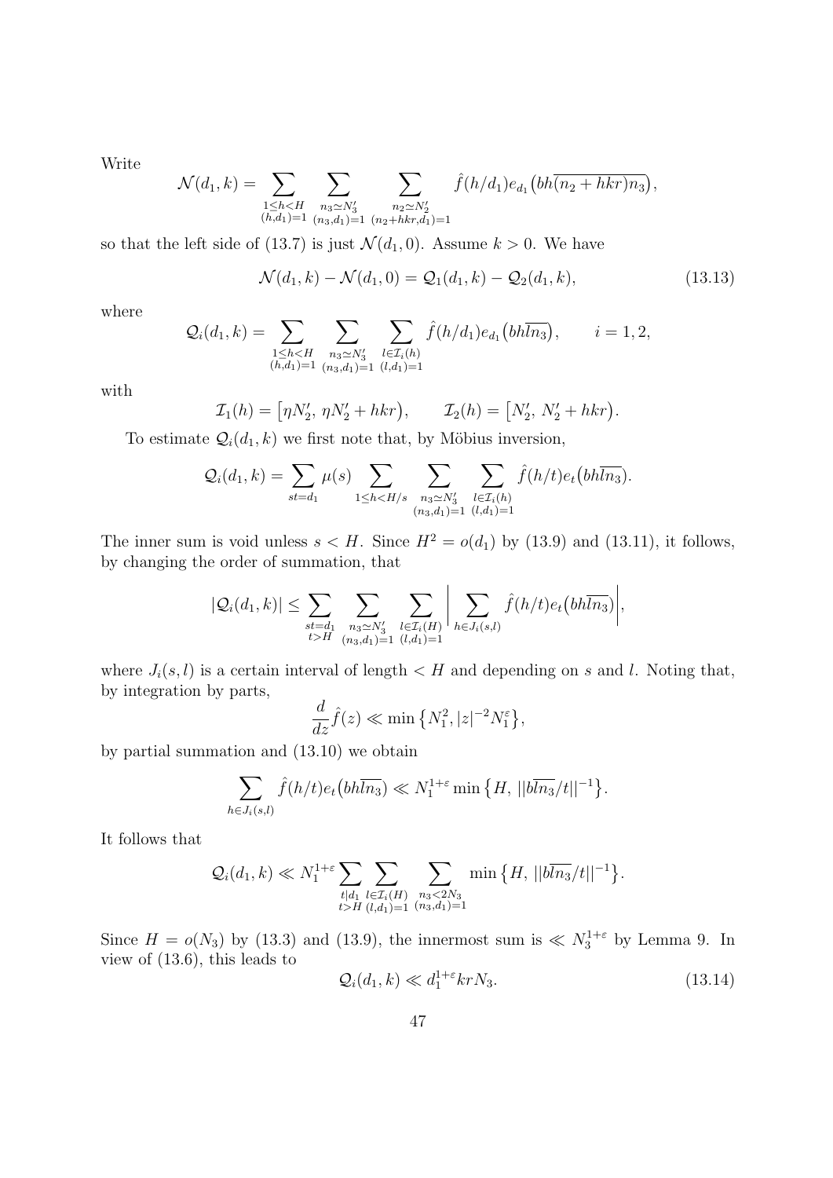Write

$$\mathcal{N}(d_1,k) = \sum_{\substack{1\le h<H\\(h,d_1)=1}} \sum_{\substack{n_3\simeq N_3'\\(n_3,d_1)=1}} \sum_{\substack{n_2\simeq N_2'\\(n_2+hkr,d_1)=1}} \hat{f}(h/d_1)e_{d_1}\big(bh\overline{(n_2+hkr)n_3}\big),$$

so that the left side of (13.7) is just $\mathcal{N}(d_1,0)$. Assume $k>0$. We have

$$\mathcal{N}(d_1,k) - \mathcal{N}(d_1,0) = \mathcal{Q}_1(d_1,k) - \mathcal{Q}_2(d_1,k), \tag{13.13}$$

where

$$\mathcal{Q}_i(d_1,k) = \sum_{\substack{1\le h<H\\(h,d_1)=1}} \sum_{\substack{n_3\simeq N_3'\\(n_3,d_1)=1}} \sum_{\substack{l\in\mathcal{I}_i(h)\\(l,d_1)=1}} \hat{f}(h/d_1)e_{d_1}\big(bh\overline{ln_3}\big), \qquad i=1,2,$$

with

$$\mathcal{I}_1(h) = \big[\eta N_2',\, \eta N_2' + hkr\big), \qquad \mathcal{I}_2(h) = \big[N_2',\, N_2' + hkr\big).$$

To estimate $\mathcal{Q}_i(d_1,k)$ we first note that, by Möbius inversion,

$$\mathcal{Q}_i(d_1,k) = \sum_{st=d_1} \mu(s) \sum_{1\le h<H/s} \sum_{\substack{n_3\simeq N_3'\\(n_3,d_1)=1}} \sum_{\substack{l\in\mathcal{I}_i(h)\\(l,d_1)=1}} \hat{f}(h/t)e_t\big(bh\overline{ln_3}\big).$$

The inner sum is void unless $s<H$. Since $H^2 = o(d_1)$ by (13.9) and (13.11), it follows, by changing the order of summation, that

$$|\mathcal{Q}_i(d_1,k)| \le \sum_{\substack{st=d_1\\t>H}} \sum_{\substack{n_3\simeq N_3'\\(n_3,d_1)=1}} \sum_{\substack{l\in\mathcal{I}_i(H)\\(l,d_1)=1}} \bigg| \sum_{h\in J_i(s,l)} \hat{f}(h/t)e_t\big(bh\overline{ln_3}\big)\bigg|,$$

where $J_i(s,l)$ is a certain interval of length $<H$ and depending on $s$ and $l$. Noting that, by integration by parts,

$$\frac{d}{dz}\hat{f}(z) \ll \min\big\{N_1^2, |z|^{-2}N_1^{\varepsilon}\big\},$$

by partial summation and (13.10) we obtain

$$\sum_{h\in J_i(s,l)} \hat{f}(h/t)e_t\big(bh\overline{ln_3}\big) \ll N_1^{1+\varepsilon}\min\big\{H,\, ||b\overline{ln_3}/t||^{-1}\big\}.$$

It follows that

$$\mathcal{Q}_i(d_1,k) \ll N_1^{1+\varepsilon} \sum_{\substack{t|d_1\\t>H}} \sum_{\substack{l\in\mathcal{I}_i(H)\\(l,d_1)=1}} \sum_{\substack{n_3<2N_3\\(n_3,d_1)=1}} \min\big\{H,\, ||b\overline{ln_3}/t||^{-1}\big\}.$$

Since $H = o(N_3)$ by (13.3) and (13.9), the innermost sum is $\ll N_3^{1+\varepsilon}$ by Lemma 9. In view of (13.6), this leads to

$$\mathcal{Q}_i(d_1,k) \ll d_1^{1+\varepsilon}krN_3. \tag{13.14}$$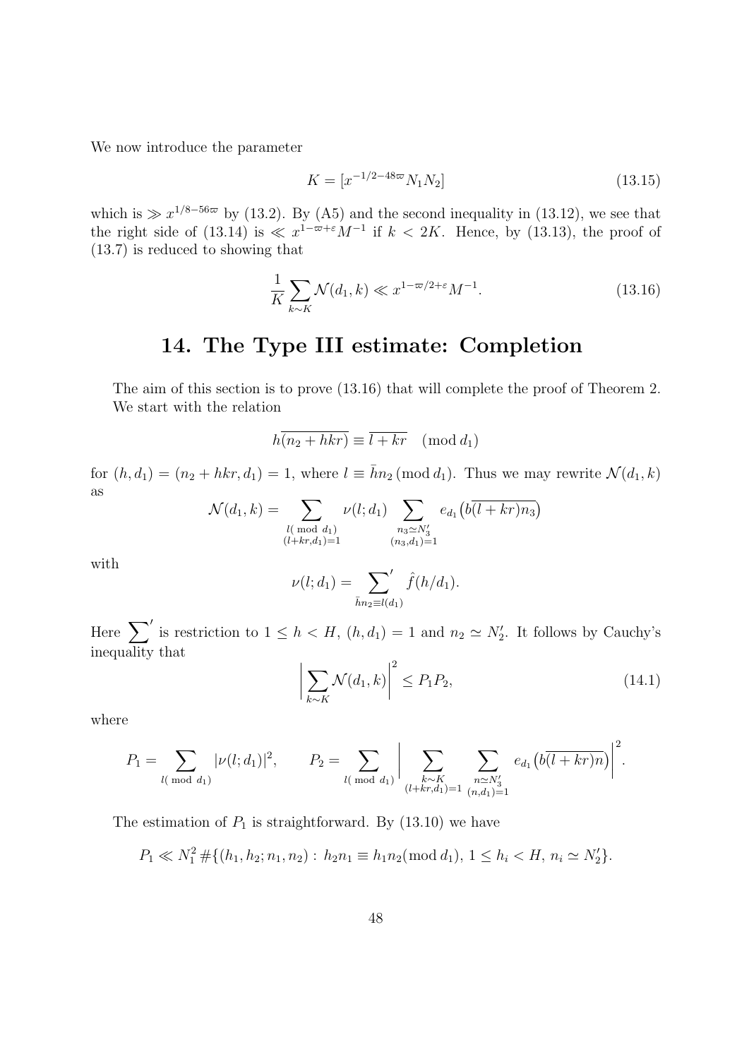We now introduce the parameter

$$K = [x^{-1/2-48\varpi} N_1 N_2] \tag{13.15}$$

which is $\gg x^{1/8-56\varpi}$ by (13.2). By (A5) and the second inequality in (13.12), we see that the right side of (13.14) is $\ll x^{1-\varpi+\varepsilon} M^{-1}$ if $k < 2K$. Hence, by (13.13), the proof of (13.7) is reduced to showing that

$$\frac{1}{K} \sum_{k \sim K} \mathcal{N}(d_1, k) \ll x^{1-\varpi/2+\varepsilon} M^{-1}. \tag{13.16}$$

# 14. The Type III estimate: Completion

The aim of this section is to prove (13.16) that will complete the proof of Theorem 2. We start with the relation

$$h\overline{(n_2 + hkr)} \equiv \overline{l + kr} \pmod{d_1}$$

for $(h, d_1) = (n_2 + hkr, d_1) = 1$, where $l \equiv \bar{h} n_2 \pmod{d_1}$. Thus we may rewrite $\mathcal{N}(d_1, k)$ as

$$\mathcal{N}(d_1, k) = \sum_{\substack{l (\bmod d_1) \\ (l+kr, d_1)=1}} \nu(l; d_1) \sum_{\substack{n_3 \simeq N_3' \\ (n_3, d_1)=1}} e_{d_1}\big(b\overline{(l + kr)n_3}\big)$$

with

$$\nu(l; d_1) = \sideset{}{'}\sum_{\bar{h} n_2 \equiv l(d_1)} \hat{f}(h/d_1).$$

Here $\sum'$ is restriction to $1 \le h < H$, $(h, d_1) = 1$ and $n_2 \simeq N_2'$. It follows by Cauchy's inequality that

$$\bigg| \sum_{k \sim K} \mathcal{N}(d_1, k) \bigg|^2 \le P_1 P_2, \tag{14.1}$$

where

$$P_1 = \sum_{l (\bmod d_1)} |\nu(l; d_1)|^2, \qquad P_2 = \sum_{l (\bmod d_1)} \bigg| \sum_{\substack{k \sim K \\ (l+kr, d_1)=1}} \sum_{\substack{n \simeq N_3' \\ (n, d_1)=1}} e_{d_1}\big(b\overline{(l + kr)n}\big) \bigg|^2.$$

The estimation of $P_1$ is straightforward. By (13.10) we have

$$P_1 \ll N_1^2 \, \#\{(h_1, h_2; n_1, n_2) : \, h_2 n_1 \equiv h_1 n_2 (\bmod d_1), \, 1 \le h_i < H, \, n_i \simeq N_2'\}.$$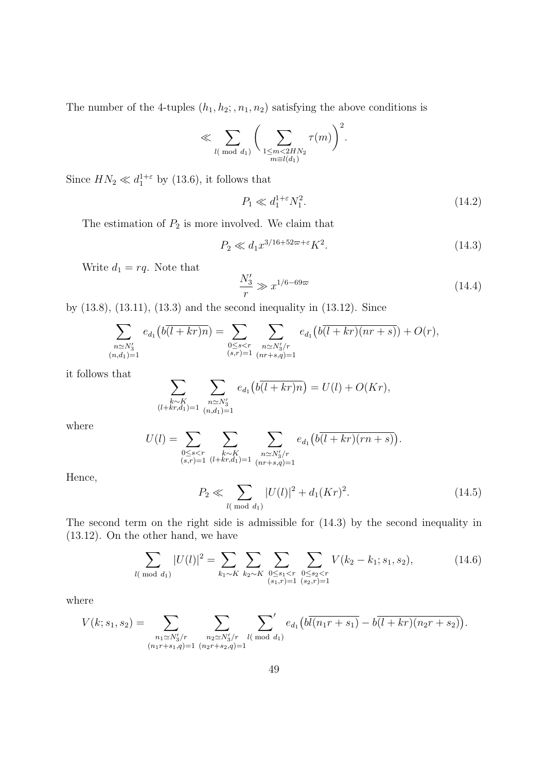The number of the 4-tuples $(h_1, h_2; , n_1, n_2)$ satisfying the above conditions is

$$\ll \sum_{l(\bmod\ d_1)} \Bigg( \sum_{\substack{1\le m<2HN_2\\ m\equiv l(d_1)}} \tau(m) \Bigg)^2.$$

Since $HN_2 \ll d_1^{1+\varepsilon}$ by (13.6), it follows that

$$P_1 \ll d_1^{1+\varepsilon} N_1^2. \tag{14.2}$$

The estimation of $P_2$ is more involved. We claim that

$$P_2 \ll d_1 x^{3/16+52\varpi+\varepsilon} K^2. \tag{14.3}$$

Write $d_1 = rq$. Note that

$$\frac{N_3'}{r} \gg x^{1/6-69\varpi} \tag{14.4}$$

by (13.8), (13.11), (13.3) and the second inequality in (13.12). Since

$$\sum_{\substack{n\simeq N_3'\\ (n,d_1)=1}} e_{d_1}\big(b\overline{(l+kr)n}\big) = \sum_{\substack{0\le s<r\\ (s,r)=1}} \sum_{\substack{n\simeq N_3'/r\\ (nr+s,q)=1}} e_{d_1}\big(b\overline{(l+kr)(nr+s)}\big) + O(r),$$

it follows that

$$\sum_{\substack{k\sim K\\ (l+kr,d_1)=1}} \sum_{\substack{n\simeq N_3'\\ (n,d_1)=1}} e_{d_1}\big(b\overline{(l+kr)n}\big) = U(l) + O(Kr),$$

where

$$U(l) = \sum_{\substack{0\le s<r\\ (s,r)=1}} \sum_{\substack{k\sim K\\ (l+kr,d_1)=1}} \sum_{\substack{n\simeq N_3'/r\\ (nr+s,q)=1}} e_{d_1}\big(b\overline{(l+kr)(rn+s)}\big).$$

Hence,

$$P_2 \ll \sum_{l(\bmod\ d_1)} |U(l)|^2 + d_1(Kr)^2. \tag{14.5}$$

The second term on the right side is admissible for (14.3) by the second inequality in (13.12). On the other hand, we have

$$\sum_{l(\bmod\ d_1)} |U(l)|^2 = \sum_{k_1\sim K} \sum_{k_2\sim K} \sum_{\substack{0\le s_1<r\\ (s_1,r)=1}} \sum_{\substack{0\le s_2<r\\ (s_2,r)=1}} V(k_2-k_1; s_1, s_2), \tag{14.6}$$

where

$$V(k; s_1, s_2) = \sum_{\substack{n_1\simeq N_3'/r\\ (n_1r+s_1,q)=1}} \sum_{\substack{n_2\simeq N_3'/r\\ (n_2r+s_2,q)=1}} \sideset{}{'}\sum_{l(\bmod\ d_1)} e_{d_1}\big(b\overline{l(n_1r+s_1)} - b\overline{(l+kr)(n_2r+s_2)}\big).$$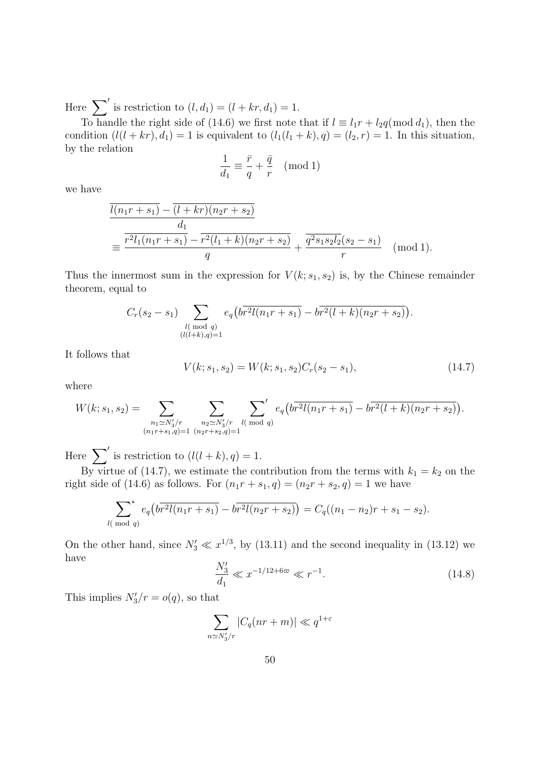Here $\sum'$ is restriction to $(l, d_1) = (l + kr, d_1) = 1$.

To handle the right side of (14.6) we first note that if $l \equiv l_1 r + l_2 q (\bmod d_1)$, then the condition $(l(l + kr), d_1) = 1$ is equivalent to $(l_1(l_1 + k), q) = (l_2, r) = 1$. In this situation, by the relation

$$\frac{1}{d_1} \equiv \frac{\bar{r}}{q} + \frac{\bar{q}}{r} \pmod 1$$

we have

$$\frac{\overline{l(n_1 r + s_1)} - \overline{(l + kr)(n_2 r + s_2)}}{d_1}$$
$$\equiv \frac{\overline{r^2 l_1 (n_1 r + s_1)} - \overline{r^2 (l_1 + k)(n_2 r + s_2)}}{q} + \frac{\overline{q^2 s_1 s_2 l_2}(s_2 - s_1)}{r} \pmod 1.$$

Thus the innermost sum in the expression for $V(k; s_1, s_2)$ is, by the Chinese remainder theorem, equal to

$$C_r(s_2 - s_1) \sum_{\substack{l (\bmod q) \\ (l(l+k), q) = 1}} e_q\big(b\overline{r^2 l (n_1 r + s_1)} - b\overline{r^2 (l + k)(n_2 r + s_2)}\big).$$

It follows that

$$V(k; s_1, s_2) = W(k; s_1, s_2) C_r(s_2 - s_1), \tag{14.7}$$

where

$$W(k; s_1, s_2) = \sum_{\substack{n_1 \simeq N_3'/r \\ (n_1 r + s_1, q) = 1}} \sum_{\substack{n_2 \simeq N_3'/r \\ (n_2 r + s_2, q) = 1}} \sum_{l (\bmod q)}{}' e_q\big(b\overline{r^2 l (n_1 r + s_1)} - b\overline{r^2 (l + k)(n_2 r + s_2)}\big).$$

Here $\sum'$ is restriction to $(l(l + k), q) = 1$.

By virtue of (14.7), we estimate the contribution from the terms with $k_1 = k_2$ on the right side of (14.6) as follows. For $(n_1 r + s_1, q) = (n_2 r + s_2, q) = 1$ we have

$$\sum_{l (\bmod q)}{}^{*} e_q\big(b\overline{r^2 l (n_1 r + s_1)} - b\overline{r^2 l (n_2 r + s_2)}\big) = C_q((n_1 - n_2) r + s_1 - s_2).$$

On the other hand, since $N_3' \ll x^{1/3}$, by (13.11) and the second inequality in (13.12) we have

$$\frac{N_3'}{d_1} \ll x^{-1/12 + 6\varpi} \ll r^{-1}. \tag{14.8}$$

This implies $N_3'/r = o(q)$, so that

$$\sum_{n \simeq N_3'/r} |C_q(nr + m)| \ll q^{1+\varepsilon}$$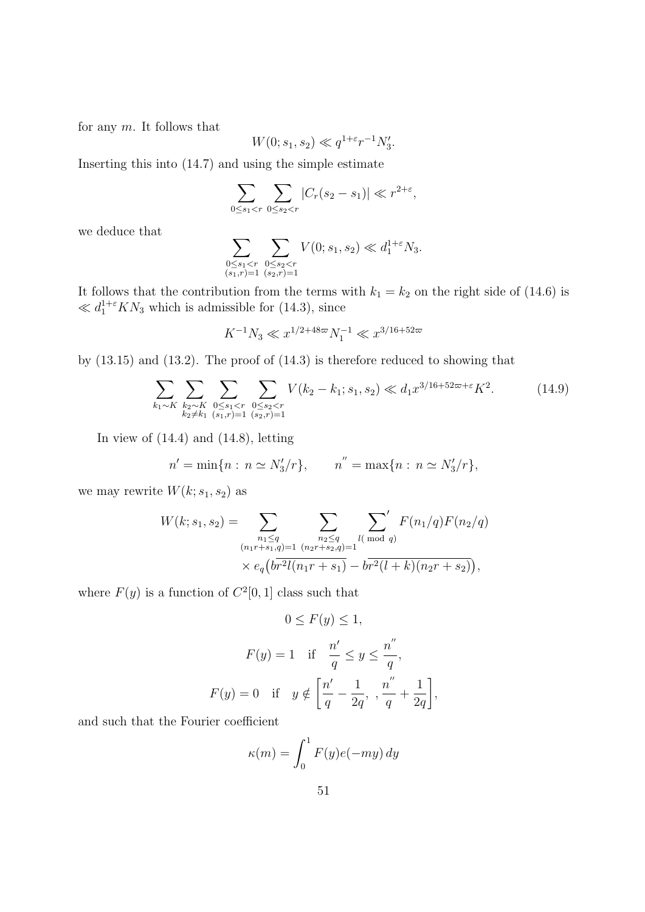for any $m$. It follows that

$$W(0; s_1, s_2) \ll q^{1+\varepsilon} r^{-1} N_3'.$$

Inserting this into (14.7) and using the simple estimate

$$\sum_{0 \le s_1 < r} \sum_{0 \le s_2 < r} |C_r(s_2 - s_1)| \ll r^{2+\varepsilon},$$

we deduce that

$$\sum_{\substack{0 \le s_1 < r \\ (s_1, r) = 1}} \sum_{\substack{0 \le s_2 < r \\ (s_2, r) = 1}} V(0; s_1, s_2) \ll d_1^{1+\varepsilon} N_3.$$

It follows that the contribution from the terms with $k_1 = k_2$ on the right side of (14.6) is $\ll d_1^{1+\varepsilon} K N_3$ which is admissible for (14.3), since

$$K^{-1} N_3 \ll x^{1/2 + 48\varpi} N_1^{-1} \ll x^{3/16 + 52\varpi}$$

by (13.15) and (13.2). The proof of (14.3) is therefore reduced to showing that

$$\sum_{k_1 \sim K} \sum_{\substack{k_2 \sim K \\ k_2 \ne k_1}} \sum_{\substack{0 \le s_1 < r \\ (s_1, r) = 1}} \sum_{\substack{0 \le s_2 < r \\ (s_2, r) = 1}} V(k_2 - k_1; s_1, s_2) \ll d_1 x^{3/16 + 52\varpi + \varepsilon} K^2. \tag{14.9}$$

In view of (14.4) and (14.8), letting

$$n' = \min\{n : \, n \simeq N_3'/r\}, \qquad n'' = \max\{n : \, n \simeq N_3'/r\},$$

we may rewrite $W(k; s_1, s_2)$ as

$$\begin{aligned} W(k; s_1, s_2) = & \sum_{\substack{n_1 \le q \\ (n_1 r + s_1, q) = 1}} \sum_{\substack{n_2 \le q \\ (n_2 r + s_2, q) = 1}} \sideset{}{'}\sum_{l (\bmod \, q)} F(n_1/q) F(n_2/q) \\ & \times e_q\big(\overline{b r^2 l (n_1 r + s_1)} - \overline{b r^2 (l + k)(n_2 r + s_2)}\big), \end{aligned}$$

where $F(y)$ is a function of $C^2[0, 1]$ class such that

$$0 \le F(y) \le 1,$$

$$F(y) = 1 \quad \text{if} \quad \frac{n'}{q} \le y \le \frac{n''}{q},$$

$$F(y) = 0 \quad \text{if} \quad y \notin \left[\frac{n'}{q} - \frac{1}{2q}, \, , \frac{n''}{q} + \frac{1}{2q}\right],$$

and such that the Fourier coefficient

$$\kappa(m) = \int_0^1 F(y) e(-my) \, dy$$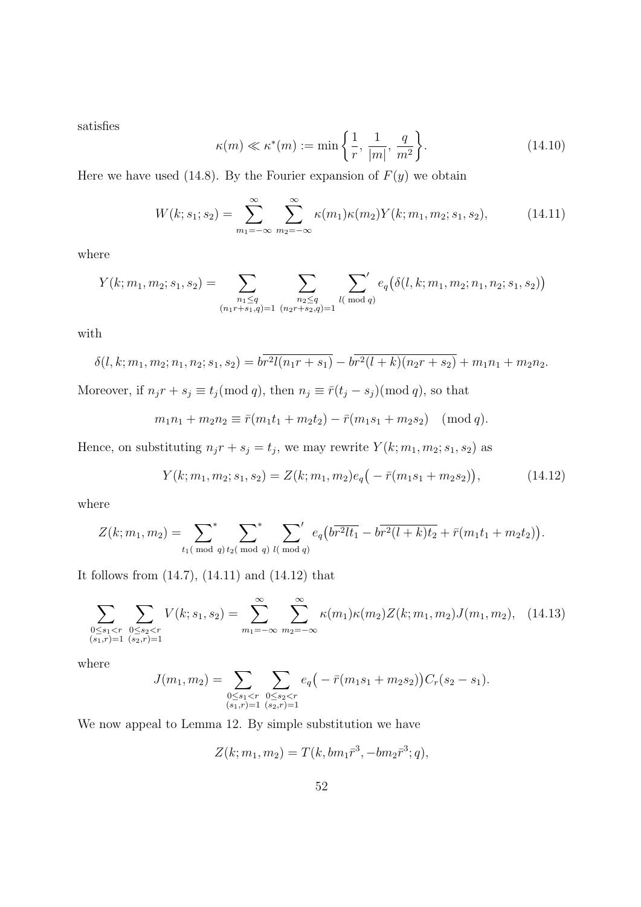satisfies

$$\kappa(m) \ll \kappa^*(m) := \min\left\{\frac{1}{r},\, \frac{1}{|m|},\, \frac{q}{m^2}\right\}. \tag{14.10}$$

Here we have used (14.8). By the Fourier expansion of $F(y)$ we obtain

$$W(k; s_1; s_2) = \sum_{m_1=-\infty}^{\infty} \sum_{m_2=-\infty}^{\infty} \kappa(m_1)\kappa(m_2) Y(k; m_1, m_2; s_1, s_2), \tag{14.11}$$

where

$$Y(k; m_1, m_2; s_1, s_2) = \sum_{\substack{n_1 \le q \\ (n_1 r + s_1, q)=1}} \sum_{\substack{n_2 \le q \\ (n_2 r + s_2, q)=1}} \sideset{}{'}\sum_{l (\bmod q)} e_q\big(\delta(l, k; m_1, m_2; n_1, n_2; s_1, s_2)\big)$$

with

$$\delta(l, k; m_1, m_2; n_1, n_2; s_1, s_2) = b\overline{r^2 l(n_1 r + s_1)} - b\overline{r^2(l+k)(n_2 r + s_2)} + m_1 n_1 + m_2 n_2.$$

Moreover, if $n_j r + s_j \equiv t_j (\bmod q)$, then $n_j \equiv \bar{r}(t_j - s_j) (\bmod q)$, so that

$$m_1 n_1 + m_2 n_2 \equiv \bar{r}(m_1 t_1 + m_2 t_2) - \bar{r}(m_1 s_1 + m_2 s_2) \pmod q.$$

Hence, on substituting $n_j r + s_j = t_j$, we may rewrite $Y(k; m_1, m_2; s_1, s_2)$ as

$$Y(k; m_1, m_2; s_1, s_2) = Z(k; m_1, m_2) e_q\big(-\bar{r}(m_1 s_1 + m_2 s_2)\big), \tag{14.12}$$

where

$$Z(k; m_1, m_2) = \sideset{}{^*}\sum_{t_1 (\bmod q)} \sideset{}{^*}\sum_{t_2 (\bmod q)} \sideset{}{'}\sum_{l (\bmod q)} e_q\big(b\overline{r^2 l t_1} - b\overline{r^2(l+k)t_2} + \bar{r}(m_1 t_1 + m_2 t_2)\big).$$

It follows from (14.7), (14.11) and (14.12) that

$$\sum_{\substack{0 \le s_1 < r \\ (s_1, r)=1}} \sum_{\substack{0 \le s_2 < r \\ (s_2, r)=1}} V(k; s_1, s_2) = \sum_{m_1=-\infty}^{\infty} \sum_{m_2=-\infty}^{\infty} \kappa(m_1)\kappa(m_2) Z(k; m_1, m_2) J(m_1, m_2), \tag{14.13}$$

where

$$J(m_1, m_2) = \sum_{\substack{0 \le s_1 < r \\ (s_1, r)=1}} \sum_{\substack{0 \le s_2 < r \\ (s_2, r)=1}} e_q\big(-\bar{r}(m_1 s_1 + m_2 s_2)\big) C_r(s_2 - s_1).$$

We now appeal to Lemma 12. By simple substitution we have

$$Z(k; m_1, m_2) = T(k, b m_1 \bar{r}^3, -b m_2 \bar{r}^3; q),$$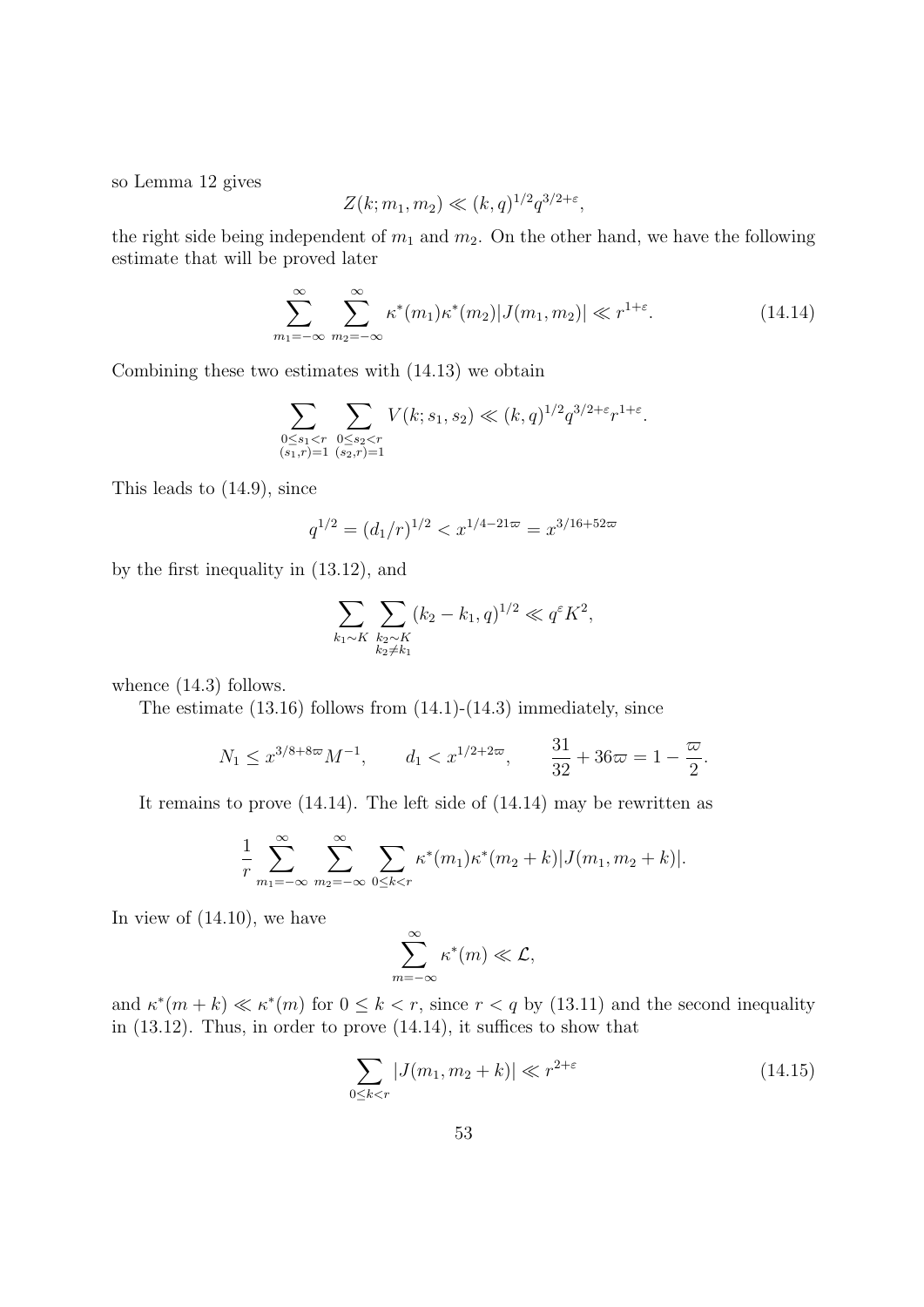so Lemma 12 gives

$$Z(k; m_1, m_2) \ll (k, q)^{1/2} q^{3/2+\varepsilon},$$

the right side being independent of $m_1$ and $m_2$. On the other hand, we have the following estimate that will be proved later

$$\sum_{m_1=-\infty}^{\infty} \sum_{m_2=-\infty}^{\infty} \kappa^*(m_1)\kappa^*(m_2)|J(m_1, m_2)| \ll r^{1+\varepsilon}. \tag{14.14}$$

Combining these two estimates with (14.13) we obtain

$$\sum_{\substack{0 \le s_1 < r \\ (s_1, r)=1}} \sum_{\substack{0 \le s_2 < r \\ (s_2, r)=1}} V(k; s_1, s_2) \ll (k, q)^{1/2} q^{3/2+\varepsilon} r^{1+\varepsilon}.$$

This leads to (14.9), since

$$q^{1/2} = (d_1/r)^{1/2} < x^{1/4-21\varpi} = x^{3/16+52\varpi}$$

by the first inequality in (13.12), and

$$\sum_{k_1 \sim K} \sum_{\substack{k_2 \sim K \\ k_2 \ne k_1}} (k_2 - k_1, q)^{1/2} \ll q^{\varepsilon} K^2,$$

whence (14.3) follows.

The estimate (13.16) follows from (14.1)-(14.3) immediately, since

$$N_1 \le x^{3/8+8\varpi} M^{-1}, \qquad d_1 < x^{1/2+2\varpi}, \qquad \frac{31}{32} + 36\varpi = 1 - \frac{\varpi}{2}.$$

It remains to prove (14.14). The left side of (14.14) may be rewritten as

$$\frac{1}{r} \sum_{m_1=-\infty}^{\infty} \sum_{m_2=-\infty}^{\infty} \sum_{0 \le k < r} \kappa^*(m_1)\kappa^*(m_2 + k)|J(m_1, m_2 + k)|.$$

In view of (14.10), we have

$$\sum_{m=-\infty}^{\infty} \kappa^*(m) \ll \mathcal{L},$$

and $\kappa^*(m + k) \ll \kappa^*(m)$ for $0 \le k < r$, since $r < q$ by (13.11) and the second inequality in (13.12). Thus, in order to prove (14.14), it suffices to show that

$$\sum_{0 \le k < r} |J(m_1, m_2 + k)| \ll r^{2+\varepsilon} \tag{14.15}$$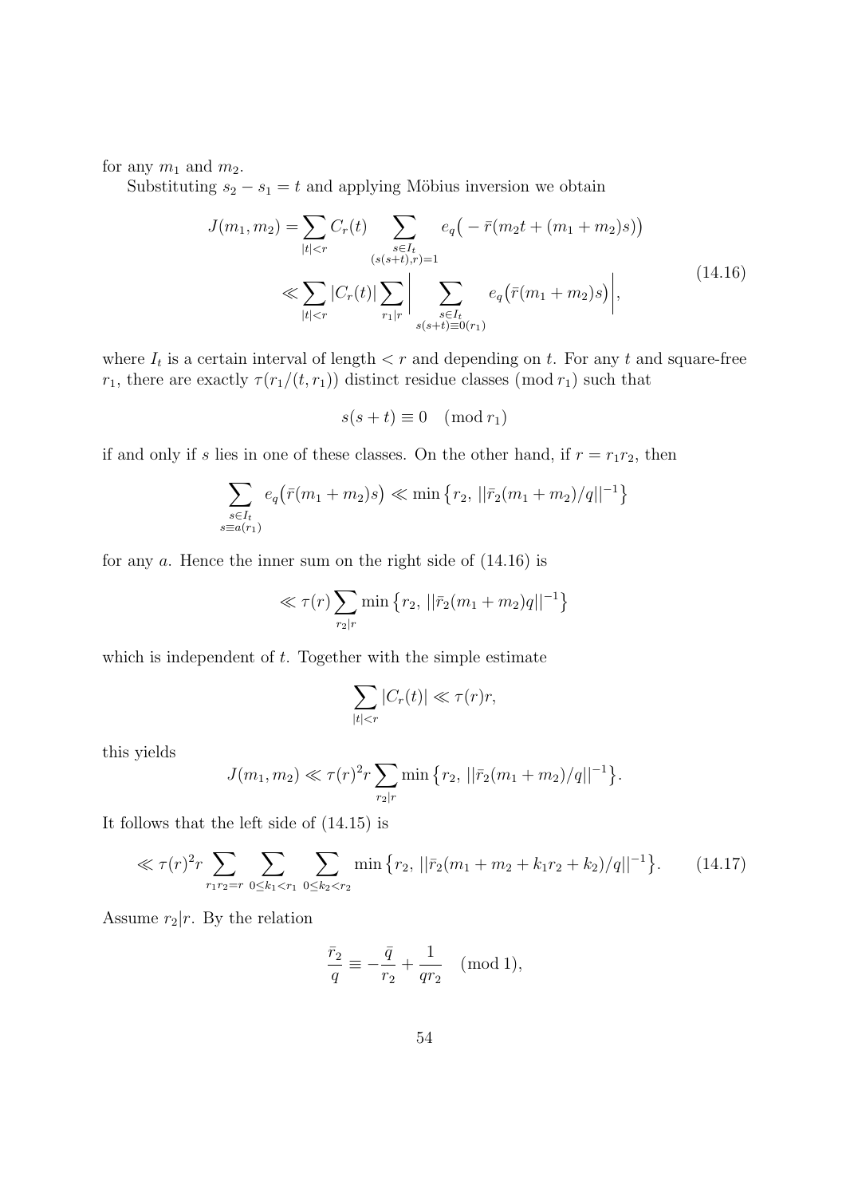for any $m_1$ and $m_2$.

Substituting $s_2 - s_1 = t$ and applying Möbius inversion we obtain

$$
\begin{aligned}
J(m_1, m_2) &= \sum_{|t|<r} C_r(t) \sum_{\substack{s \in I_t \\ (s(s+t),r)=1}} e_q\big(-\bar{r}(m_2 t + (m_1+m_2)s)\big) \\
&\ll \sum_{|t|<r} |C_r(t)| \sum_{r_1|r} \bigg| \sum_{\substack{s \in I_t \\ s(s+t)\equiv 0(r_1)}} e_q\big(\bar{r}(m_1+m_2)s\big)\bigg|,
\end{aligned}
\tag{14.16}
$$

where $I_t$ is a certain interval of length $< r$ and depending on $t$. For any $t$ and square-free $r_1$, there are exactly $\tau(r_1/(t, r_1))$ distinct residue classes $(\bmod\, r_1)$ such that

$$
s(s+t) \equiv 0 \pmod{r_1}
$$

if and only if $s$ lies in one of these classes. On the other hand, if $r = r_1 r_2$, then

$$
\sum_{\substack{s \in I_t \\ s \equiv a(r_1)}} e_q\big(\bar{r}(m_1+m_2)s\big) \ll \min\big\{r_2,\, ||\bar{r}_2(m_1+m_2)/q||^{-1}\big\}
$$

for any $a$. Hence the inner sum on the right side of (14.16) is

$$
\ll \tau(r) \sum_{r_2|r} \min\big\{r_2,\, ||\bar{r}_2(m_1+m_2)q||^{-1}\big\}
$$

which is independent of $t$. Together with the simple estimate

$$
\sum_{|t|<r} |C_r(t)| \ll \tau(r) r,
$$

this yields

$$
J(m_1, m_2) \ll \tau(r)^2 r \sum_{r_2|r} \min\big\{r_2,\, ||\bar{r}_2(m_1+m_2)/q||^{-1}\big\}.
$$

It follows that the left side of (14.15) is

$$
\ll \tau(r)^2 r \sum_{r_1 r_2 = r} \sum_{0 \le k_1 < r_1} \sum_{0 \le k_2 < r_2} \min\big\{r_2,\, ||\bar{r}_2(m_1+m_2+k_1 r_2 + k_2)/q||^{-1}\big\}. \tag{14.17}
$$

Assume $r_2 | r$. By the relation

$$
\frac{\bar{r}_2}{q} \equiv -\frac{\bar{q}}{r_2} + \frac{1}{q r_2} \pmod 1,
$$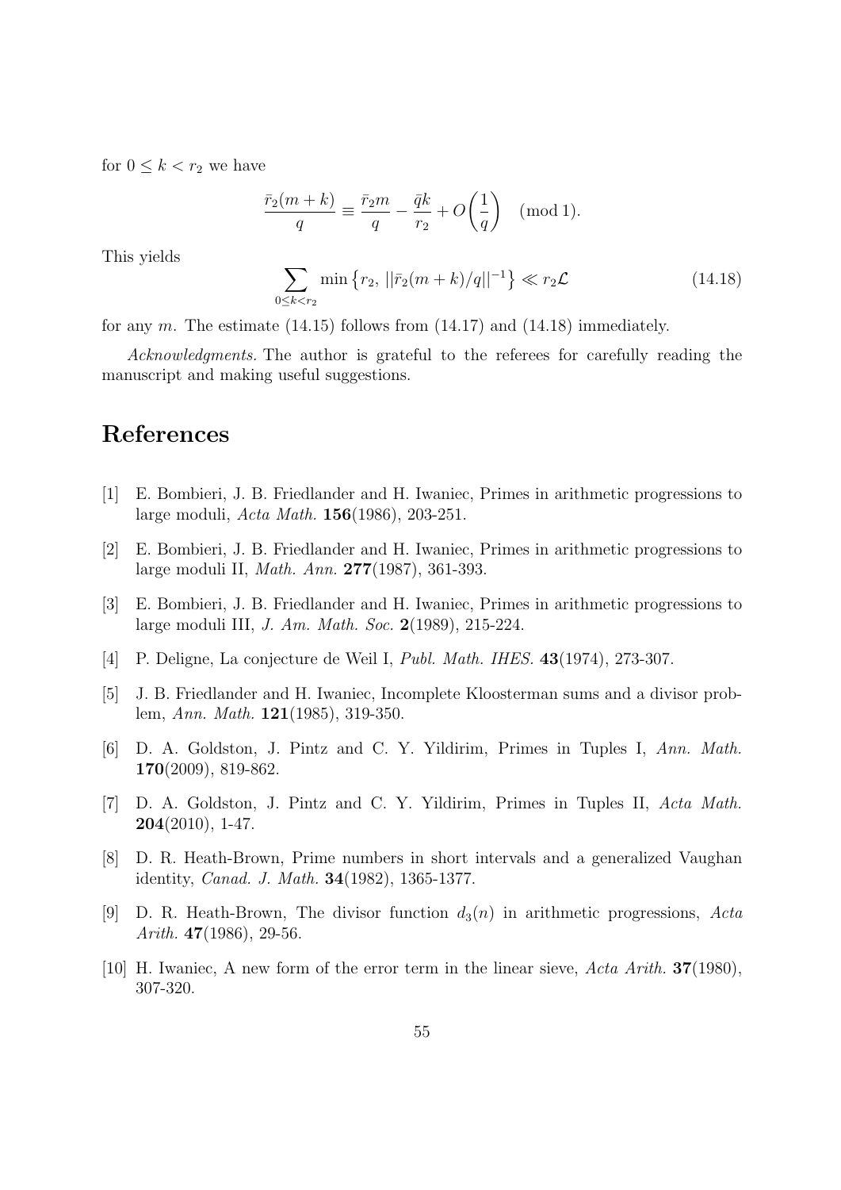for $0 \le k < r_2$ we have

$$\frac{\bar{r}_2(m+k)}{q} \equiv \frac{\bar{r}_2 m}{q} - \frac{\bar{q}k}{r_2} + O\left(\frac{1}{q}\right) \pmod 1.$$

This yields

$$\sum_{0 \le k < r_2} \min\left\{r_2,\, ||\bar{r}_2(m+k)/q||^{-1}\right\} \ll r_2 \mathcal{L} \tag{14.18}$$

for any $m$. The estimate (14.15) follows from (14.17) and (14.18) immediately.

*Acknowledgments.* The author is grateful to the referees for carefully reading the manuscript and making useful suggestions.

# References

[1] E. Bombieri, J. B. Friedlander and H. Iwaniec, Primes in arithmetic progressions to large moduli, *Acta Math.* **156**(1986), 203-251.

[2] E. Bombieri, J. B. Friedlander and H. Iwaniec, Primes in arithmetic progressions to large moduli II, *Math. Ann.* **277**(1987), 361-393.

[3] E. Bombieri, J. B. Friedlander and H. Iwaniec, Primes in arithmetic progressions to large moduli III, *J. Am. Math. Soc.* **2**(1989), 215-224.

[4] P. Deligne, La conjecture de Weil I, *Publ. Math. IHES.* **43**(1974), 273-307.

[5] J. B. Friedlander and H. Iwaniec, Incomplete Kloosterman sums and a divisor problem, *Ann. Math.* **121**(1985), 319-350.

[6] D. A. Goldston, J. Pintz and C. Y. Yildirim, Primes in Tuples I, *Ann. Math.* **170**(2009), 819-862.

[7] D. A. Goldston, J. Pintz and C. Y. Yildirim, Primes in Tuples II, *Acta Math.* **204**(2010), 1-47.

[8] D. R. Heath-Brown, Prime numbers in short intervals and a generalized Vaughan identity, *Canad. J. Math.* **34**(1982), 1365-1377.

[9] D. R. Heath-Brown, The divisor function $d_3(n)$ in arithmetic progressions, *Acta Arith.* **47**(1986), 29-56.

[10] H. Iwaniec, A new form of the error term in the linear sieve, *Acta Arith.* **37**(1980), 307-320.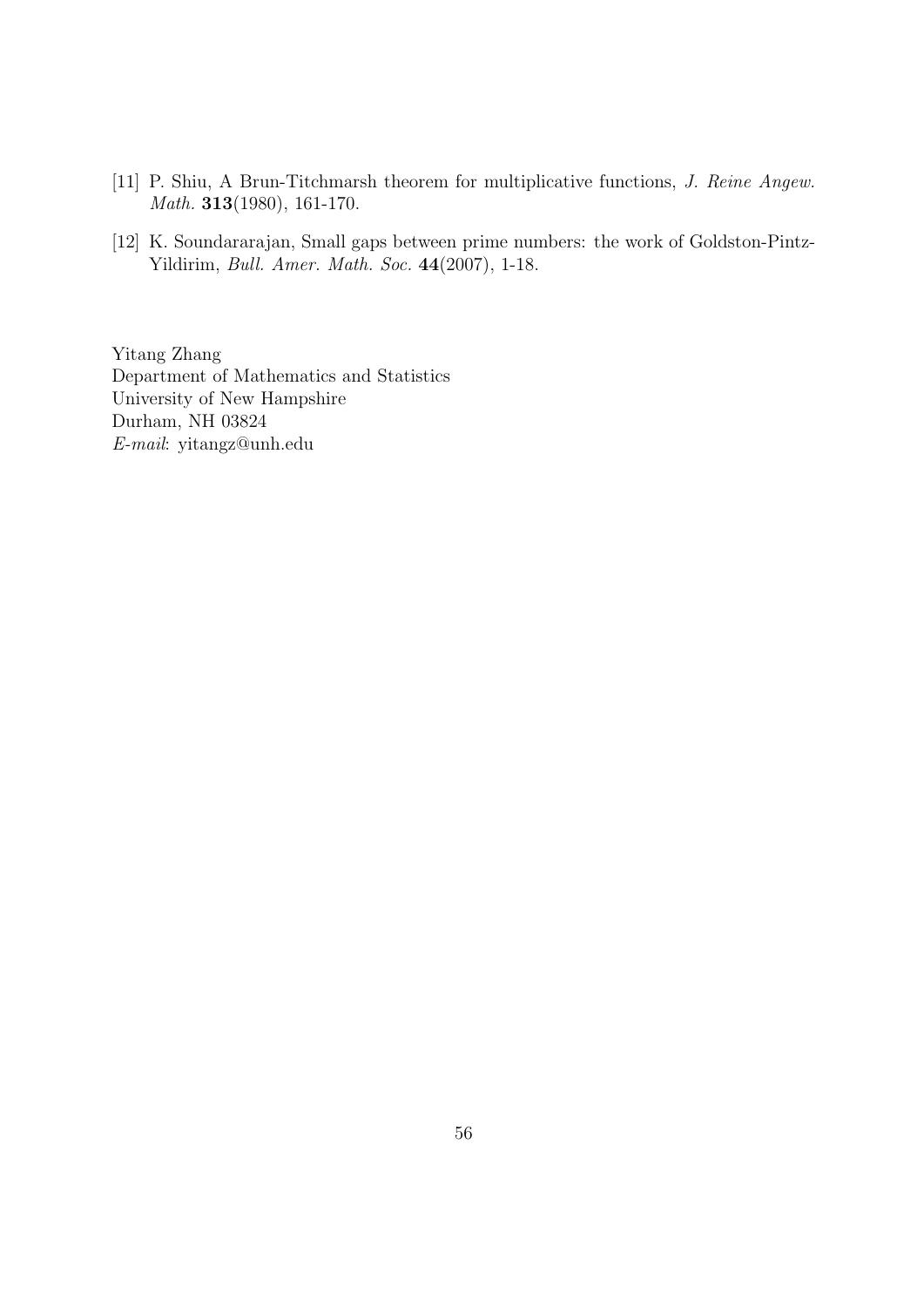[11] P. Shiu, A Brun-Titchmarsh theorem for multiplicative functions, *J. Reine Angew. Math.* **313**(1980), 161-170.

[12] K. Soundararajan, Small gaps between prime numbers: the work of Goldston-Pintz-Yildirim, *Bull. Amer. Math. Soc.* **44**(2007), 1-18.

Yitang Zhang
Department of Mathematics and Statistics
University of New Hampshire
Durham, NH 03824
*E-mail*: yitangz@unh.edu